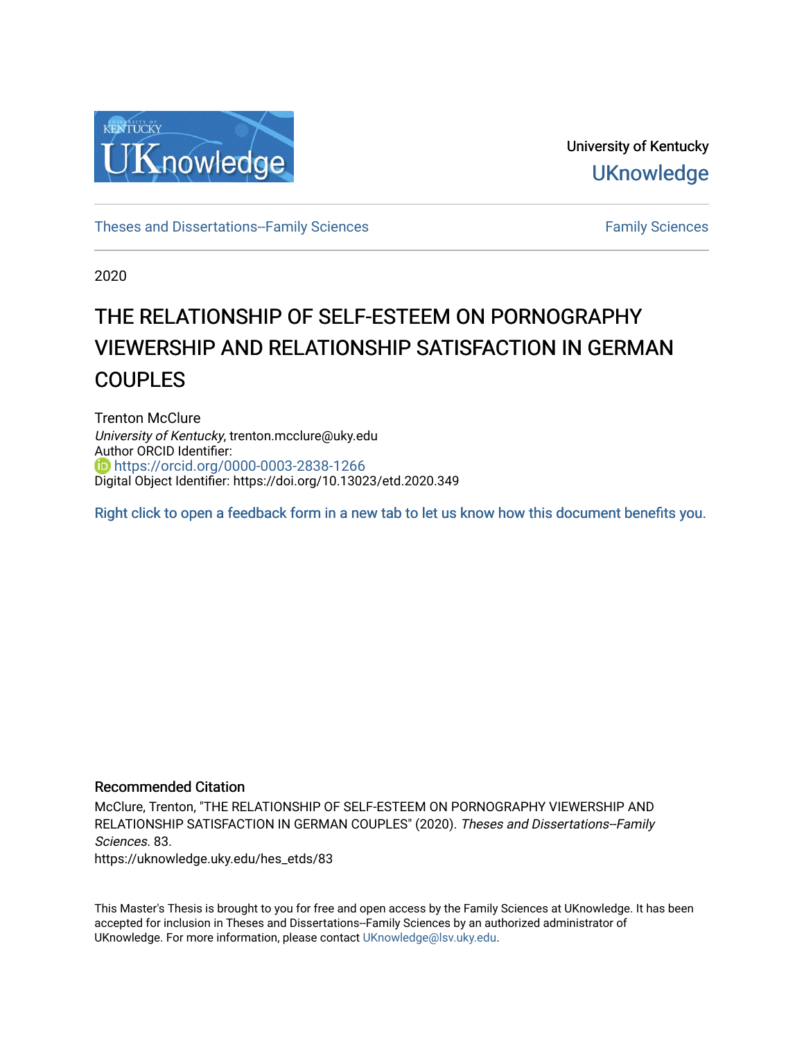University of Kentucky

UKnowledge

Theses and Dissertations--Family Sciences

Family Sciences

2020

# THE RELATIONSHIP OF SELF-ESTEEM ON PORNOGRAPHY VIEWERSHIP AND RELATIONSHIP SATISFACTION IN GERMAN COUPLES

Trenton McClure
*University of Kentucky*, trenton.mcclure@uky.edu
Author ORCID Identifier:
https://orcid.org/0000-0003-2838-1266
Digital Object Identifier: https://doi.org/10.13023/etd.2020.349

Right click to open a feedback form in a new tab to let us know how this document benefits you.

### Recommended Citation

McClure, Trenton, "THE RELATIONSHIP OF SELF-ESTEEM ON PORNOGRAPHY VIEWERSHIP AND RELATIONSHIP SATISFACTION IN GERMAN COUPLES" (2020). *Theses and Dissertations--Family Sciences*. 83.
https://uknowledge.uky.edu/hes_etds/83

This Master's Thesis is brought to you for free and open access by the Family Sciences at UKnowledge. It has been accepted for inclusion in Theses and Dissertations--Family Sciences by an authorized administrator of UKnowledge. For more information, please contact UKnowledge@lsv.uky.edu.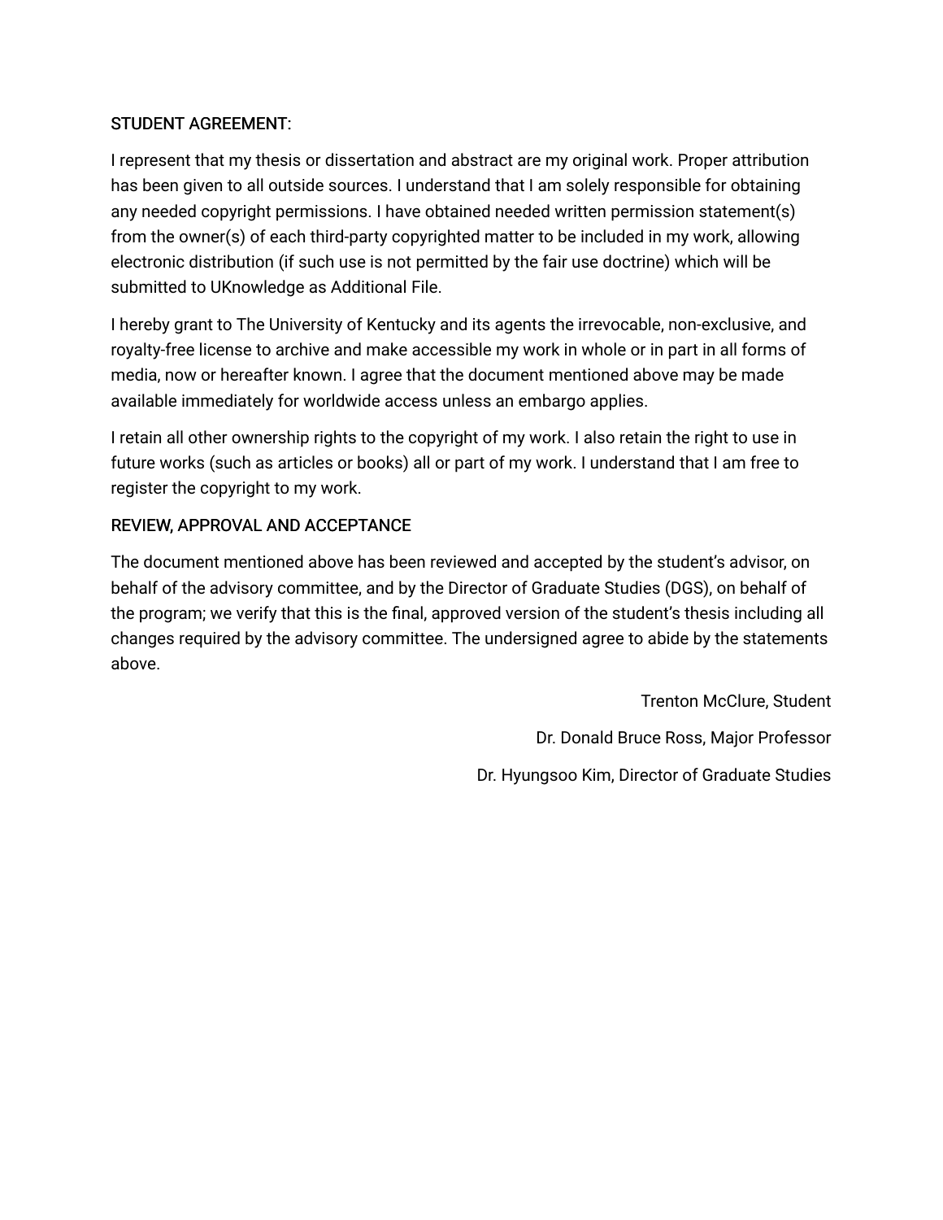STUDENT AGREEMENT:

I represent that my thesis or dissertation and abstract are my original work. Proper attribution has been given to all outside sources. I understand that I am solely responsible for obtaining any needed copyright permissions. I have obtained needed written permission statement(s) from the owner(s) of each third-party copyrighted matter to be included in my work, allowing electronic distribution (if such use is not permitted by the fair use doctrine) which will be submitted to UKnowledge as Additional File.

I hereby grant to The University of Kentucky and its agents the irrevocable, non-exclusive, and royalty-free license to archive and make accessible my work in whole or in part in all forms of media, now or hereafter known. I agree that the document mentioned above may be made available immediately for worldwide access unless an embargo applies.

I retain all other ownership rights to the copyright of my work. I also retain the right to use in future works (such as articles or books) all or part of my work. I understand that I am free to register the copyright to my work.

REVIEW, APPROVAL AND ACCEPTANCE

The document mentioned above has been reviewed and accepted by the student's advisor, on behalf of the advisory committee, and by the Director of Graduate Studies (DGS), on behalf of the program; we verify that this is the final, approved version of the student's thesis including all changes required by the advisory committee. The undersigned agree to abide by the statements above.

Trenton McClure, Student

Dr. Donald Bruce Ross, Major Professor

Dr. Hyungsoo Kim, Director of Graduate Studies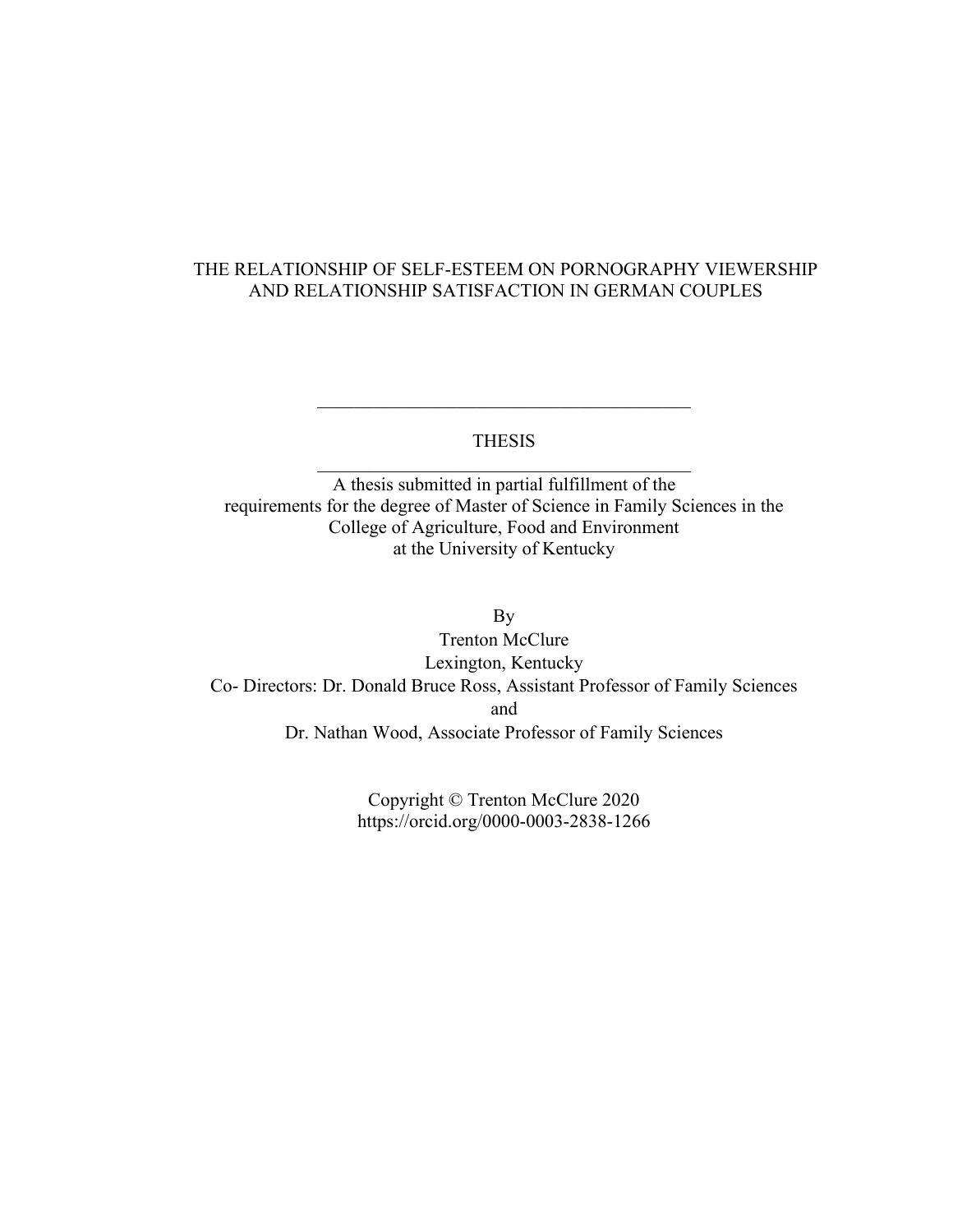# THE RELATIONSHIP OF SELF-ESTEEM ON PORNOGRAPHY VIEWERSHIP AND RELATIONSHIP SATISFACTION IN GERMAN COUPLES

---

THESIS

---

A thesis submitted in partial fulfillment of the requirements for the degree of Master of Science in Family Sciences in the College of Agriculture, Food and Environment at the University of Kentucky

By

Trenton McClure

Lexington, Kentucky

Co- Directors: Dr. Donald Bruce Ross, Assistant Professor of Family Sciences

and

Dr. Nathan Wood, Associate Professor of Family Sciences

Copyright © Trenton McClure 2020

https://orcid.org/0000-0003-2838-1266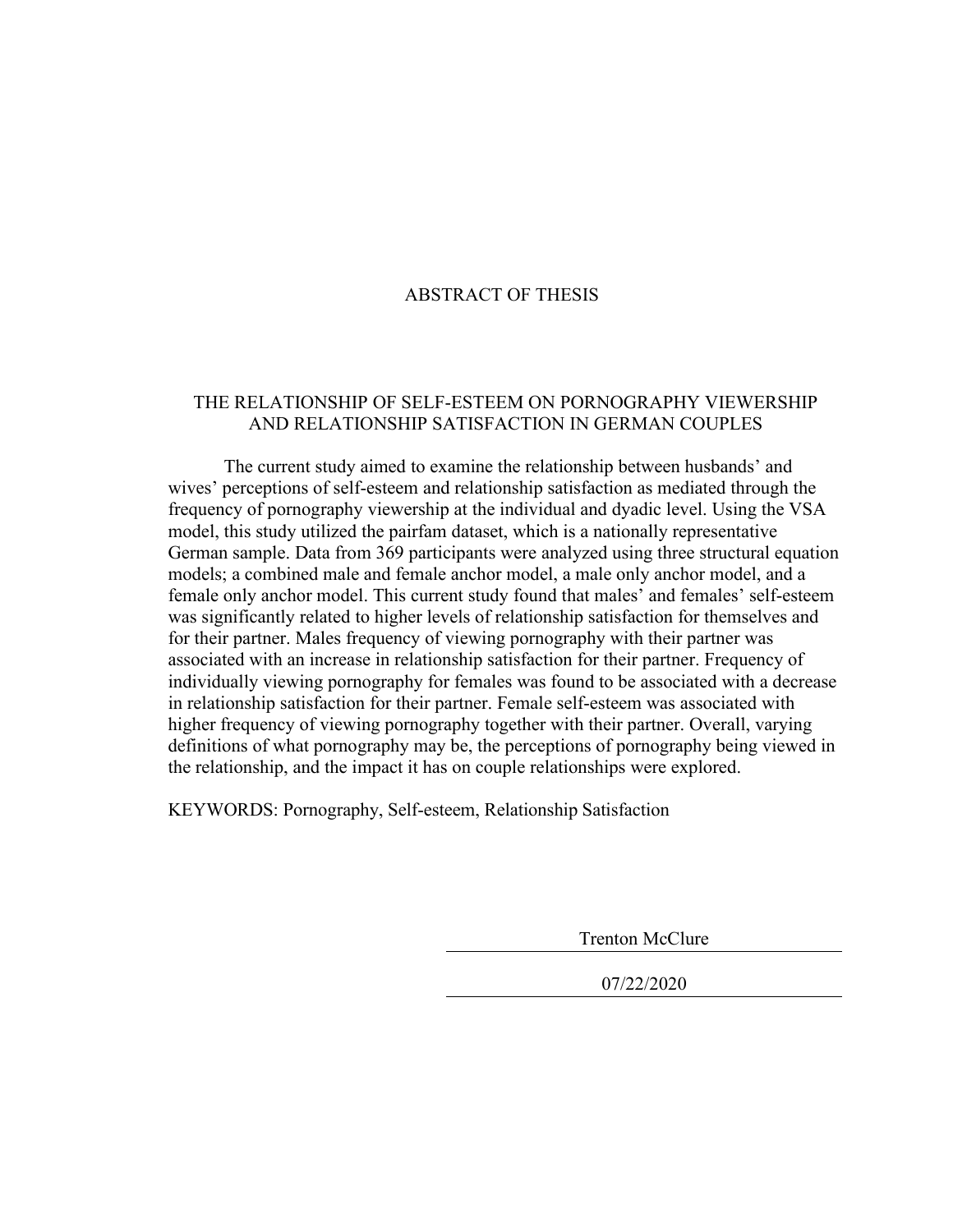# ABSTRACT OF THESIS

## THE RELATIONSHIP OF SELF-ESTEEM ON PORNOGRAPHY VIEWERSHIP AND RELATIONSHIP SATISFACTION IN GERMAN COUPLES

The current study aimed to examine the relationship between husbands' and wives' perceptions of self-esteem and relationship satisfaction as mediated through the frequency of pornography viewership at the individual and dyadic level. Using the VSA model, this study utilized the pairfam dataset, which is a nationally representative German sample. Data from 369 participants were analyzed using three structural equation models; a combined male and female anchor model, a male only anchor model, and a female only anchor model. This current study found that males' and females' self-esteem was significantly related to higher levels of relationship satisfaction for themselves and for their partner. Males frequency of viewing pornography with their partner was associated with an increase in relationship satisfaction for their partner. Frequency of individually viewing pornography for females was found to be associated with a decrease in relationship satisfaction for their partner. Female self-esteem was associated with higher frequency of viewing pornography together with their partner. Overall, varying definitions of what pornography may be, the perceptions of pornography being viewed in the relationship, and the impact it has on couple relationships were explored.

KEYWORDS: Pornography, Self-esteem, Relationship Satisfaction

Trenton McClure

07/22/2020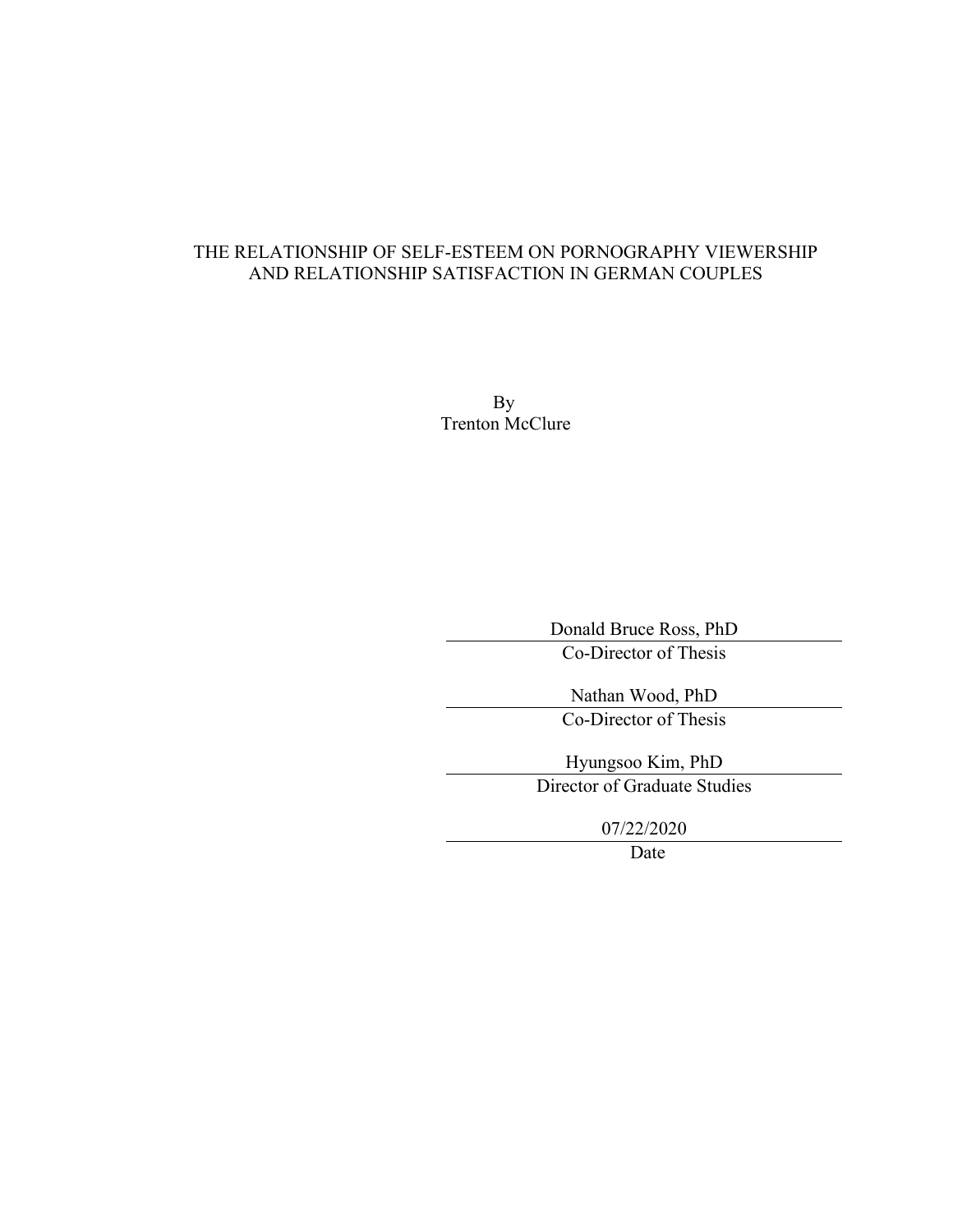THE RELATIONSHIP OF SELF-ESTEEM ON PORNOGRAPHY VIEWERSHIP AND RELATIONSHIP SATISFACTION IN GERMAN COUPLES

By
Trenton McClure

Donald Bruce Ross, PhD
Co-Director of Thesis

Nathan Wood, PhD
Co-Director of Thesis

Hyungsoo Kim, PhD
Director of Graduate Studies

07/22/2020
Date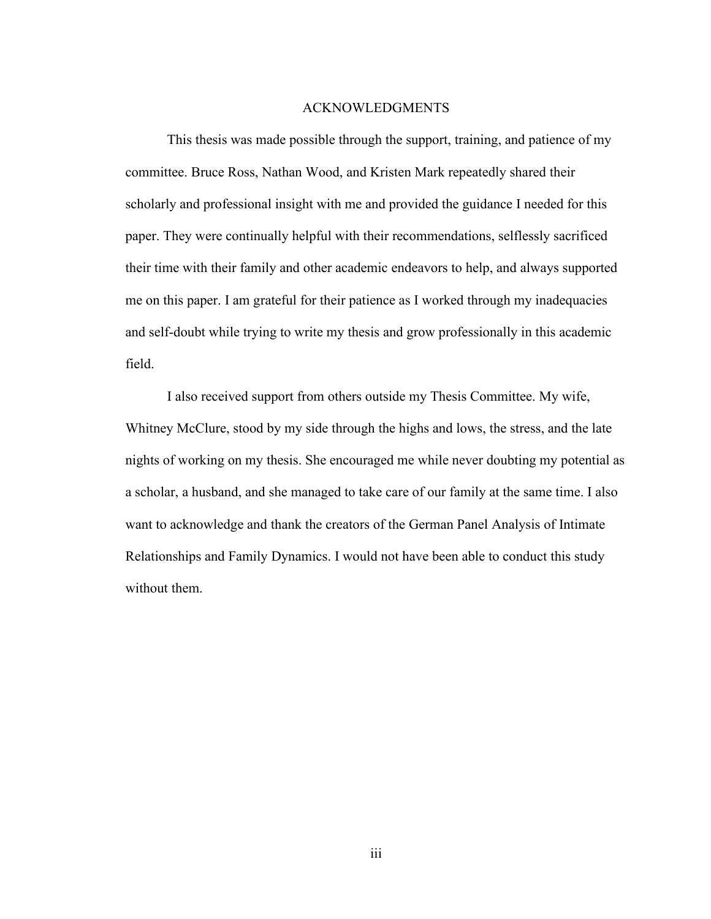# ACKNOWLEDGMENTS

This thesis was made possible through the support, training, and patience of my committee. Bruce Ross, Nathan Wood, and Kristen Mark repeatedly shared their scholarly and professional insight with me and provided the guidance I needed for this paper. They were continually helpful with their recommendations, selflessly sacrificed their time with their family and other academic endeavors to help, and always supported me on this paper. I am grateful for their patience as I worked through my inadequacies and self-doubt while trying to write my thesis and grow professionally in this academic field.

I also received support from others outside my Thesis Committee. My wife, Whitney McClure, stood by my side through the highs and lows, the stress, and the late nights of working on my thesis. She encouraged me while never doubting my potential as a scholar, a husband, and she managed to take care of our family at the same time. I also want to acknowledge and thank the creators of the German Panel Analysis of Intimate Relationships and Family Dynamics. I would not have been able to conduct this study without them.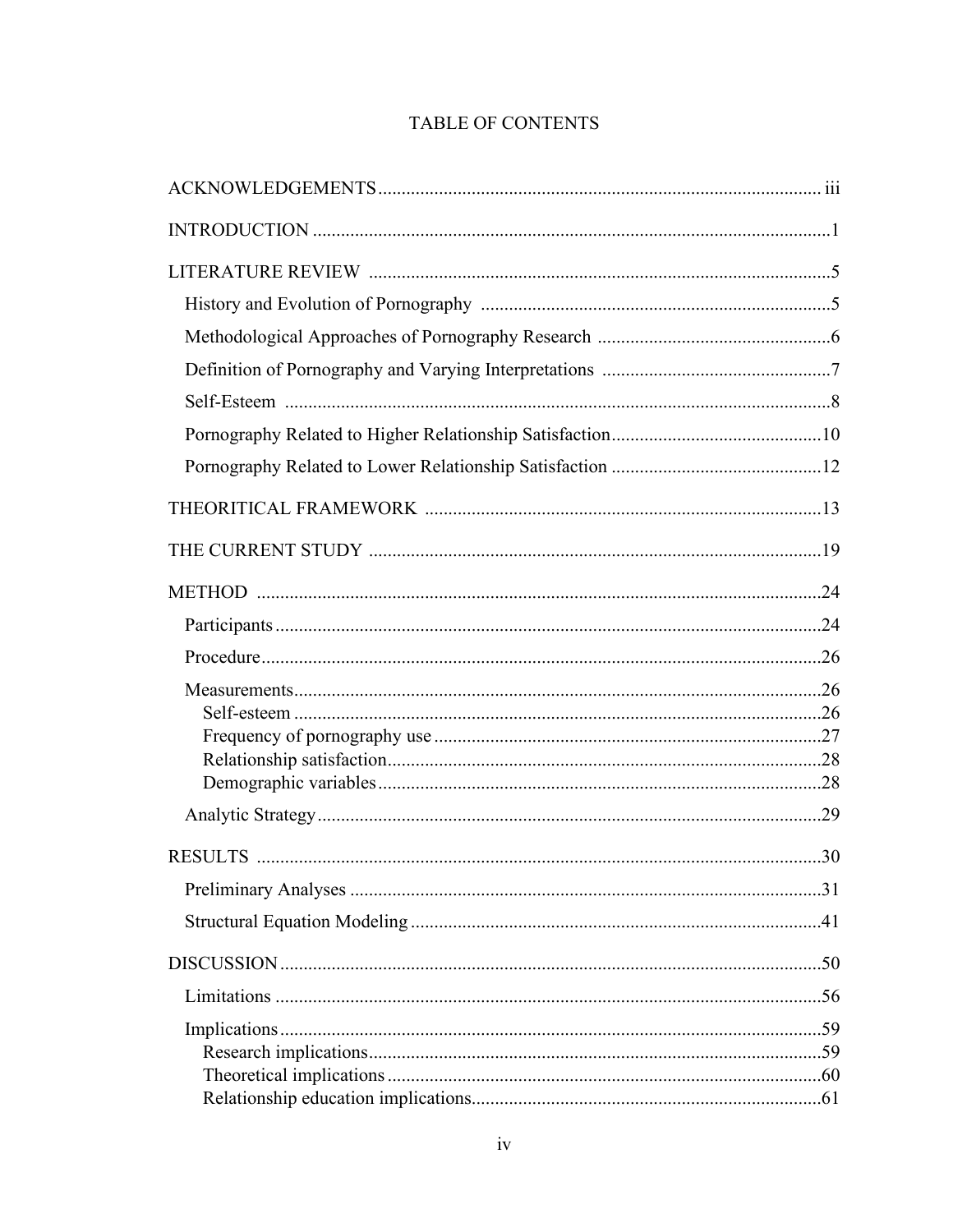# TABLE OF CONTENTS

ACKNOWLEDGEMENTS ........................................................................................ iii

INTRODUCTION ........................................................................................ 1

LITERATURE REVIEW ........................................................................................ 5

- History and Evolution of Pornography ........................................................................................ 5
- Methodological Approaches of Pornography Research ........................................................................................ 6
- Definition of Pornography and Varying Interpretations ........................................................................................ 7
- Self-Esteem ........................................................................................ 8
- Pornography Related to Higher Relationship Satisfaction ........................................................................................ 10
- Pornography Related to Lower Relationship Satisfaction ........................................................................................ 12

THEORITICAL FRAMEWORK ........................................................................................ 13

THE CURRENT STUDY ........................................................................................ 19

METHOD ........................................................................................ 24

- Participants ........................................................................................ 24
- Procedure ........................................................................................ 26
- Measurements ........................................................................................ 26
  - Self-esteem ........................................................................................ 26
  - Frequency of pornography use ........................................................................................ 27
  - Relationship satisfaction ........................................................................................ 28
  - Demographic variables ........................................................................................ 28
- Analytic Strategy ........................................................................................ 29

RESULTS ........................................................................................ 30

- Preliminary Analyses ........................................................................................ 31
- Structural Equation Modeling ........................................................................................ 41

DISCUSSION ........................................................................................ 50

- Limitations ........................................................................................ 56
- Implications ........................................................................................ 59
  - Research implications ........................................................................................ 59
  - Theoretical implications ........................................................................................ 60
  - Relationship education implications ........................................................................................ 61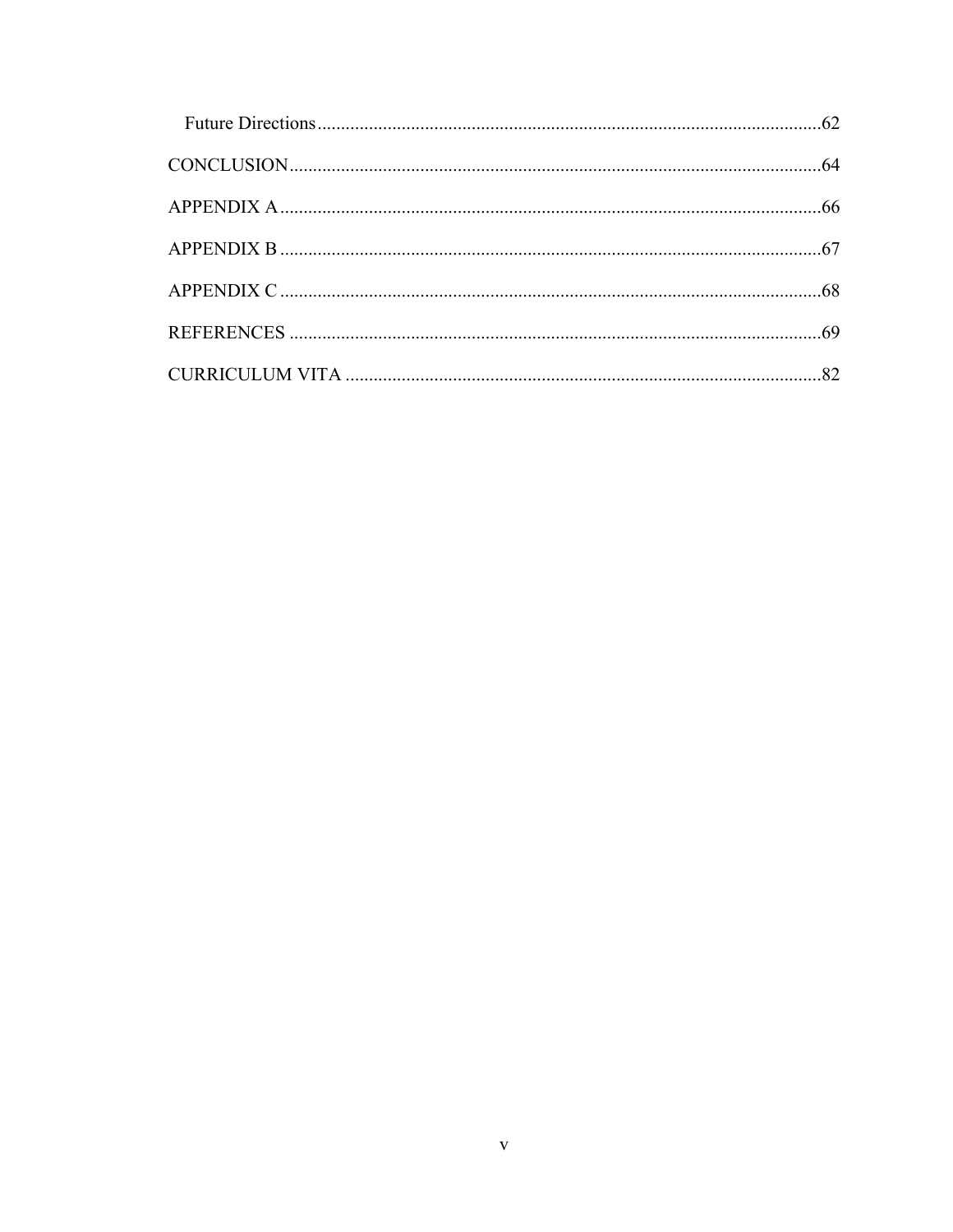Future Directions.....62

CONCLUSION.....64

APPENDIX A.....66

APPENDIX B.....67

APPENDIX C.....68

REFERENCES.....69

CURRICULUM VITA.....82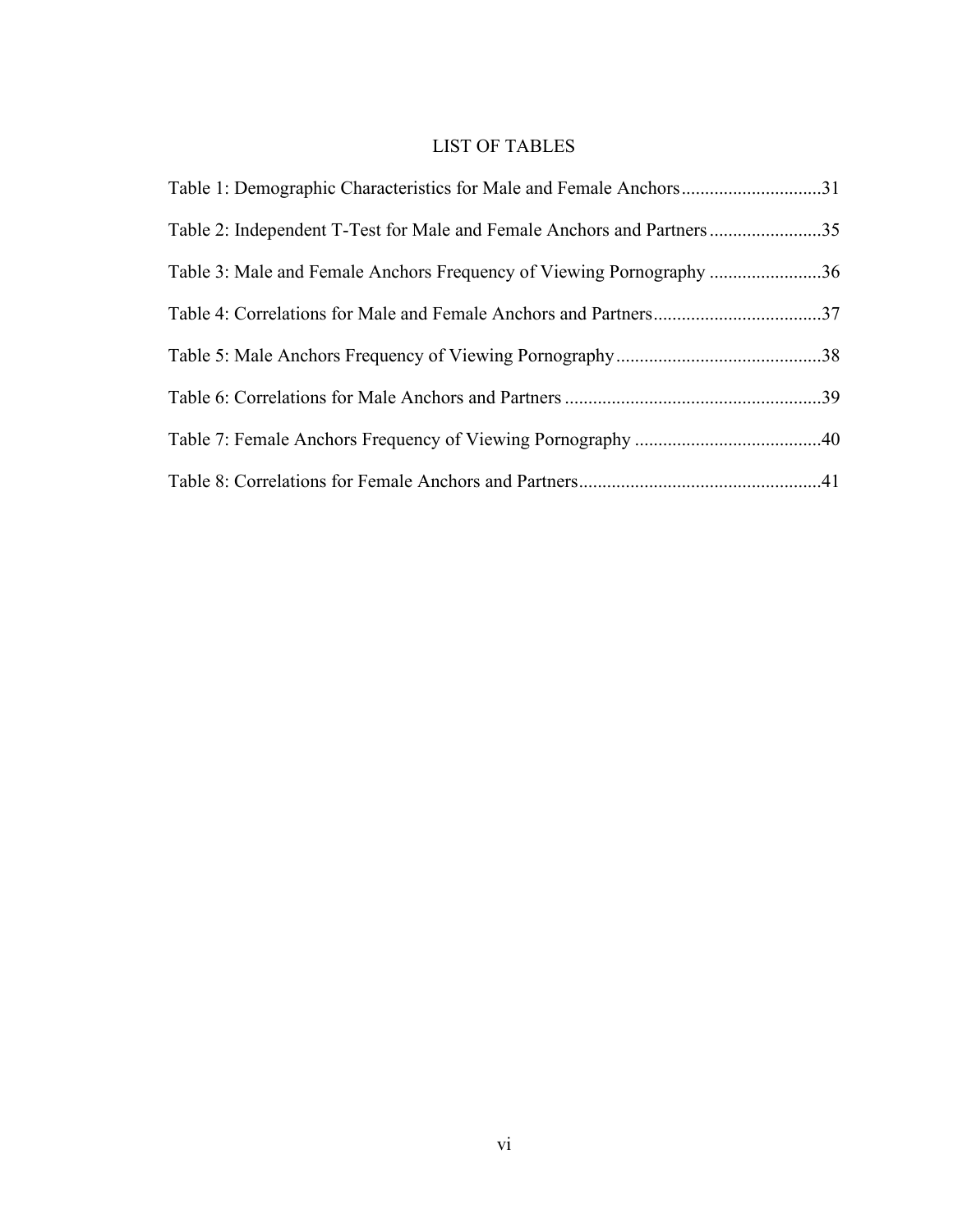# LIST OF TABLES

Table 1: Demographic Characteristics for Male and Female Anchors.............................31

Table 2: Independent T-Test for Male and Female Anchors and Partners........................35

Table 3: Male and Female Anchors Frequency of Viewing Pornography ........................36

Table 4: Correlations for Male and Female Anchors and Partners....................................37

Table 5: Male Anchors Frequency of Viewing Pornography............................................38

Table 6: Correlations for Male Anchors and Partners .......................................................39

Table 7: Female Anchors Frequency of Viewing Pornography ........................................40

Table 8: Correlations for Female Anchors and Partners....................................................41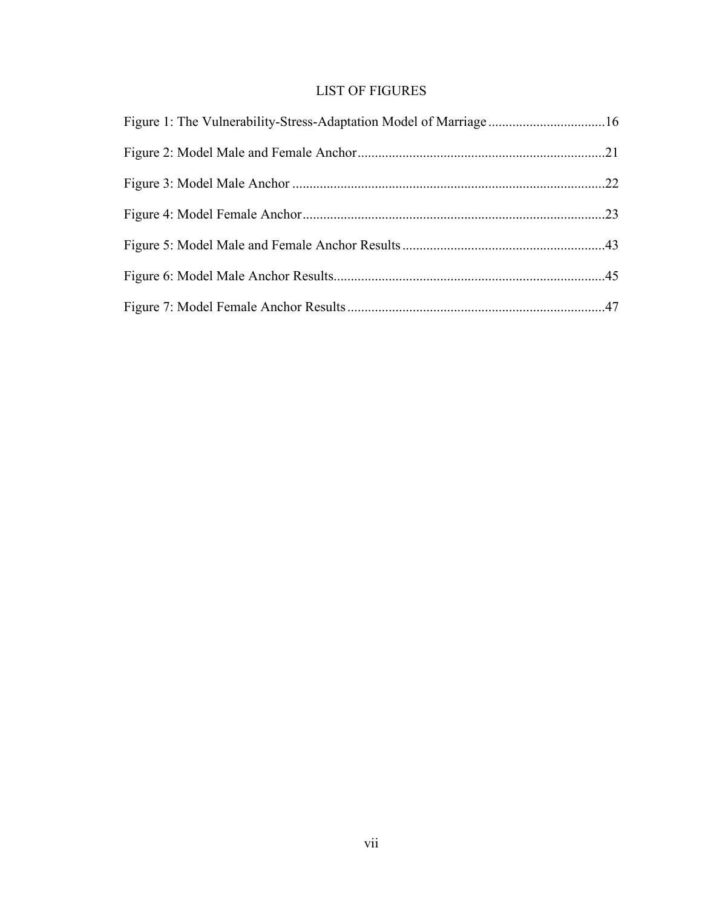# LIST OF FIGURES

Figure 1: The Vulnerability-Stress-Adaptation Model of Marriage .................................. 16

Figure 2: Model Male and Female Anchor ........................................................................ 21

Figure 3: Model Male Anchor ........................................................................................... 22

Figure 4: Model Female Anchor ........................................................................................ 23

Figure 5: Model Male and Female Anchor Results ........................................................... 43

Figure 6: Model Male Anchor Results ............................................................................... 45

Figure 7: Model Female Anchor Results ........................................................................... 47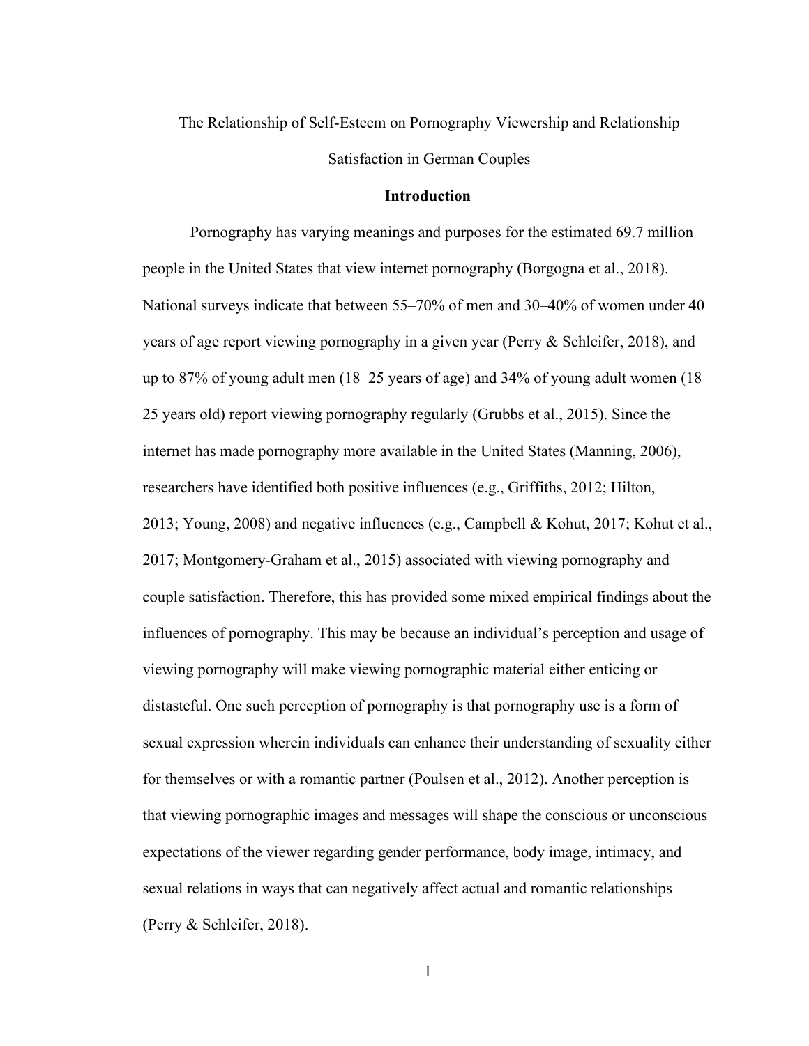The Relationship of Self-Esteem on Pornography Viewership and Relationship Satisfaction in German Couples

## Introduction

Pornography has varying meanings and purposes for the estimated 69.7 million people in the United States that view internet pornography (Borgogna et al., 2018). National surveys indicate that between 55–70% of men and 30–40% of women under 40 years of age report viewing pornography in a given year (Perry & Schleifer, 2018), and up to 87% of young adult men (18–25 years of age) and 34% of young adult women (18–25 years old) report viewing pornography regularly (Grubbs et al., 2015). Since the internet has made pornography more available in the United States (Manning, 2006), researchers have identified both positive influences (e.g., Griffiths, 2012; Hilton, 2013; Young, 2008) and negative influences (e.g., Campbell & Kohut, 2017; Kohut et al., 2017; Montgomery-Graham et al., 2015) associated with viewing pornography and couple satisfaction. Therefore, this has provided some mixed empirical findings about the influences of pornography. This may be because an individual's perception and usage of viewing pornography will make viewing pornographic material either enticing or distasteful. One such perception of pornography is that pornography use is a form of sexual expression wherein individuals can enhance their understanding of sexuality either for themselves or with a romantic partner (Poulsen et al., 2012). Another perception is that viewing pornographic images and messages will shape the conscious or unconscious expectations of the viewer regarding gender performance, body image, intimacy, and sexual relations in ways that can negatively affect actual and romantic relationships (Perry & Schleifer, 2018).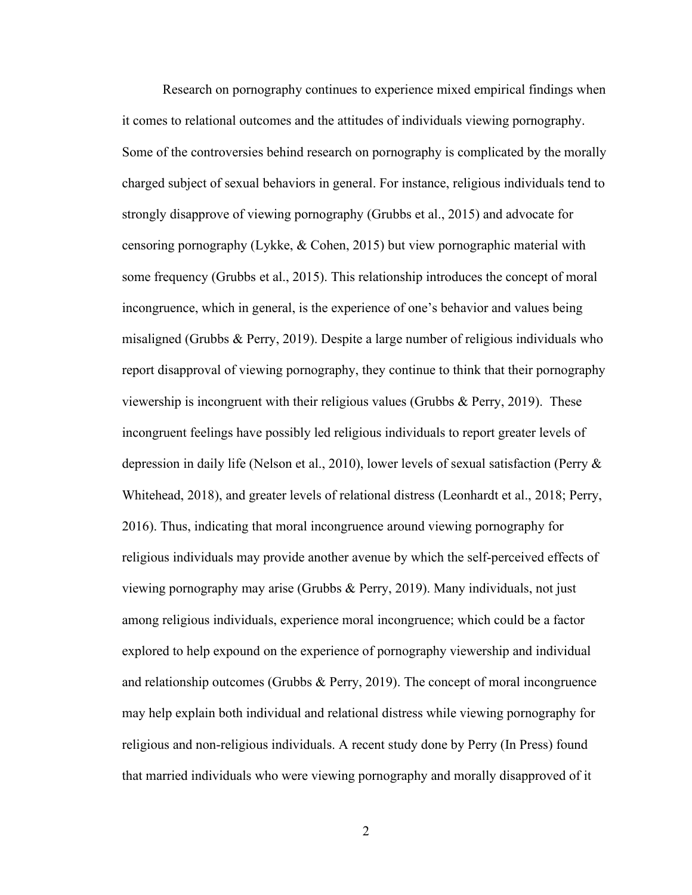Research on pornography continues to experience mixed empirical findings when it comes to relational outcomes and the attitudes of individuals viewing pornography. Some of the controversies behind research on pornography is complicated by the morally charged subject of sexual behaviors in general. For instance, religious individuals tend to strongly disapprove of viewing pornography (Grubbs et al., 2015) and advocate for censoring pornography (Lykke, & Cohen, 2015) but view pornographic material with some frequency (Grubbs et al., 2015). This relationship introduces the concept of moral incongruence, which in general, is the experience of one's behavior and values being misaligned (Grubbs & Perry, 2019). Despite a large number of religious individuals who report disapproval of viewing pornography, they continue to think that their pornography viewership is incongruent with their religious values (Grubbs & Perry, 2019). These incongruent feelings have possibly led religious individuals to report greater levels of depression in daily life (Nelson et al., 2010), lower levels of sexual satisfaction (Perry & Whitehead, 2018), and greater levels of relational distress (Leonhardt et al., 2018; Perry, 2016). Thus, indicating that moral incongruence around viewing pornography for religious individuals may provide another avenue by which the self-perceived effects of viewing pornography may arise (Grubbs & Perry, 2019). Many individuals, not just among religious individuals, experience moral incongruence; which could be a factor explored to help expound on the experience of pornography viewership and individual and relationship outcomes (Grubbs & Perry, 2019). The concept of moral incongruence may help explain both individual and relational distress while viewing pornography for religious and non-religious individuals. A recent study done by Perry (In Press) found that married individuals who were viewing pornography and morally disapproved of it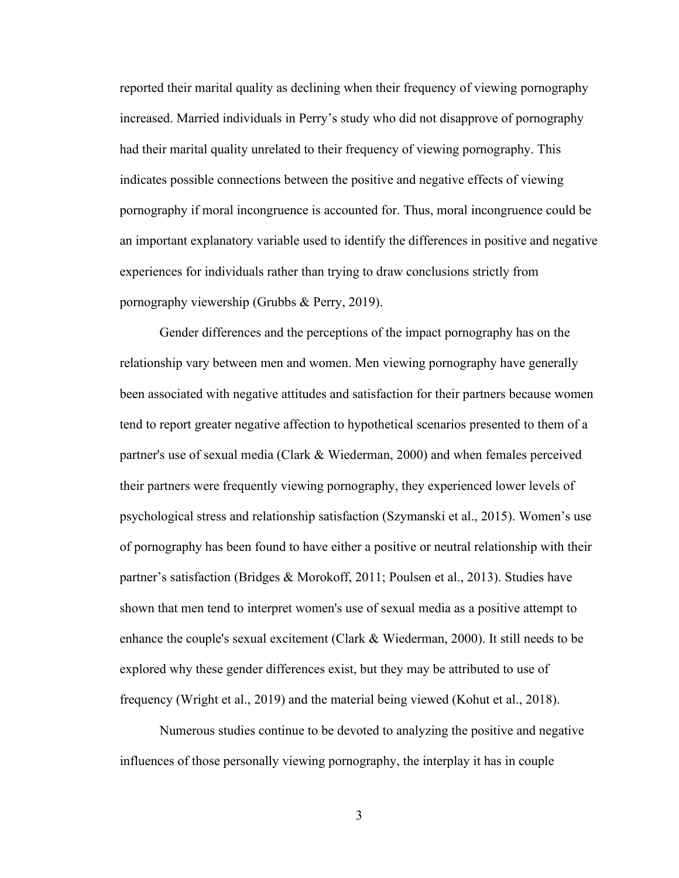reported their marital quality as declining when their frequency of viewing pornography increased. Married individuals in Perry's study who did not disapprove of pornography had their marital quality unrelated to their frequency of viewing pornography. This indicates possible connections between the positive and negative effects of viewing pornography if moral incongruence is accounted for. Thus, moral incongruence could be an important explanatory variable used to identify the differences in positive and negative experiences for individuals rather than trying to draw conclusions strictly from pornography viewership (Grubbs & Perry, 2019).

Gender differences and the perceptions of the impact pornography has on the relationship vary between men and women. Men viewing pornography have generally been associated with negative attitudes and satisfaction for their partners because women tend to report greater negative affection to hypothetical scenarios presented to them of a partner's use of sexual media (Clark & Wiederman, 2000) and when females perceived their partners were frequently viewing pornography, they experienced lower levels of psychological stress and relationship satisfaction (Szymanski et al., 2015). Women's use of pornography has been found to have either a positive or neutral relationship with their partner's satisfaction (Bridges & Morokoff, 2011; Poulsen et al., 2013). Studies have shown that men tend to interpret women's use of sexual media as a positive attempt to enhance the couple's sexual excitement (Clark & Wiederman, 2000). It still needs to be explored why these gender differences exist, but they may be attributed to use of frequency (Wright et al., 2019) and the material being viewed (Kohut et al., 2018).

Numerous studies continue to be devoted to analyzing the positive and negative influences of those personally viewing pornography, the interplay it has in couple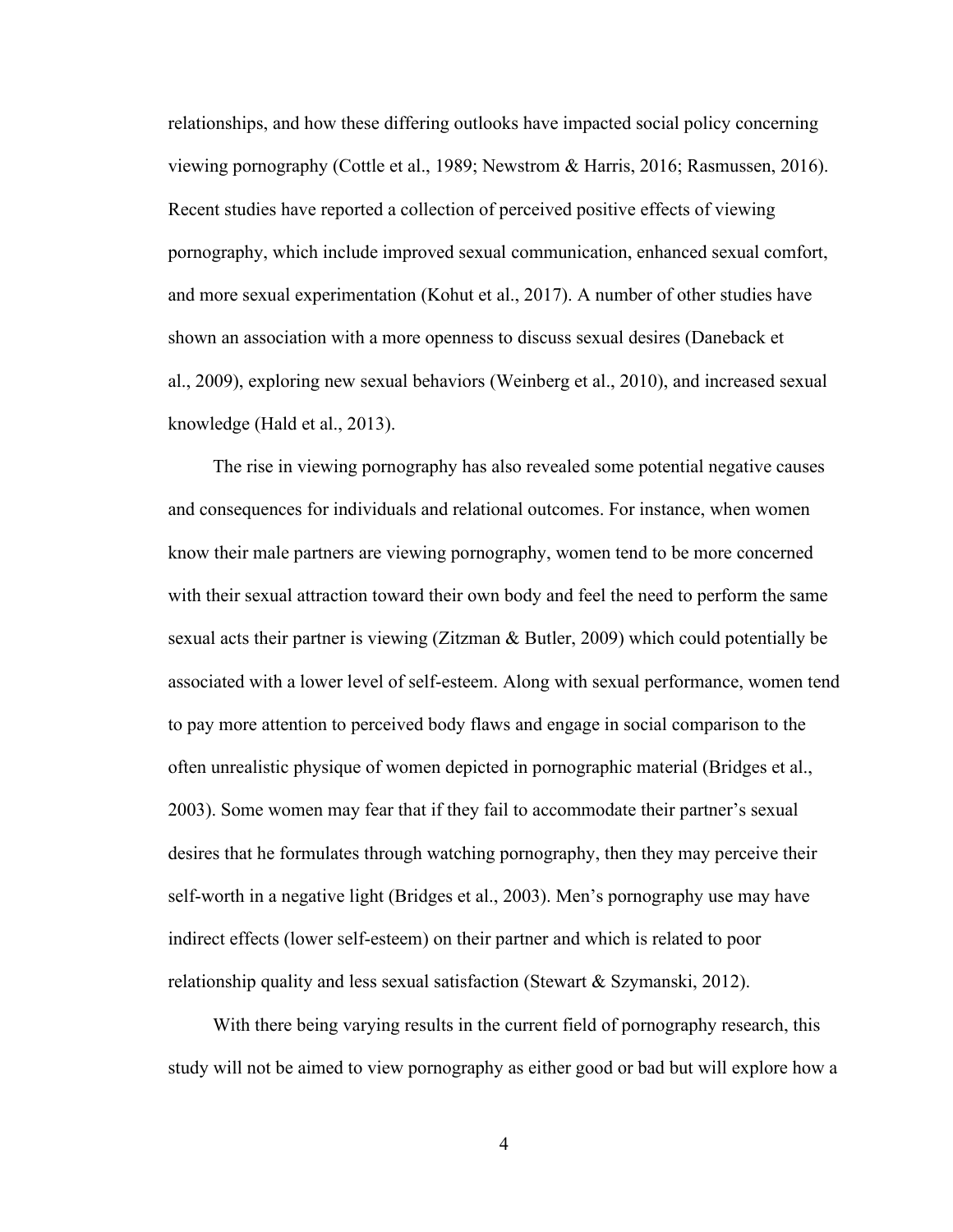relationships, and how these differing outlooks have impacted social policy concerning viewing pornography (Cottle et al., 1989; Newstrom & Harris, 2016; Rasmussen, 2016). Recent studies have reported a collection of perceived positive effects of viewing pornography, which include improved sexual communication, enhanced sexual comfort, and more sexual experimentation (Kohut et al., 2017). A number of other studies have shown an association with a more openness to discuss sexual desires (Daneback et al., 2009), exploring new sexual behaviors (Weinberg et al., 2010), and increased sexual knowledge (Hald et al., 2013).

The rise in viewing pornography has also revealed some potential negative causes and consequences for individuals and relational outcomes. For instance, when women know their male partners are viewing pornography, women tend to be more concerned with their sexual attraction toward their own body and feel the need to perform the same sexual acts their partner is viewing (Zitzman & Butler, 2009) which could potentially be associated with a lower level of self-esteem. Along with sexual performance, women tend to pay more attention to perceived body flaws and engage in social comparison to the often unrealistic physique of women depicted in pornographic material (Bridges et al., 2003). Some women may fear that if they fail to accommodate their partner's sexual desires that he formulates through watching pornography, then they may perceive their self-worth in a negative light (Bridges et al., 2003). Men's pornography use may have indirect effects (lower self-esteem) on their partner and which is related to poor relationship quality and less sexual satisfaction (Stewart & Szymanski, 2012).

With there being varying results in the current field of pornography research, this study will not be aimed to view pornography as either good or bad but will explore how a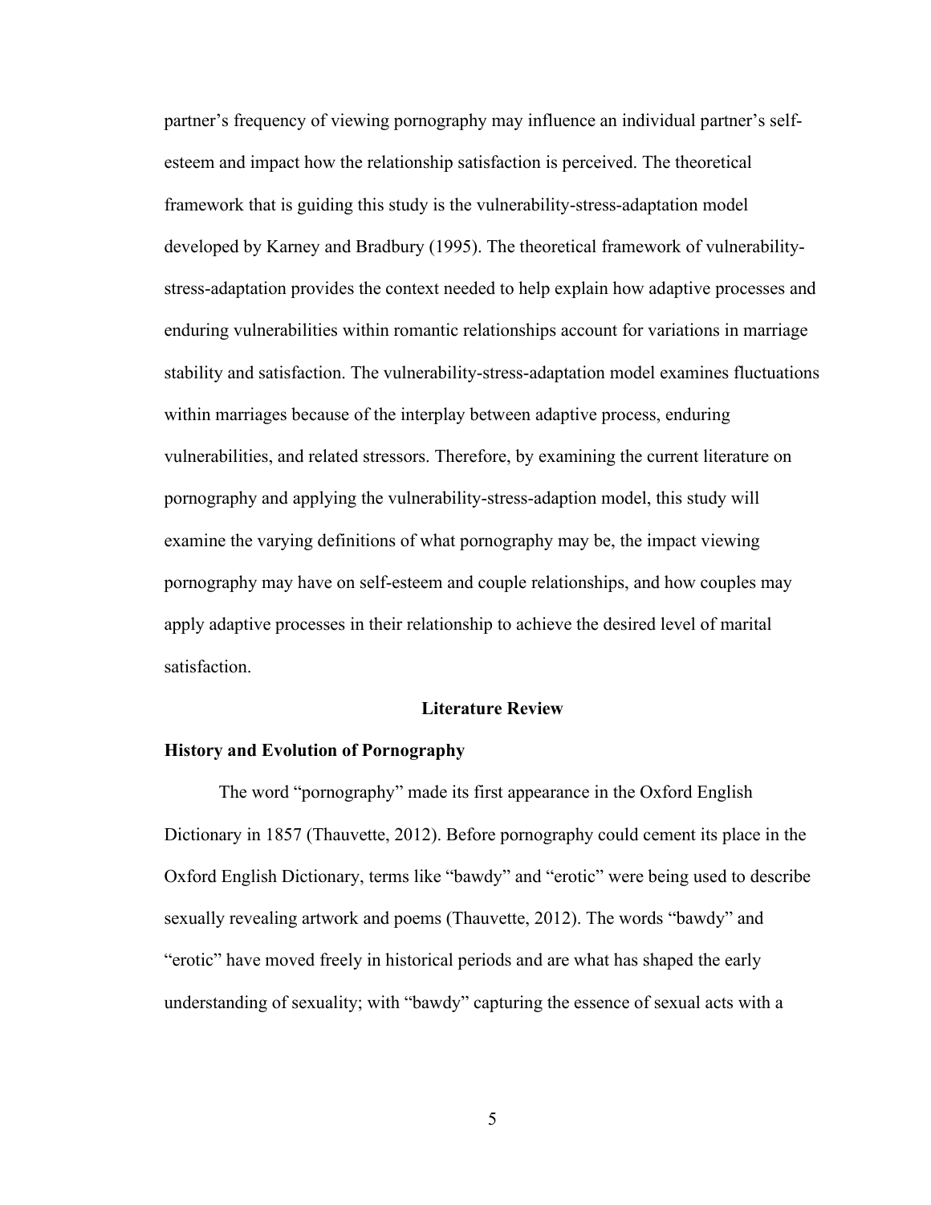partner's frequency of viewing pornography may influence an individual partner's self-esteem and impact how the relationship satisfaction is perceived. The theoretical framework that is guiding this study is the vulnerability-stress-adaptation model developed by Karney and Bradbury (1995). The theoretical framework of vulnerability-stress-adaptation provides the context needed to help explain how adaptive processes and enduring vulnerabilities within romantic relationships account for variations in marriage stability and satisfaction. The vulnerability-stress-adaptation model examines fluctuations within marriages because of the interplay between adaptive process, enduring vulnerabilities, and related stressors. Therefore, by examining the current literature on pornography and applying the vulnerability-stress-adaption model, this study will examine the varying definitions of what pornography may be, the impact viewing pornography may have on self-esteem and couple relationships, and how couples may apply adaptive processes in their relationship to achieve the desired level of marital satisfaction.

## Literature Review

### History and Evolution of Pornography

The word "pornography" made its first appearance in the Oxford English Dictionary in 1857 (Thauvette, 2012). Before pornography could cement its place in the Oxford English Dictionary, terms like "bawdy" and "erotic" were being used to describe sexually revealing artwork and poems (Thauvette, 2012). The words "bawdy" and "erotic" have moved freely in historical periods and are what has shaped the early understanding of sexuality; with "bawdy" capturing the essence of sexual acts with a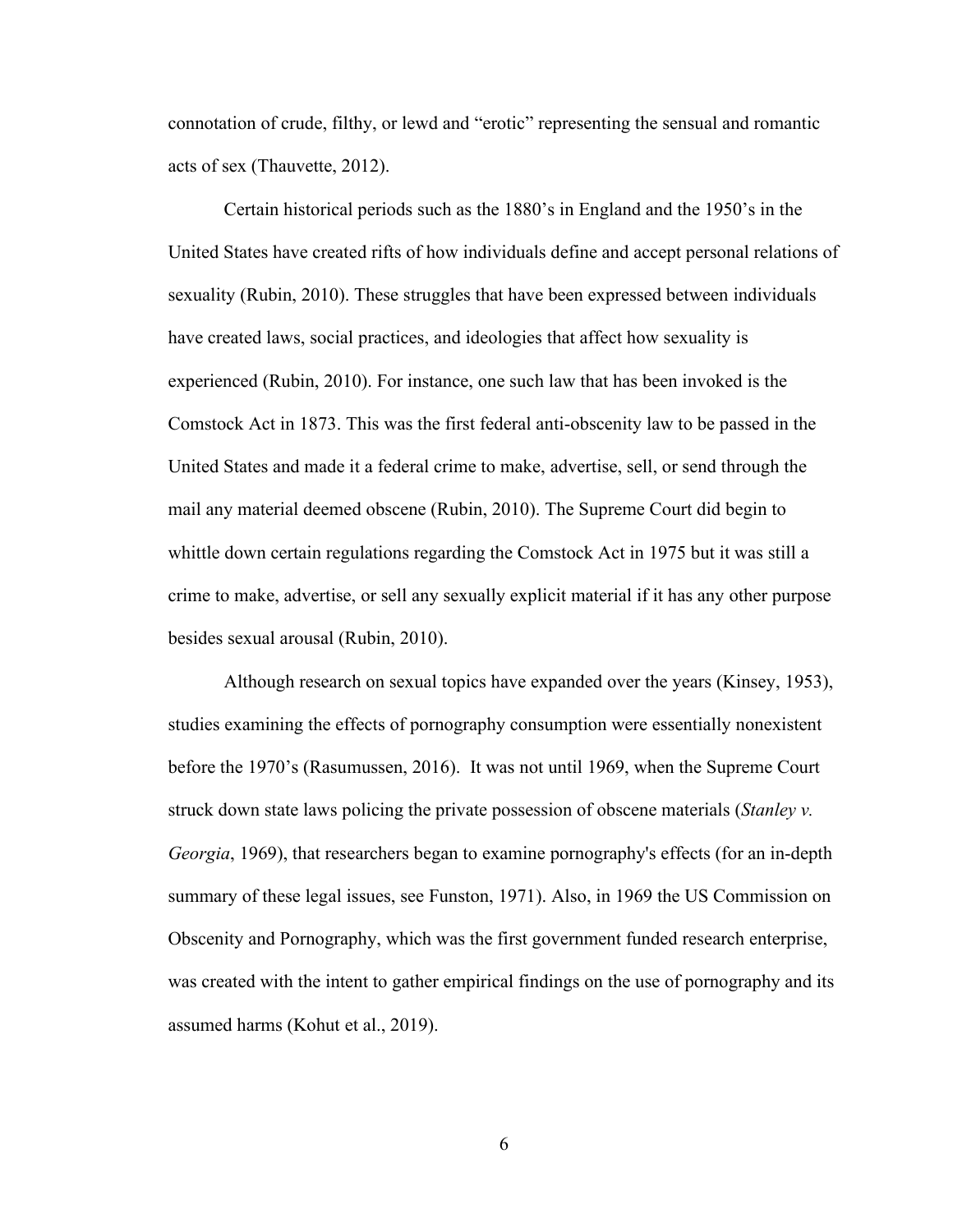connotation of crude, filthy, or lewd and "erotic" representing the sensual and romantic acts of sex (Thauvette, 2012).

Certain historical periods such as the 1880's in England and the 1950's in the United States have created rifts of how individuals define and accept personal relations of sexuality (Rubin, 2010). These struggles that have been expressed between individuals have created laws, social practices, and ideologies that affect how sexuality is experienced (Rubin, 2010). For instance, one such law that has been invoked is the Comstock Act in 1873. This was the first federal anti-obscenity law to be passed in the United States and made it a federal crime to make, advertise, sell, or send through the mail any material deemed obscene (Rubin, 2010). The Supreme Court did begin to whittle down certain regulations regarding the Comstock Act in 1975 but it was still a crime to make, advertise, or sell any sexually explicit material if it has any other purpose besides sexual arousal (Rubin, 2010).

Although research on sexual topics have expanded over the years (Kinsey, 1953), studies examining the effects of pornography consumption were essentially nonexistent before the 1970's (Rasumussen, 2016). It was not until 1969, when the Supreme Court struck down state laws policing the private possession of obscene materials (*Stanley v. Georgia*, 1969), that researchers began to examine pornography's effects (for an in-depth summary of these legal issues, see Funston, 1971). Also, in 1969 the US Commission on Obscenity and Pornography, which was the first government funded research enterprise, was created with the intent to gather empirical findings on the use of pornography and its assumed harms (Kohut et al., 2019).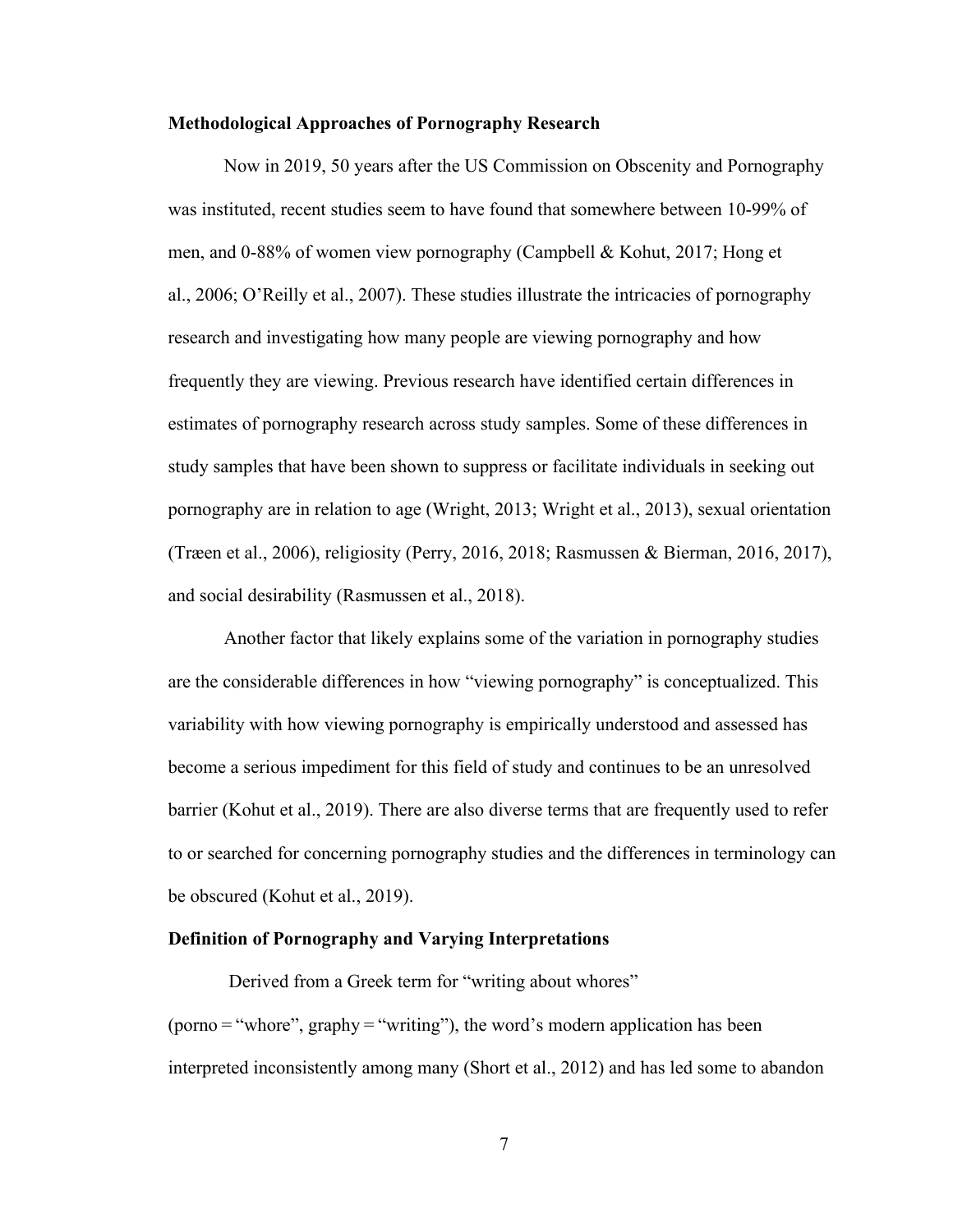**Methodological Approaches of Pornography Research**

Now in 2019, 50 years after the US Commission on Obscenity and Pornography was instituted, recent studies seem to have found that somewhere between 10-99% of men, and 0-88% of women view pornography (Campbell & Kohut, 2017; Hong et al., 2006; O'Reilly et al., 2007). These studies illustrate the intricacies of pornography research and investigating how many people are viewing pornography and how frequently they are viewing. Previous research have identified certain differences in estimates of pornography research across study samples. Some of these differences in study samples that have been shown to suppress or facilitate individuals in seeking out pornography are in relation to age (Wright, 2013; Wright et al., 2013), sexual orientation (Træen et al., 2006), religiosity (Perry, 2016, 2018; Rasmussen & Bierman, 2016, 2017), and social desirability (Rasmussen et al., 2018).

Another factor that likely explains some of the variation in pornography studies are the considerable differences in how "viewing pornography" is conceptualized. This variability with how viewing pornography is empirically understood and assessed has become a serious impediment for this field of study and continues to be an unresolved barrier (Kohut et al., 2019). There are also diverse terms that are frequently used to refer to or searched for concerning pornography studies and the differences in terminology can be obscured (Kohut et al., 2019).

**Definition of Pornography and Varying Interpretations**

Derived from a Greek term for "writing about whores" (porno = "whore", graphy = "writing"), the word's modern application has been interpreted inconsistently among many (Short et al., 2012) and has led some to abandon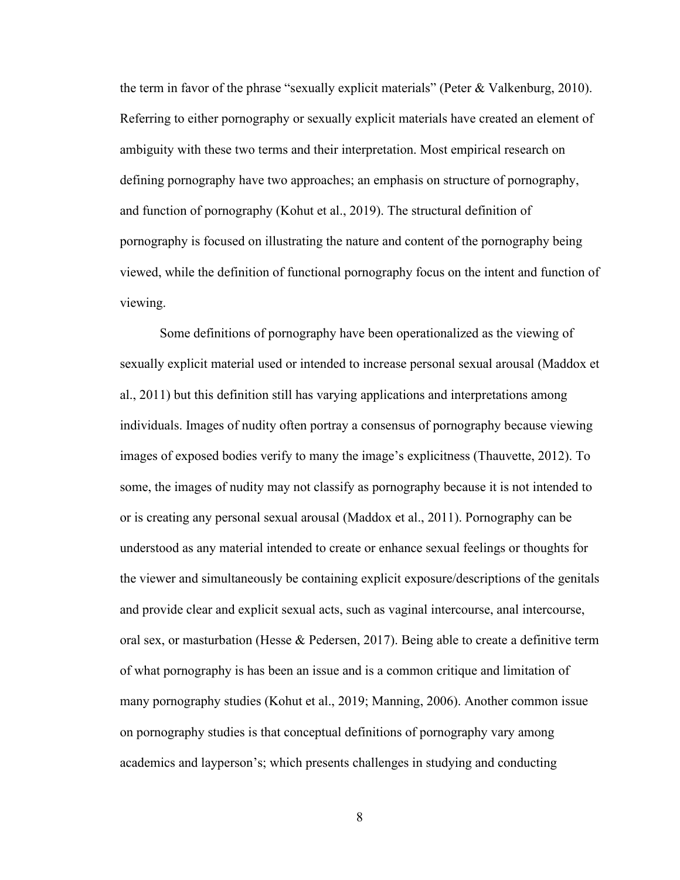the term in favor of the phrase "sexually explicit materials" (Peter & Valkenburg, 2010). Referring to either pornography or sexually explicit materials have created an element of ambiguity with these two terms and their interpretation. Most empirical research on defining pornography have two approaches; an emphasis on structure of pornography, and function of pornography (Kohut et al., 2019). The structural definition of pornography is focused on illustrating the nature and content of the pornography being viewed, while the definition of functional pornography focus on the intent and function of viewing.

Some definitions of pornography have been operationalized as the viewing of sexually explicit material used or intended to increase personal sexual arousal (Maddox et al., 2011) but this definition still has varying applications and interpretations among individuals. Images of nudity often portray a consensus of pornography because viewing images of exposed bodies verify to many the image's explicitness (Thauvette, 2012). To some, the images of nudity may not classify as pornography because it is not intended to or is creating any personal sexual arousal (Maddox et al., 2011). Pornography can be understood as any material intended to create or enhance sexual feelings or thoughts for the viewer and simultaneously be containing explicit exposure/descriptions of the genitals and provide clear and explicit sexual acts, such as vaginal intercourse, anal intercourse, oral sex, or masturbation (Hesse & Pedersen, 2017). Being able to create a definitive term of what pornography is has been an issue and is a common critique and limitation of many pornography studies (Kohut et al., 2019; Manning, 2006). Another common issue on pornography studies is that conceptual definitions of pornography vary among academics and layperson's; which presents challenges in studying and conducting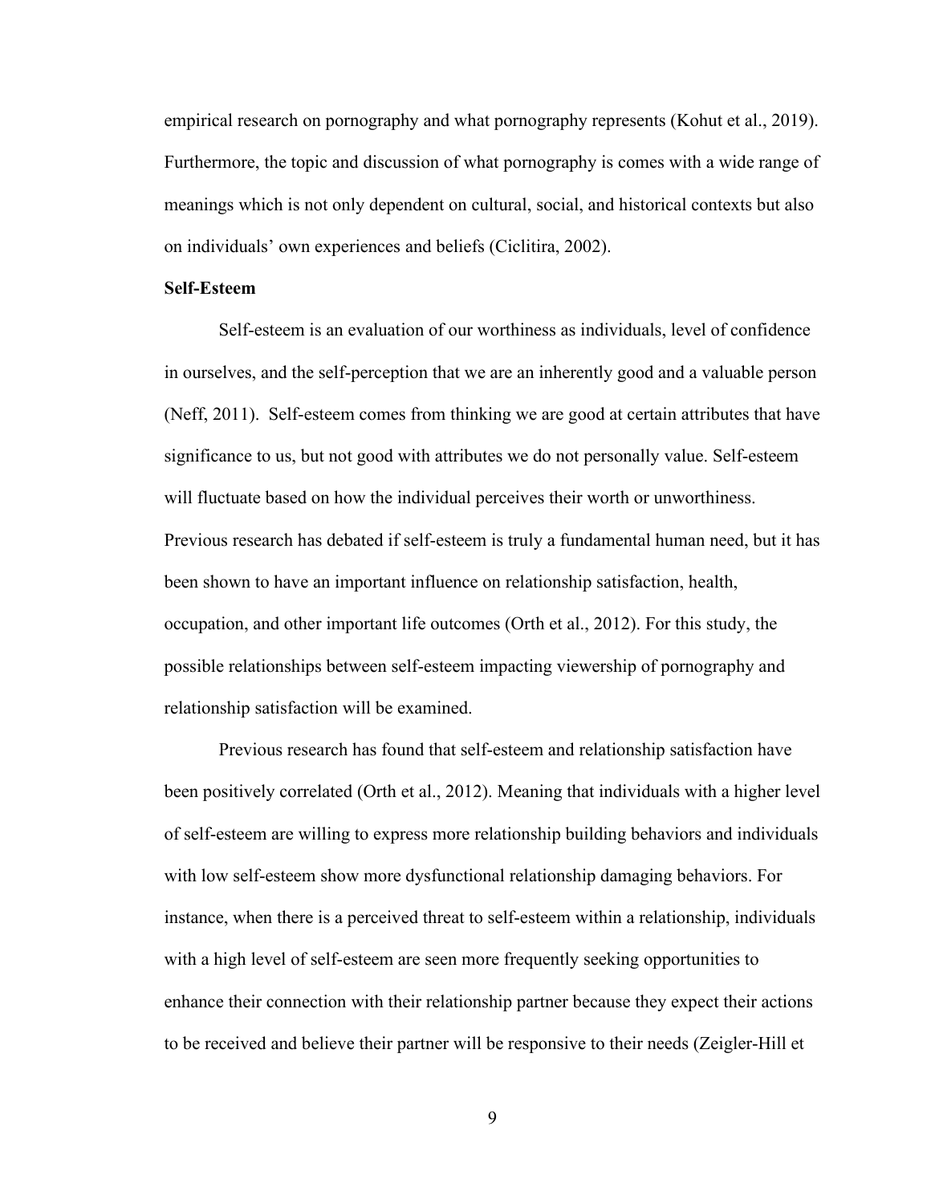empirical research on pornography and what pornography represents (Kohut et al., 2019). Furthermore, the topic and discussion of what pornography is comes with a wide range of meanings which is not only dependent on cultural, social, and historical contexts but also on individuals' own experiences and beliefs (Ciclitira, 2002).

**Self-Esteem**

Self-esteem is an evaluation of our worthiness as individuals, level of confidence in ourselves, and the self-perception that we are an inherently good and a valuable person (Neff, 2011). Self-esteem comes from thinking we are good at certain attributes that have significance to us, but not good with attributes we do not personally value. Self-esteem will fluctuate based on how the individual perceives their worth or unworthiness. Previous research has debated if self-esteem is truly a fundamental human need, but it has been shown to have an important influence on relationship satisfaction, health, occupation, and other important life outcomes (Orth et al., 2012). For this study, the possible relationships between self-esteem impacting viewership of pornography and relationship satisfaction will be examined.

Previous research has found that self-esteem and relationship satisfaction have been positively correlated (Orth et al., 2012). Meaning that individuals with a higher level of self-esteem are willing to express more relationship building behaviors and individuals with low self-esteem show more dysfunctional relationship damaging behaviors. For instance, when there is a perceived threat to self-esteem within a relationship, individuals with a high level of self-esteem are seen more frequently seeking opportunities to enhance their connection with their relationship partner because they expect their actions to be received and believe their partner will be responsive to their needs (Zeigler-Hill et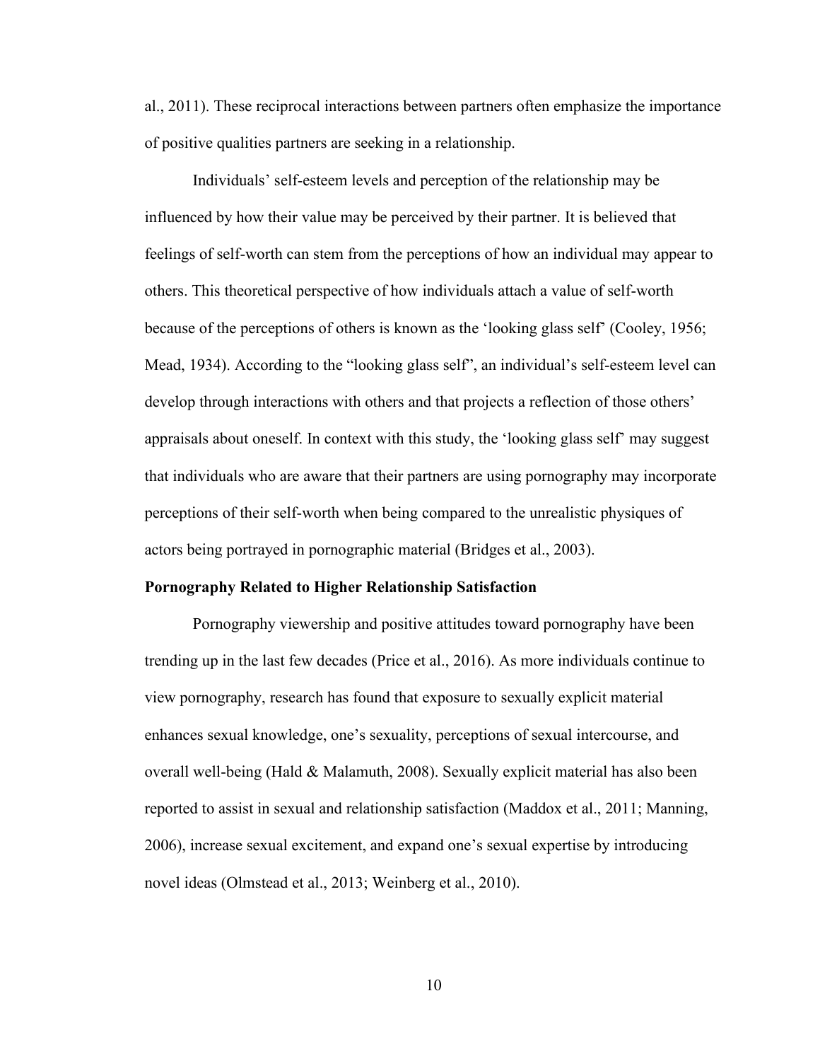al., 2011). These reciprocal interactions between partners often emphasize the importance of positive qualities partners are seeking in a relationship.

Individuals' self-esteem levels and perception of the relationship may be influenced by how their value may be perceived by their partner. It is believed that feelings of self-worth can stem from the perceptions of how an individual may appear to others. This theoretical perspective of how individuals attach a value of self-worth because of the perceptions of others is known as the 'looking glass self' (Cooley, 1956; Mead, 1934). According to the "looking glass self", an individual's self-esteem level can develop through interactions with others and that projects a reflection of those others' appraisals about oneself. In context with this study, the 'looking glass self' may suggest that individuals who are aware that their partners are using pornography may incorporate perceptions of their self-worth when being compared to the unrealistic physiques of actors being portrayed in pornographic material (Bridges et al., 2003).

### Pornography Related to Higher Relationship Satisfaction

Pornography viewership and positive attitudes toward pornography have been trending up in the last few decades (Price et al., 2016). As more individuals continue to view pornography, research has found that exposure to sexually explicit material enhances sexual knowledge, one's sexuality, perceptions of sexual intercourse, and overall well-being (Hald & Malamuth, 2008). Sexually explicit material has also been reported to assist in sexual and relationship satisfaction (Maddox et al., 2011; Manning, 2006), increase sexual excitement, and expand one's sexual expertise by introducing novel ideas (Olmstead et al., 2013; Weinberg et al., 2010).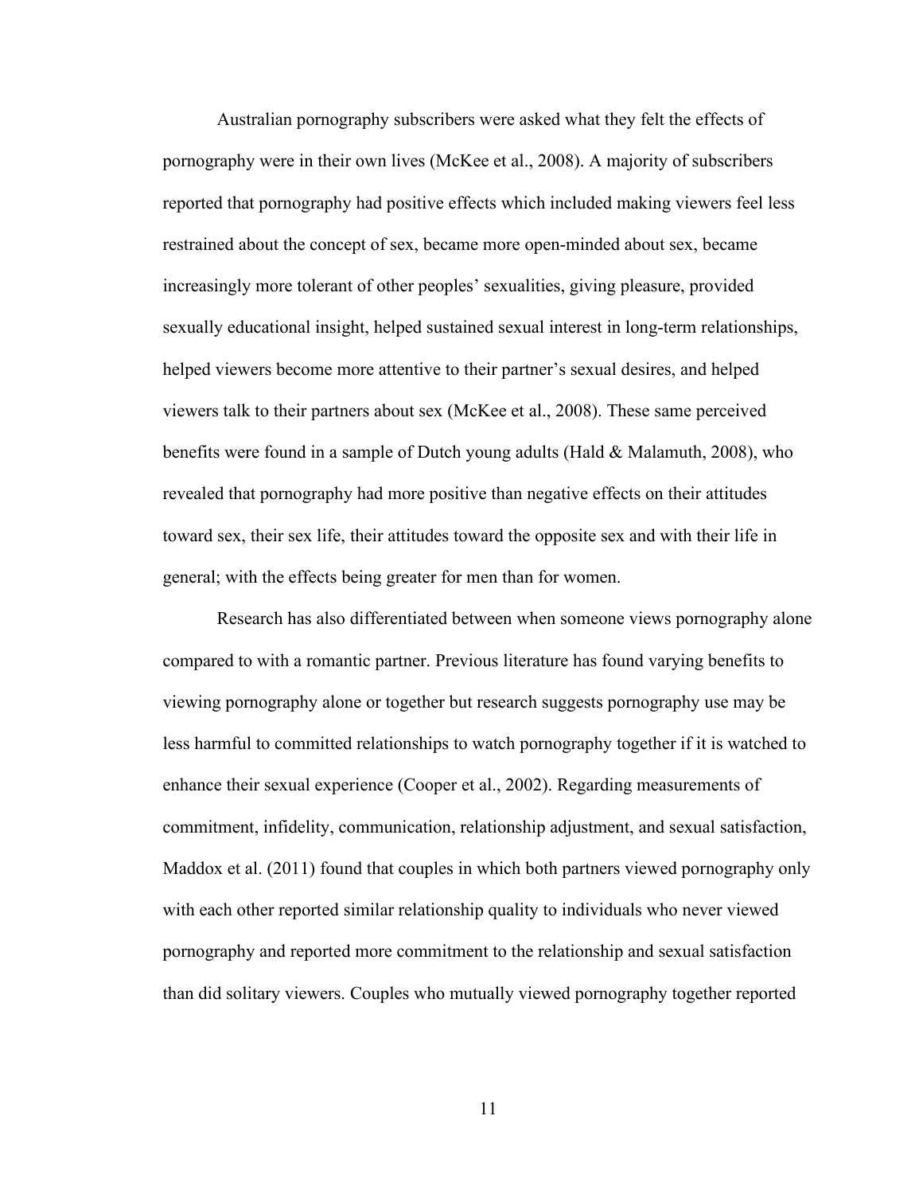Australian pornography subscribers were asked what they felt the effects of pornography were in their own lives (McKee et al., 2008). A majority of subscribers reported that pornography had positive effects which included making viewers feel less restrained about the concept of sex, became more open-minded about sex, became increasingly more tolerant of other peoples' sexualities, giving pleasure, provided sexually educational insight, helped sustained sexual interest in long-term relationships, helped viewers become more attentive to their partner's sexual desires, and helped viewers talk to their partners about sex (McKee et al., 2008). These same perceived benefits were found in a sample of Dutch young adults (Hald & Malamuth, 2008), who revealed that pornography had more positive than negative effects on their attitudes toward sex, their sex life, their attitudes toward the opposite sex and with their life in general; with the effects being greater for men than for women.

Research has also differentiated between when someone views pornography alone compared to with a romantic partner. Previous literature has found varying benefits to viewing pornography alone or together but research suggests pornography use may be less harmful to committed relationships to watch pornography together if it is watched to enhance their sexual experience (Cooper et al., 2002). Regarding measurements of commitment, infidelity, communication, relationship adjustment, and sexual satisfaction, Maddox et al. (2011) found that couples in which both partners viewed pornography only with each other reported similar relationship quality to individuals who never viewed pornography and reported more commitment to the relationship and sexual satisfaction than did solitary viewers. Couples who mutually viewed pornography together reported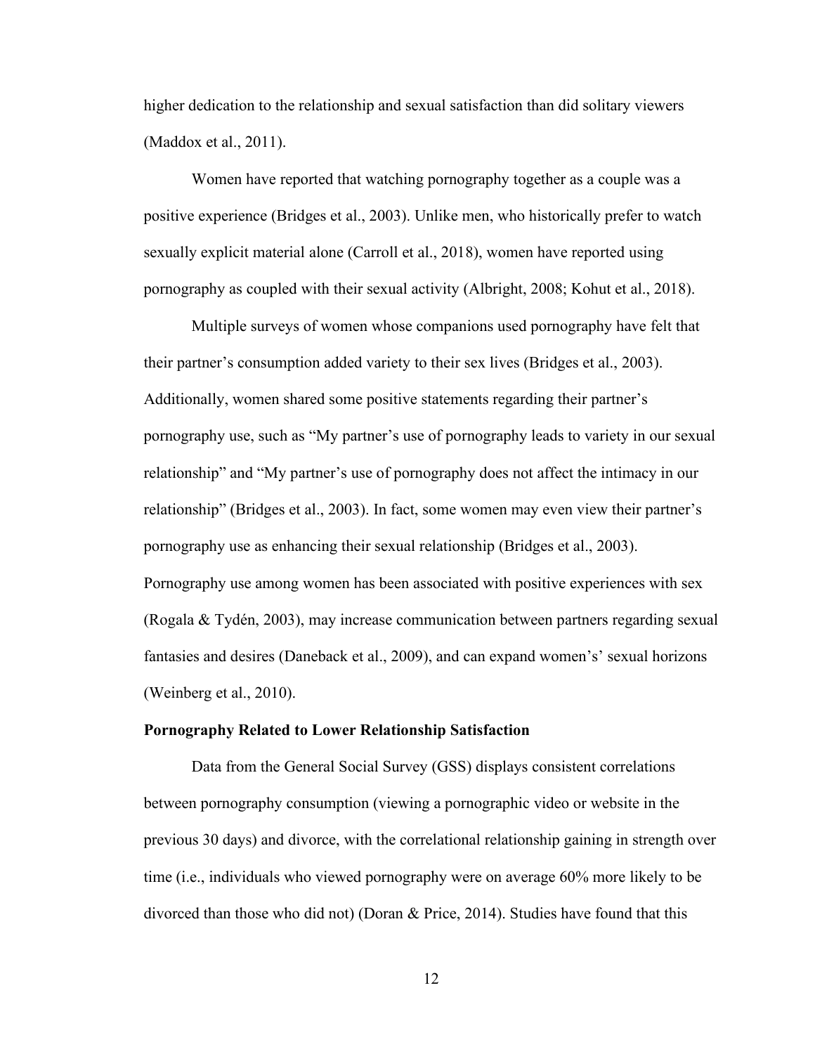higher dedication to the relationship and sexual satisfaction than did solitary viewers (Maddox et al., 2011).

Women have reported that watching pornography together as a couple was a positive experience (Bridges et al., 2003). Unlike men, who historically prefer to watch sexually explicit material alone (Carroll et al., 2018), women have reported using pornography as coupled with their sexual activity (Albright, 2008; Kohut et al., 2018).

Multiple surveys of women whose companions used pornography have felt that their partner's consumption added variety to their sex lives (Bridges et al., 2003). Additionally, women shared some positive statements regarding their partner's pornography use, such as "My partner's use of pornography leads to variety in our sexual relationship" and "My partner's use of pornography does not affect the intimacy in our relationship" (Bridges et al., 2003). In fact, some women may even view their partner's pornography use as enhancing their sexual relationship (Bridges et al., 2003). Pornography use among women has been associated with positive experiences with sex (Rogala & Tydén, 2003), may increase communication between partners regarding sexual fantasies and desires (Daneback et al., 2009), and can expand women's' sexual horizons (Weinberg et al., 2010).

**Pornography Related to Lower Relationship Satisfaction**

Data from the General Social Survey (GSS) displays consistent correlations between pornography consumption (viewing a pornographic video or website in the previous 30 days) and divorce, with the correlational relationship gaining in strength over time (i.e., individuals who viewed pornography were on average 60% more likely to be divorced than those who did not) (Doran & Price, 2014). Studies have found that this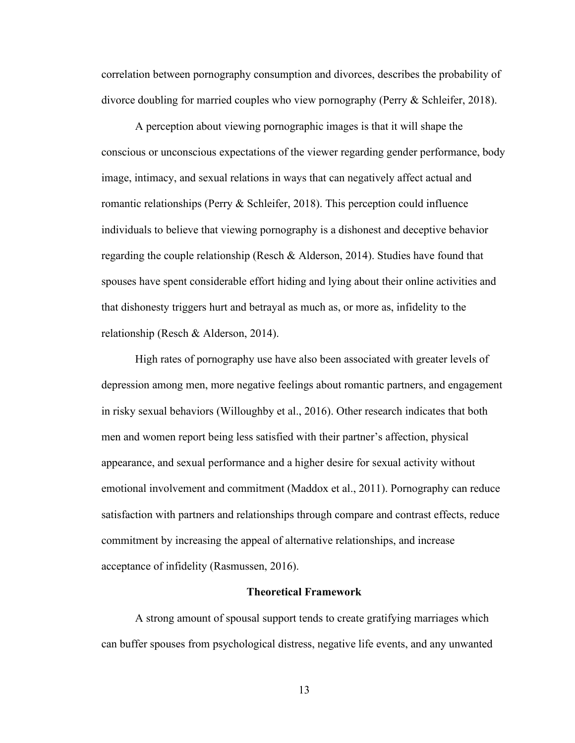correlation between pornography consumption and divorces, describes the probability of divorce doubling for married couples who view pornography (Perry & Schleifer, 2018).

A perception about viewing pornographic images is that it will shape the conscious or unconscious expectations of the viewer regarding gender performance, body image, intimacy, and sexual relations in ways that can negatively affect actual and romantic relationships (Perry & Schleifer, 2018). This perception could influence individuals to believe that viewing pornography is a dishonest and deceptive behavior regarding the couple relationship (Resch & Alderson, 2014). Studies have found that spouses have spent considerable effort hiding and lying about their online activities and that dishonesty triggers hurt and betrayal as much as, or more as, infidelity to the relationship (Resch & Alderson, 2014).

High rates of pornography use have also been associated with greater levels of depression among men, more negative feelings about romantic partners, and engagement in risky sexual behaviors (Willoughby et al., 2016). Other research indicates that both men and women report being less satisfied with their partner's affection, physical appearance, and sexual performance and a higher desire for sexual activity without emotional involvement and commitment (Maddox et al., 2011). Pornography can reduce satisfaction with partners and relationships through compare and contrast effects, reduce commitment by increasing the appeal of alternative relationships, and increase acceptance of infidelity (Rasmussen, 2016).

## Theoretical Framework

A strong amount of spousal support tends to create gratifying marriages which can buffer spouses from psychological distress, negative life events, and any unwanted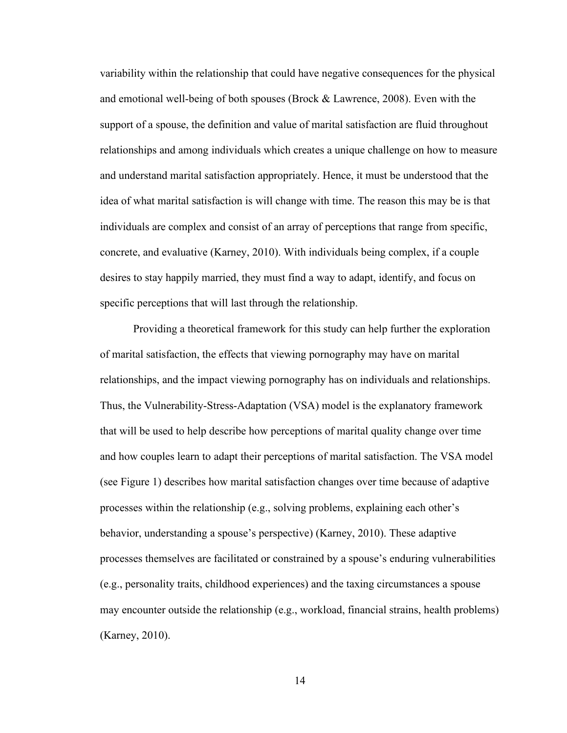variability within the relationship that could have negative consequences for the physical and emotional well-being of both spouses (Brock & Lawrence, 2008). Even with the support of a spouse, the definition and value of marital satisfaction are fluid throughout relationships and among individuals which creates a unique challenge on how to measure and understand marital satisfaction appropriately. Hence, it must be understood that the idea of what marital satisfaction is will change with time. The reason this may be is that individuals are complex and consist of an array of perceptions that range from specific, concrete, and evaluative (Karney, 2010). With individuals being complex, if a couple desires to stay happily married, they must find a way to adapt, identify, and focus on specific perceptions that will last through the relationship.

Providing a theoretical framework for this study can help further the exploration of marital satisfaction, the effects that viewing pornography may have on marital relationships, and the impact viewing pornography has on individuals and relationships. Thus, the Vulnerability-Stress-Adaptation (VSA) model is the explanatory framework that will be used to help describe how perceptions of marital quality change over time and how couples learn to adapt their perceptions of marital satisfaction. The VSA model (see Figure 1) describes how marital satisfaction changes over time because of adaptive processes within the relationship (e.g., solving problems, explaining each other's behavior, understanding a spouse's perspective) (Karney, 2010). These adaptive processes themselves are facilitated or constrained by a spouse's enduring vulnerabilities (e.g., personality traits, childhood experiences) and the taxing circumstances a spouse may encounter outside the relationship (e.g., workload, financial strains, health problems) (Karney, 2010).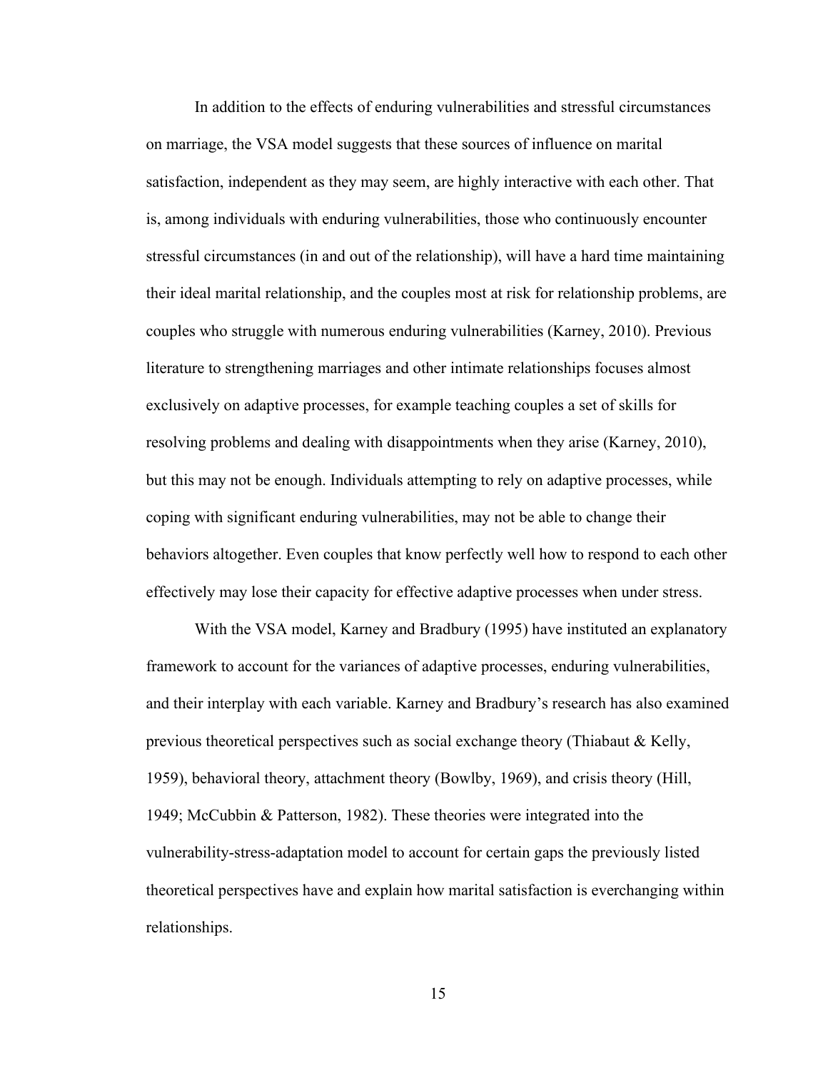In addition to the effects of enduring vulnerabilities and stressful circumstances on marriage, the VSA model suggests that these sources of influence on marital satisfaction, independent as they may seem, are highly interactive with each other. That is, among individuals with enduring vulnerabilities, those who continuously encounter stressful circumstances (in and out of the relationship), will have a hard time maintaining their ideal marital relationship, and the couples most at risk for relationship problems, are couples who struggle with numerous enduring vulnerabilities (Karney, 2010). Previous literature to strengthening marriages and other intimate relationships focuses almost exclusively on adaptive processes, for example teaching couples a set of skills for resolving problems and dealing with disappointments when they arise (Karney, 2010), but this may not be enough. Individuals attempting to rely on adaptive processes, while coping with significant enduring vulnerabilities, may not be able to change their behaviors altogether. Even couples that know perfectly well how to respond to each other effectively may lose their capacity for effective adaptive processes when under stress.

With the VSA model, Karney and Bradbury (1995) have instituted an explanatory framework to account for the variances of adaptive processes, enduring vulnerabilities, and their interplay with each variable. Karney and Bradbury's research has also examined previous theoretical perspectives such as social exchange theory (Thiabaut & Kelly, 1959), behavioral theory, attachment theory (Bowlby, 1969), and crisis theory (Hill, 1949; McCubbin & Patterson, 1982). These theories were integrated into the vulnerability-stress-adaptation model to account for certain gaps the previously listed theoretical perspectives have and explain how marital satisfaction is everchanging within relationships.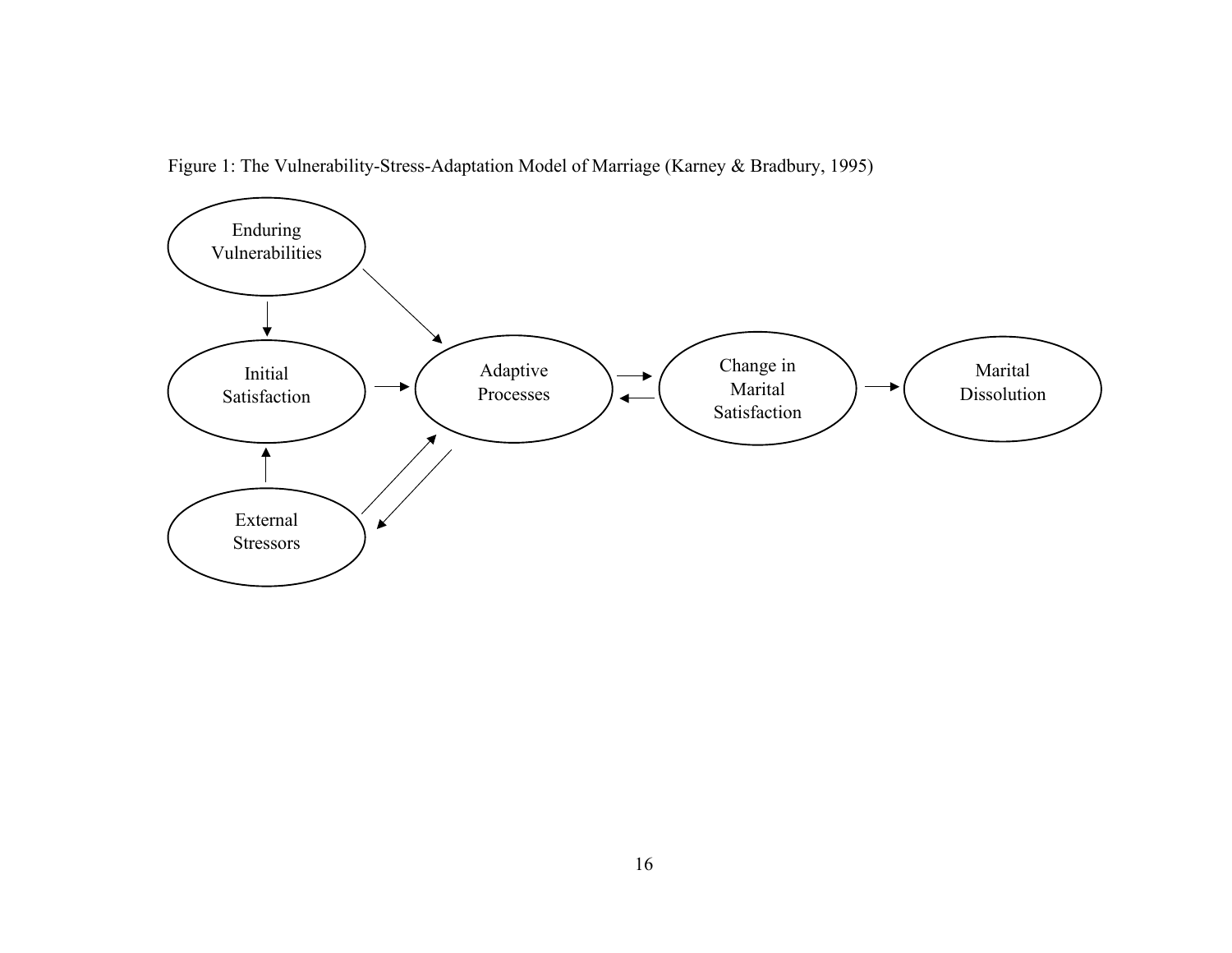Figure 1: The Vulnerability-Stress-Adaptation Model of Marriage (Karney & Bradbury, 1995)

Enduring Vulnerabilities

Initial Satisfaction

External Stressors

Adaptive Processes

Change in Marital Satisfaction

Marital Dissolution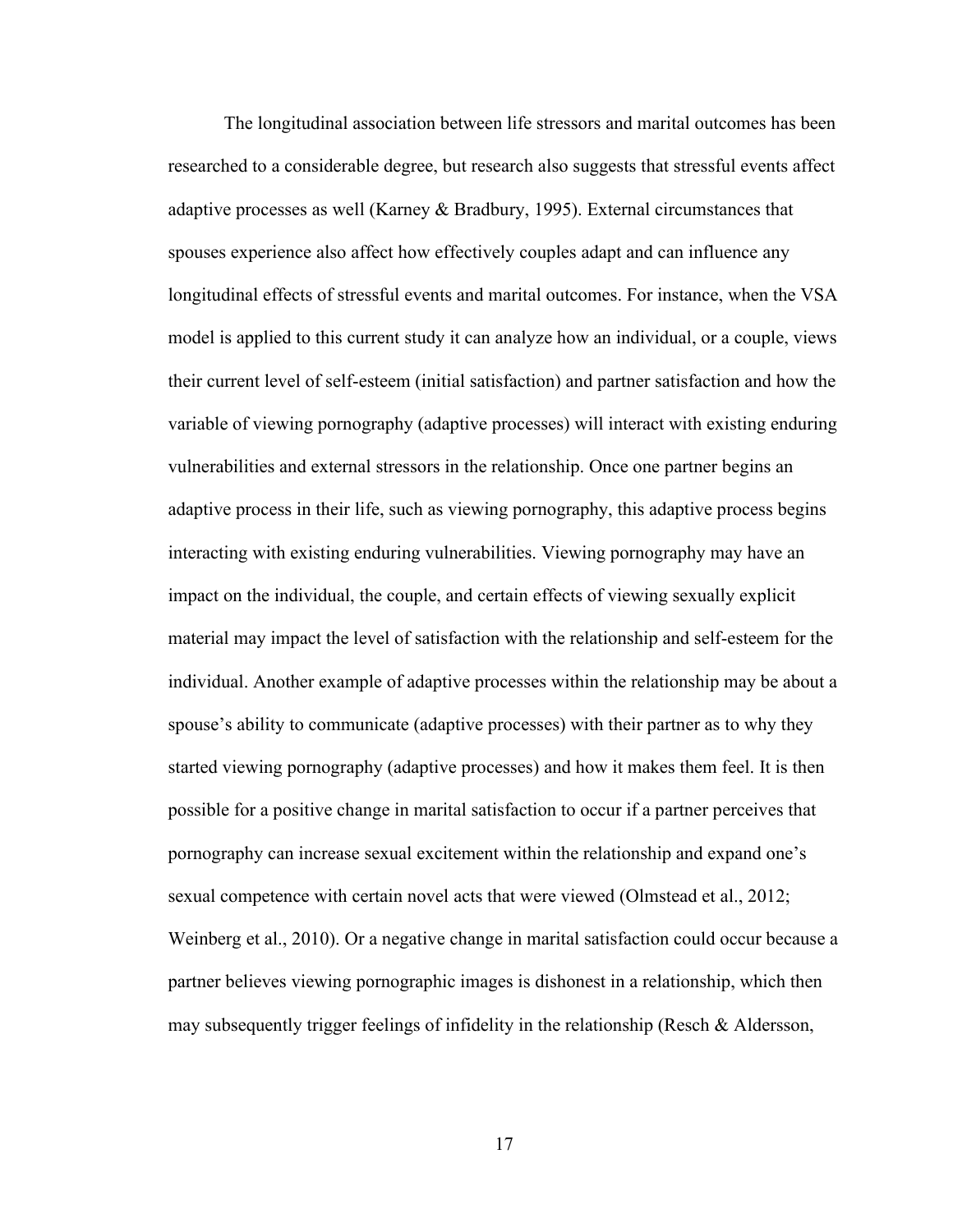The longitudinal association between life stressors and marital outcomes has been researched to a considerable degree, but research also suggests that stressful events affect adaptive processes as well (Karney & Bradbury, 1995). External circumstances that spouses experience also affect how effectively couples adapt and can influence any longitudinal effects of stressful events and marital outcomes. For instance, when the VSA model is applied to this current study it can analyze how an individual, or a couple, views their current level of self-esteem (initial satisfaction) and partner satisfaction and how the variable of viewing pornography (adaptive processes) will interact with existing enduring vulnerabilities and external stressors in the relationship. Once one partner begins an adaptive process in their life, such as viewing pornography, this adaptive process begins interacting with existing enduring vulnerabilities. Viewing pornography may have an impact on the individual, the couple, and certain effects of viewing sexually explicit material may impact the level of satisfaction with the relationship and self-esteem for the individual. Another example of adaptive processes within the relationship may be about a spouse's ability to communicate (adaptive processes) with their partner as to why they started viewing pornography (adaptive processes) and how it makes them feel. It is then possible for a positive change in marital satisfaction to occur if a partner perceives that pornography can increase sexual excitement within the relationship and expand one's sexual competence with certain novel acts that were viewed (Olmstead et al., 2012; Weinberg et al., 2010). Or a negative change in marital satisfaction could occur because a partner believes viewing pornographic images is dishonest in a relationship, which then may subsequently trigger feelings of infidelity in the relationship (Resch & Aldersson,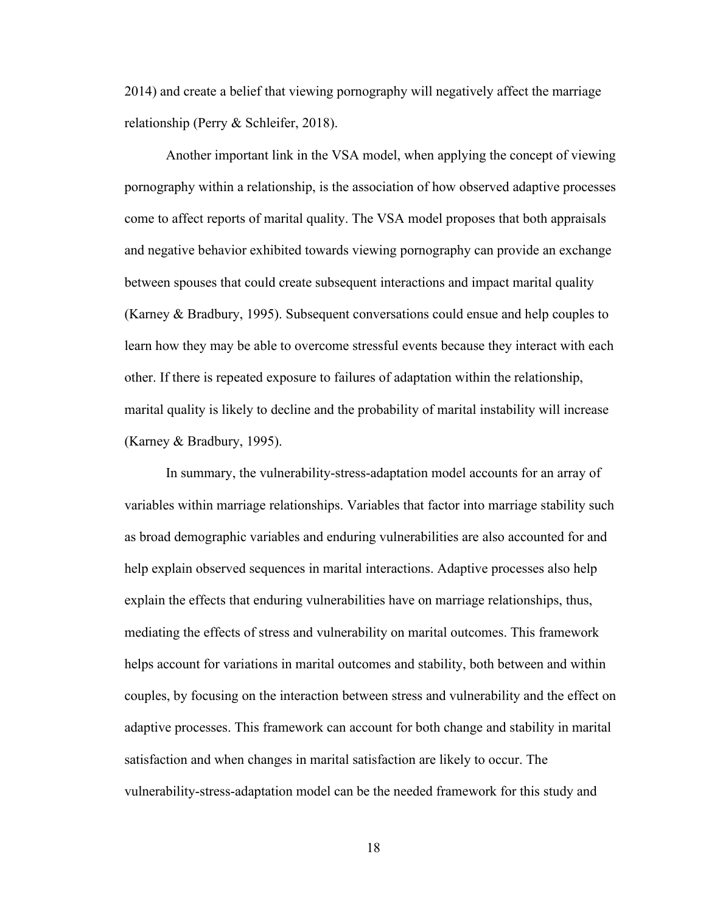2014) and create a belief that viewing pornography will negatively affect the marriage relationship (Perry & Schleifer, 2018).

Another important link in the VSA model, when applying the concept of viewing pornography within a relationship, is the association of how observed adaptive processes come to affect reports of marital quality. The VSA model proposes that both appraisals and negative behavior exhibited towards viewing pornography can provide an exchange between spouses that could create subsequent interactions and impact marital quality (Karney & Bradbury, 1995). Subsequent conversations could ensue and help couples to learn how they may be able to overcome stressful events because they interact with each other. If there is repeated exposure to failures of adaptation within the relationship, marital quality is likely to decline and the probability of marital instability will increase (Karney & Bradbury, 1995).

In summary, the vulnerability-stress-adaptation model accounts for an array of variables within marriage relationships. Variables that factor into marriage stability such as broad demographic variables and enduring vulnerabilities are also accounted for and help explain observed sequences in marital interactions. Adaptive processes also help explain the effects that enduring vulnerabilities have on marriage relationships, thus, mediating the effects of stress and vulnerability on marital outcomes. This framework helps account for variations in marital outcomes and stability, both between and within couples, by focusing on the interaction between stress and vulnerability and the effect on adaptive processes. This framework can account for both change and stability in marital satisfaction and when changes in marital satisfaction are likely to occur. The vulnerability-stress-adaptation model can be the needed framework for this study and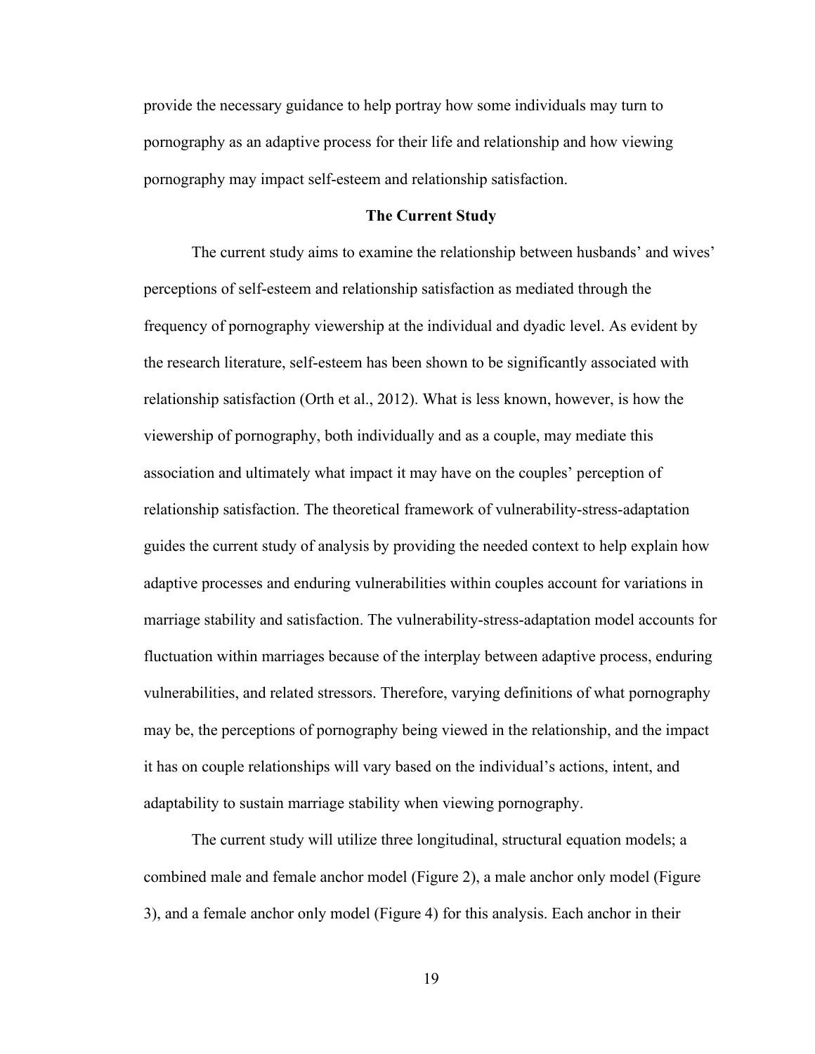provide the necessary guidance to help portray how some individuals may turn to pornography as an adaptive process for their life and relationship and how viewing pornography may impact self-esteem and relationship satisfaction.

## The Current Study

The current study aims to examine the relationship between husbands' and wives' perceptions of self-esteem and relationship satisfaction as mediated through the frequency of pornography viewership at the individual and dyadic level. As evident by the research literature, self-esteem has been shown to be significantly associated with relationship satisfaction (Orth et al., 2012). What is less known, however, is how the viewership of pornography, both individually and as a couple, may mediate this association and ultimately what impact it may have on the couples' perception of relationship satisfaction. The theoretical framework of vulnerability-stress-adaptation guides the current study of analysis by providing the needed context to help explain how adaptive processes and enduring vulnerabilities within couples account for variations in marriage stability and satisfaction. The vulnerability-stress-adaptation model accounts for fluctuation within marriages because of the interplay between adaptive process, enduring vulnerabilities, and related stressors. Therefore, varying definitions of what pornography may be, the perceptions of pornography being viewed in the relationship, and the impact it has on couple relationships will vary based on the individual's actions, intent, and adaptability to sustain marriage stability when viewing pornography.

The current study will utilize three longitudinal, structural equation models; a combined male and female anchor model (Figure 2), a male anchor only model (Figure 3), and a female anchor only model (Figure 4) for this analysis. Each anchor in their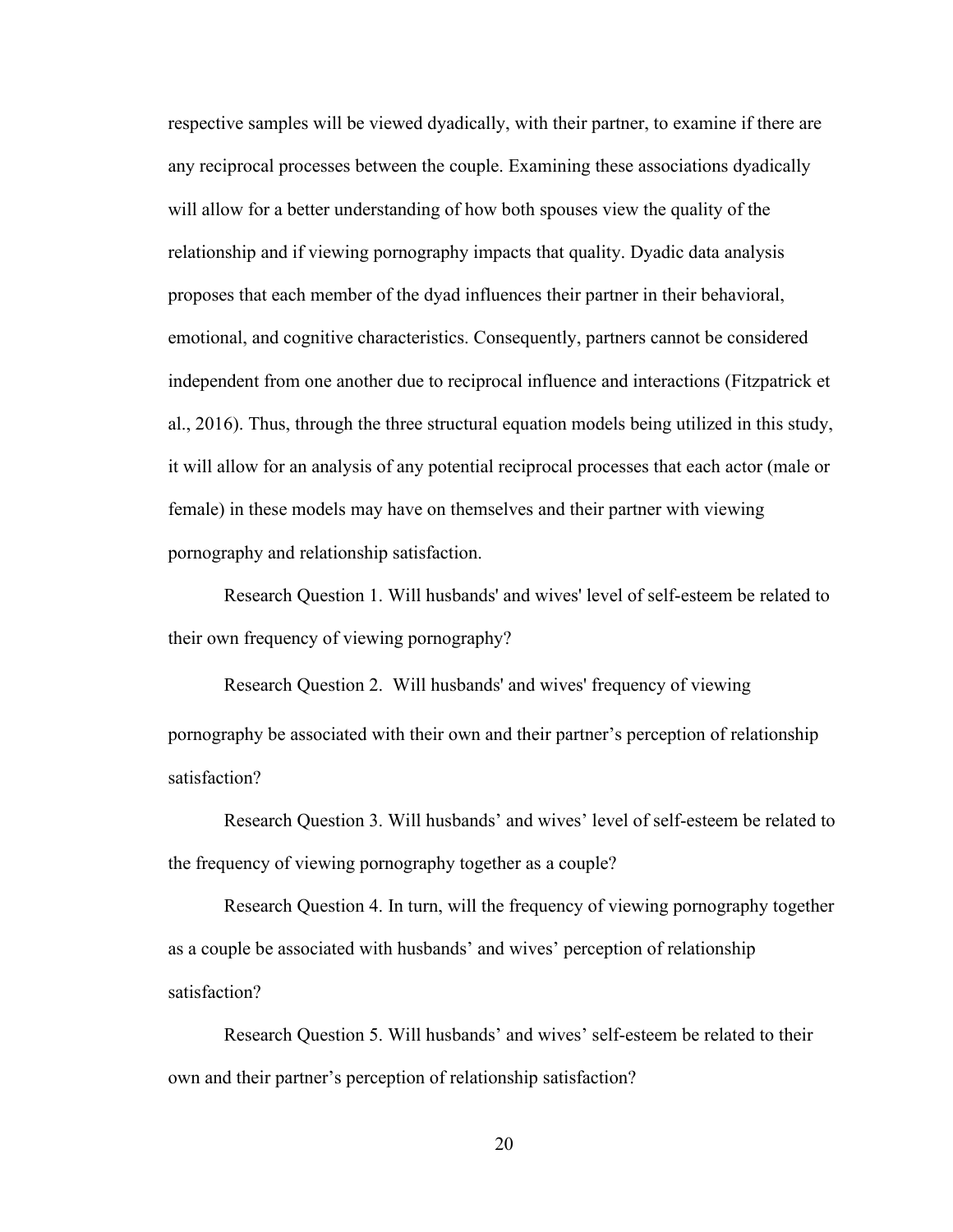respective samples will be viewed dyadically, with their partner, to examine if there are any reciprocal processes between the couple. Examining these associations dyadically will allow for a better understanding of how both spouses view the quality of the relationship and if viewing pornography impacts that quality. Dyadic data analysis proposes that each member of the dyad influences their partner in their behavioral, emotional, and cognitive characteristics. Consequently, partners cannot be considered independent from one another due to reciprocal influence and interactions (Fitzpatrick et al., 2016). Thus, through the three structural equation models being utilized in this study, it will allow for an analysis of any potential reciprocal processes that each actor (male or female) in these models may have on themselves and their partner with viewing pornography and relationship satisfaction.

Research Question 1. Will husbands' and wives' level of self-esteem be related to their own frequency of viewing pornography?

Research Question 2. Will husbands' and wives' frequency of viewing pornography be associated with their own and their partner's perception of relationship satisfaction?

Research Question 3. Will husbands' and wives' level of self-esteem be related to the frequency of viewing pornography together as a couple?

Research Question 4. In turn, will the frequency of viewing pornography together as a couple be associated with husbands' and wives' perception of relationship satisfaction?

Research Question 5. Will husbands' and wives' self-esteem be related to their own and their partner's perception of relationship satisfaction?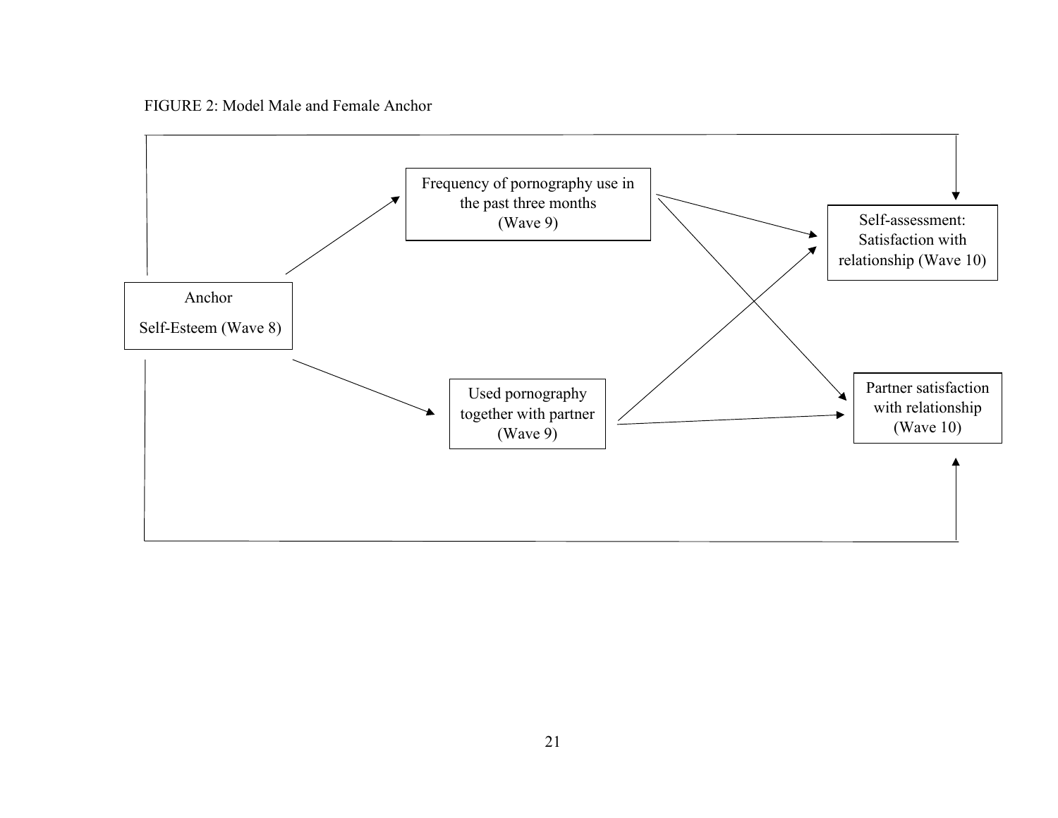FIGURE 2: Model Male and Female Anchor

Anchor

Self-Esteem (Wave 8)

Frequency of pornography use in the past three months (Wave 9)

Used pornography together with partner (Wave 9)

Self-assessment: Satisfaction with relationship (Wave 10)

Partner satisfaction with relationship (Wave 10)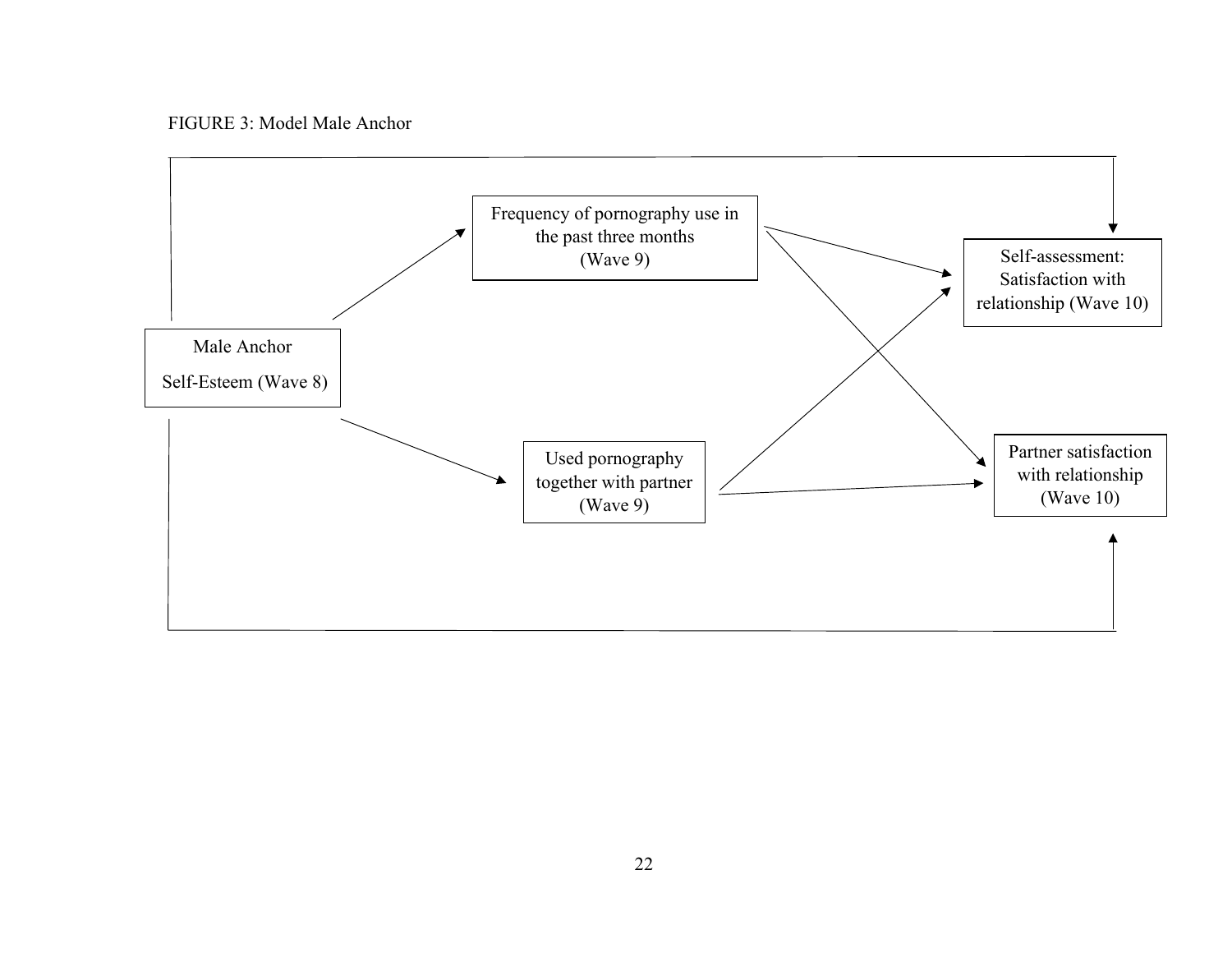FIGURE 3: Model Male Anchor

Male Anchor

Self-Esteem (Wave 8)

Frequency of pornography use in the past three months (Wave 9)

Used pornography together with partner (Wave 9)

Self-assessment: Satisfaction with relationship (Wave 10)

Partner satisfaction with relationship (Wave 10)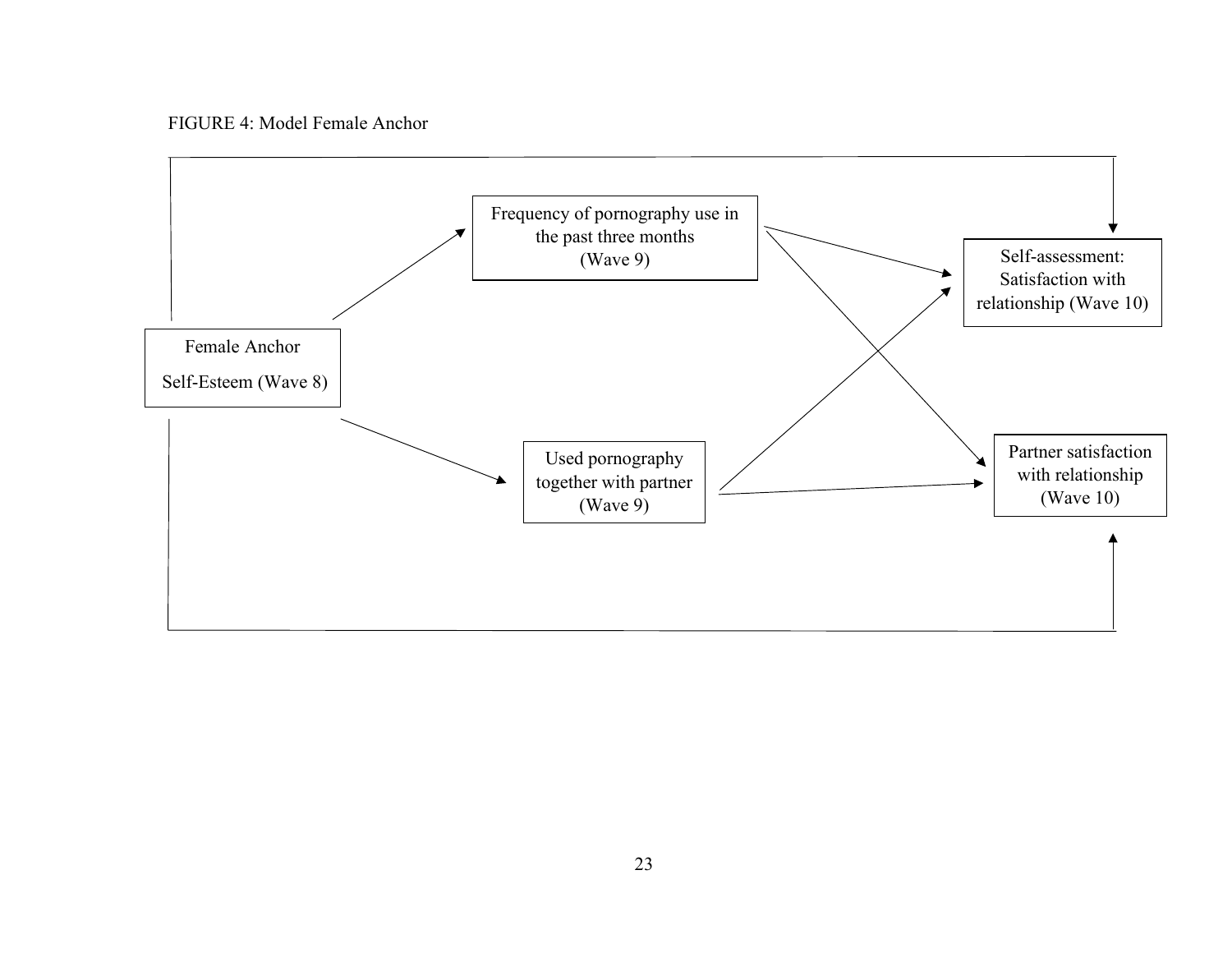FIGURE 4: Model Female Anchor

Female Anchor Self-Esteem (Wave 8)

Frequency of pornography use in the past three months (Wave 9)

Used pornography together with partner (Wave 9)

Self-assessment: Satisfaction with relationship (Wave 10)

Partner satisfaction with relationship (Wave 10)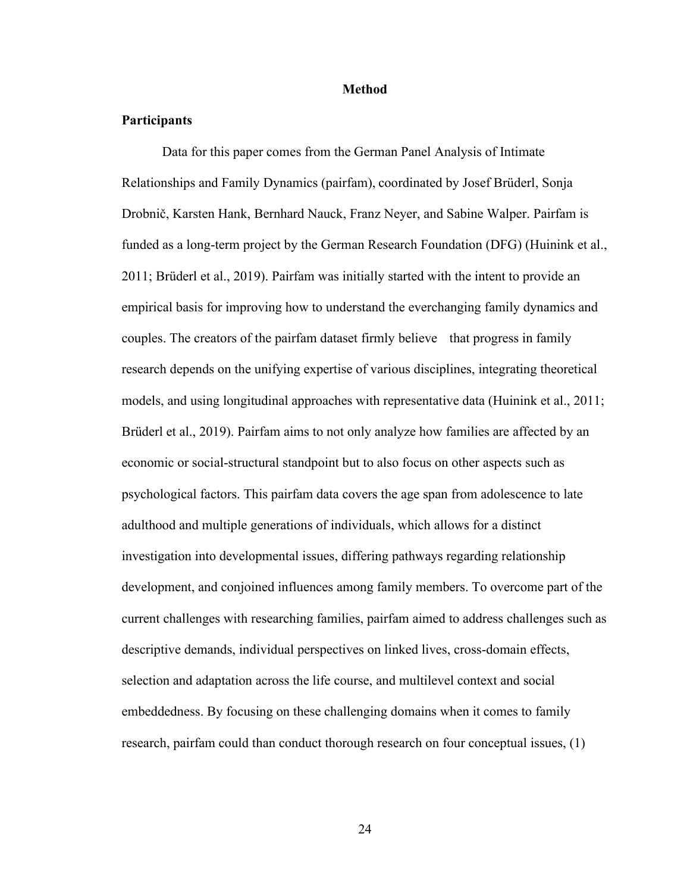# Method

## Participants

Data for this paper comes from the German Panel Analysis of Intimate Relationships and Family Dynamics (pairfam), coordinated by Josef Brüderl, Sonja Drobnič, Karsten Hank, Bernhard Nauck, Franz Neyer, and Sabine Walper. Pairfam is funded as a long-term project by the German Research Foundation (DFG) (Huinink et al., 2011; Brüderl et al., 2019). Pairfam was initially started with the intent to provide an empirical basis for improving how to understand the everchanging family dynamics and couples. The creators of the pairfam dataset firmly believe  that progress in family research depends on the unifying expertise of various disciplines, integrating theoretical models, and using longitudinal approaches with representative data (Huinink et al., 2011; Brüderl et al., 2019). Pairfam aims to not only analyze how families are affected by an economic or social-structural standpoint but to also focus on other aspects such as psychological factors. This pairfam data covers the age span from adolescence to late adulthood and multiple generations of individuals, which allows for a distinct investigation into developmental issues, differing pathways regarding relationship development, and conjoined influences among family members. To overcome part of the current challenges with researching families, pairfam aimed to address challenges such as descriptive demands, individual perspectives on linked lives, cross-domain effects, selection and adaptation across the life course, and multilevel context and social embeddedness. By focusing on these challenging domains when it comes to family research, pairfam could than conduct thorough research on four conceptual issues, (1)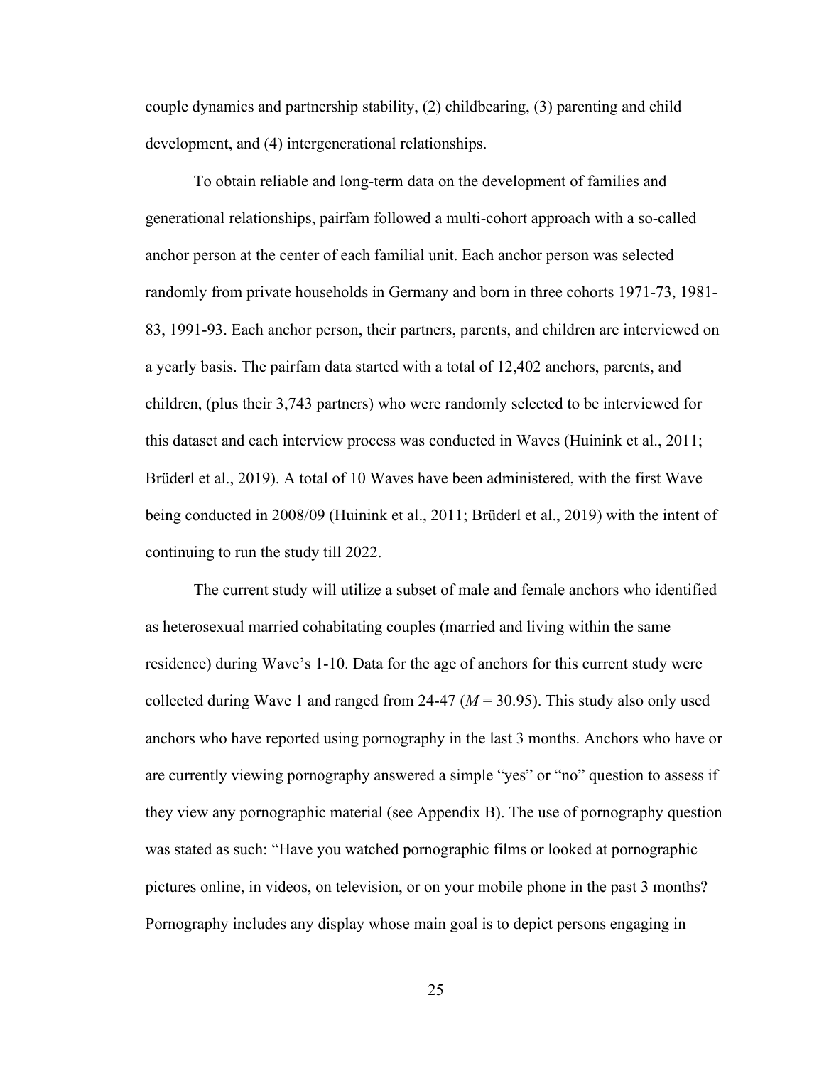couple dynamics and partnership stability, (2) childbearing, (3) parenting and child development, and (4) intergenerational relationships.

To obtain reliable and long-term data on the development of families and generational relationships, pairfam followed a multi-cohort approach with a so-called anchor person at the center of each familial unit. Each anchor person was selected randomly from private households in Germany and born in three cohorts 1971-73, 1981-83, 1991-93. Each anchor person, their partners, parents, and children are interviewed on a yearly basis. The pairfam data started with a total of 12,402 anchors, parents, and children, (plus their 3,743 partners) who were randomly selected to be interviewed for this dataset and each interview process was conducted in Waves (Huinink et al., 2011; Brüderl et al., 2019). A total of 10 Waves have been administered, with the first Wave being conducted in 2008/09 (Huinink et al., 2011; Brüderl et al., 2019) with the intent of continuing to run the study till 2022.

The current study will utilize a subset of male and female anchors who identified as heterosexual married cohabitating couples (married and living within the same residence) during Wave's 1-10. Data for the age of anchors for this current study were collected during Wave 1 and ranged from 24-47 ($M$ = 30.95). This study also only used anchors who have reported using pornography in the last 3 months. Anchors who have or are currently viewing pornography answered a simple "yes" or "no" question to assess if they view any pornographic material (see Appendix B). The use of pornography question was stated as such: "Have you watched pornographic films or looked at pornographic pictures online, in videos, on television, or on your mobile phone in the past 3 months? Pornography includes any display whose main goal is to depict persons engaging in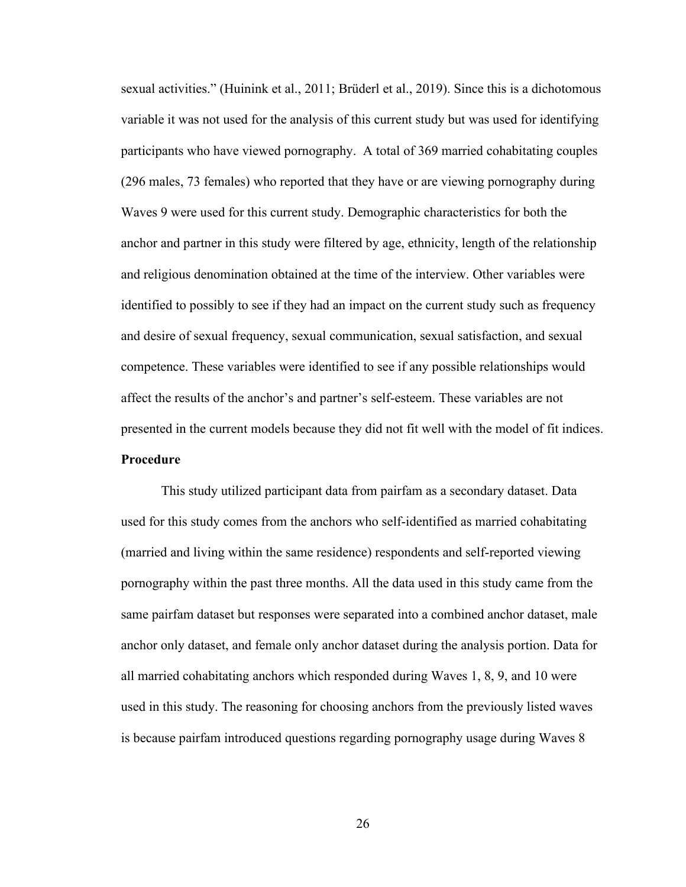sexual activities." (Huinink et al., 2011; Brüderl et al., 2019). Since this is a dichotomous variable it was not used for the analysis of this current study but was used for identifying participants who have viewed pornography. A total of 369 married cohabitating couples (296 males, 73 females) who reported that they have or are viewing pornography during Waves 9 were used for this current study. Demographic characteristics for both the anchor and partner in this study were filtered by age, ethnicity, length of the relationship and religious denomination obtained at the time of the interview. Other variables were identified to possibly to see if they had an impact on the current study such as frequency and desire of sexual frequency, sexual communication, sexual satisfaction, and sexual competence. These variables were identified to see if any possible relationships would affect the results of the anchor's and partner's self-esteem. These variables are not presented in the current models because they did not fit well with the model of fit indices.

**Procedure**

This study utilized participant data from pairfam as a secondary dataset. Data used for this study comes from the anchors who self-identified as married cohabitating (married and living within the same residence) respondents and self-reported viewing pornography within the past three months. All the data used in this study came from the same pairfam dataset but responses were separated into a combined anchor dataset, male anchor only dataset, and female only anchor dataset during the analysis portion. Data for all married cohabitating anchors which responded during Waves 1, 8, 9, and 10 were used in this study. The reasoning for choosing anchors from the previously listed waves is because pairfam introduced questions regarding pornography usage during Waves 8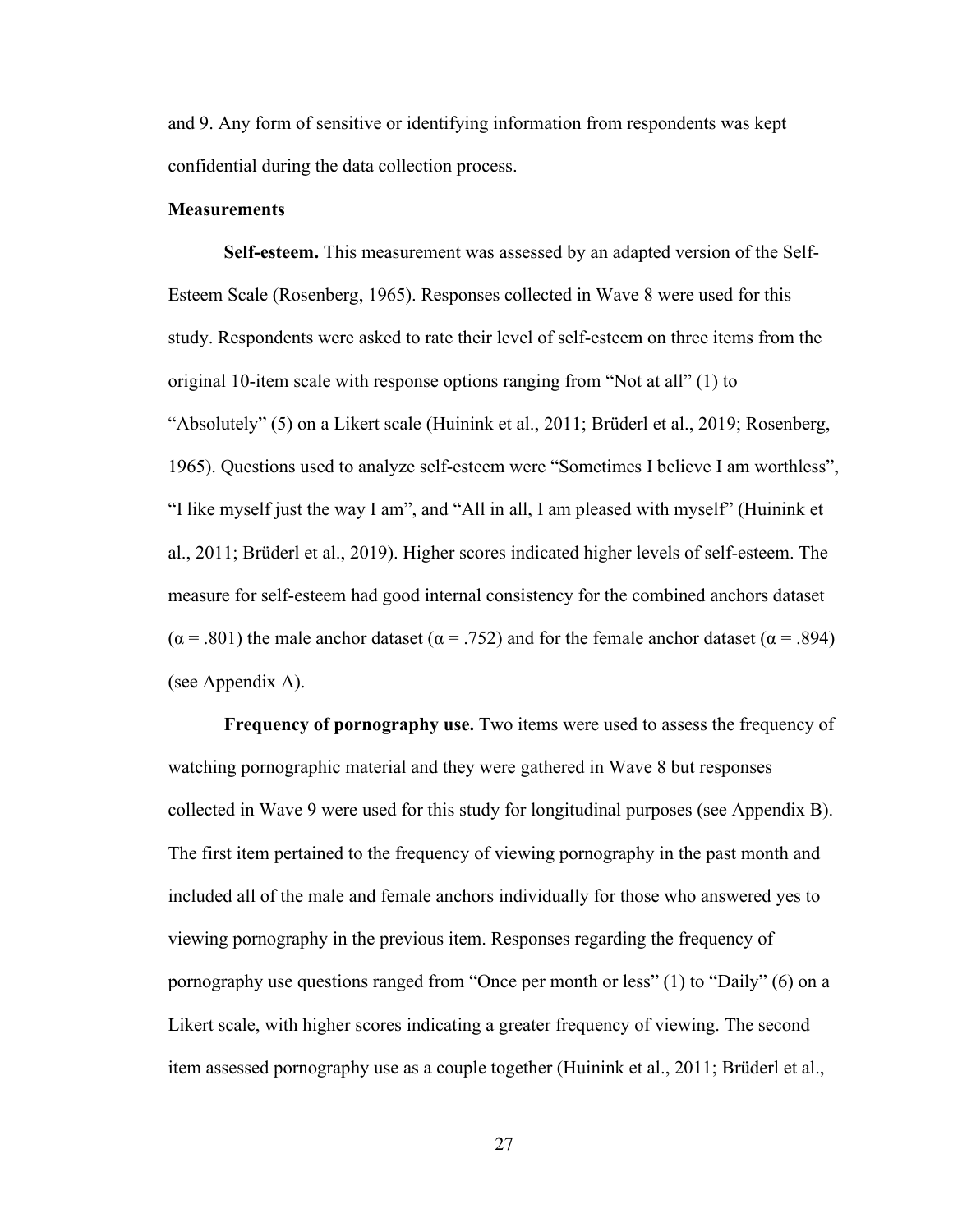and 9. Any form of sensitive or identifying information from respondents was kept confidential during the data collection process.

**Measurements**

**Self-esteem.** This measurement was assessed by an adapted version of the Self-Esteem Scale (Rosenberg, 1965). Responses collected in Wave 8 were used for this study. Respondents were asked to rate their level of self-esteem on three items from the original 10-item scale with response options ranging from "Not at all" (1) to "Absolutely" (5) on a Likert scale (Huinink et al., 2011; Brüderl et al., 2019; Rosenberg, 1965). Questions used to analyze self-esteem were "Sometimes I believe I am worthless", "I like myself just the way I am", and "All in all, I am pleased with myself" (Huinink et al., 2011; Brüderl et al., 2019). Higher scores indicated higher levels of self-esteem. The measure for self-esteem had good internal consistency for the combined anchors dataset ($\alpha = .801$) the male anchor dataset ($\alpha = .752$) and for the female anchor dataset ($\alpha = .894$) (see Appendix A).

**Frequency of pornography use.** Two items were used to assess the frequency of watching pornographic material and they were gathered in Wave 8 but responses collected in Wave 9 were used for this study for longitudinal purposes (see Appendix B). The first item pertained to the frequency of viewing pornography in the past month and included all of the male and female anchors individually for those who answered yes to viewing pornography in the previous item. Responses regarding the frequency of pornography use questions ranged from "Once per month or less" (1) to "Daily" (6) on a Likert scale, with higher scores indicating a greater frequency of viewing. The second item assessed pornography use as a couple together (Huinink et al., 2011; Brüderl et al.,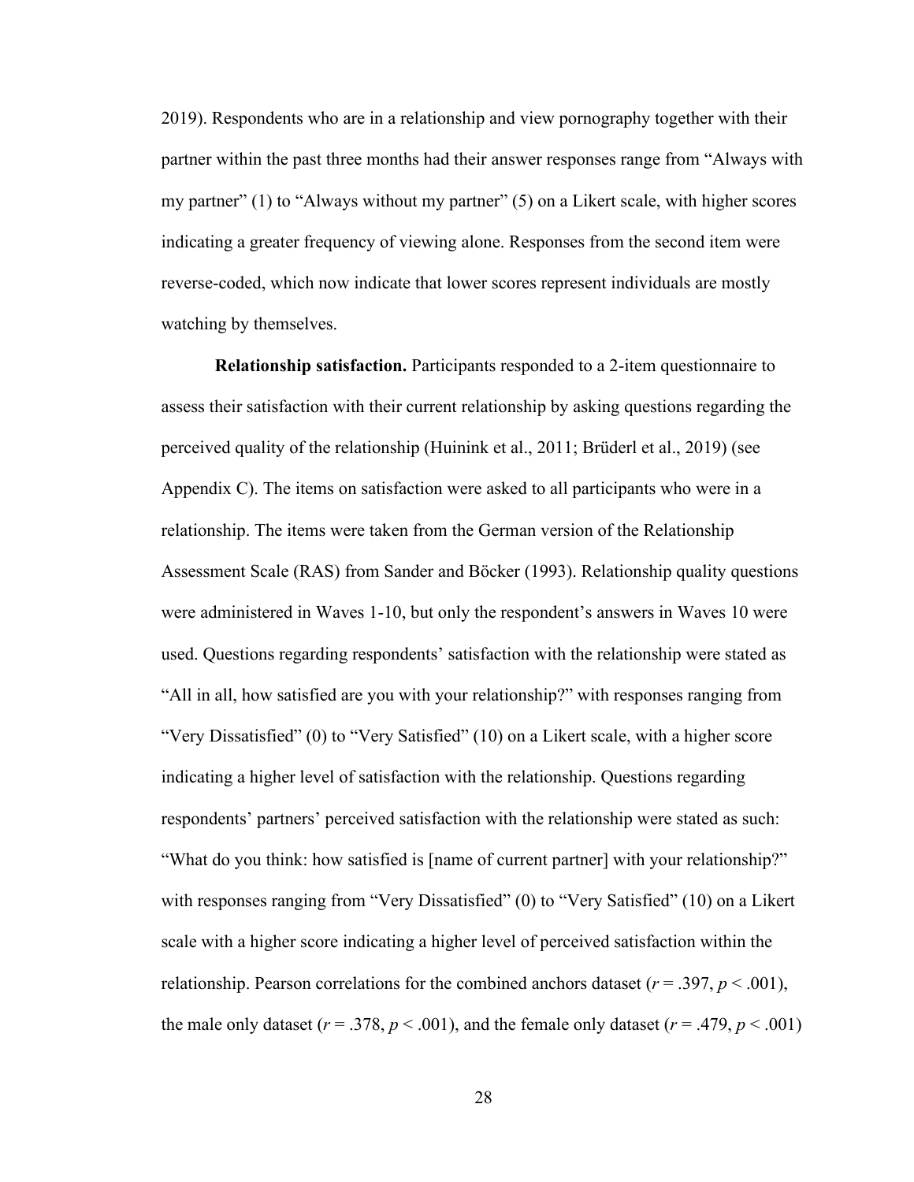2019). Respondents who are in a relationship and view pornography together with their partner within the past three months had their answer responses range from "Always with my partner" (1) to "Always without my partner" (5) on a Likert scale, with higher scores indicating a greater frequency of viewing alone. Responses from the second item were reverse-coded, which now indicate that lower scores represent individuals are mostly watching by themselves.

**Relationship satisfaction.** Participants responded to a 2-item questionnaire to assess their satisfaction with their current relationship by asking questions regarding the perceived quality of the relationship (Huinink et al., 2011; Brüderl et al., 2019) (see Appendix C). The items on satisfaction were asked to all participants who were in a relationship. The items were taken from the German version of the Relationship Assessment Scale (RAS) from Sander and Böcker (1993). Relationship quality questions were administered in Waves 1-10, but only the respondent's answers in Waves 10 were used. Questions regarding respondents' satisfaction with the relationship were stated as "All in all, how satisfied are you with your relationship?" with responses ranging from "Very Dissatisfied" (0) to "Very Satisfied" (10) on a Likert scale, with a higher score indicating a higher level of satisfaction with the relationship. Questions regarding respondents' partners' perceived satisfaction with the relationship were stated as such: "What do you think: how satisfied is [name of current partner] with your relationship?" with responses ranging from "Very Dissatisfied" (0) to "Very Satisfied" (10) on a Likert scale with a higher score indicating a higher level of perceived satisfaction within the relationship. Pearson correlations for the combined anchors dataset ($r = .397$, $p < .001$), the male only dataset ($r = .378$, $p < .001$), and the female only dataset ($r = .479$, $p < .001$)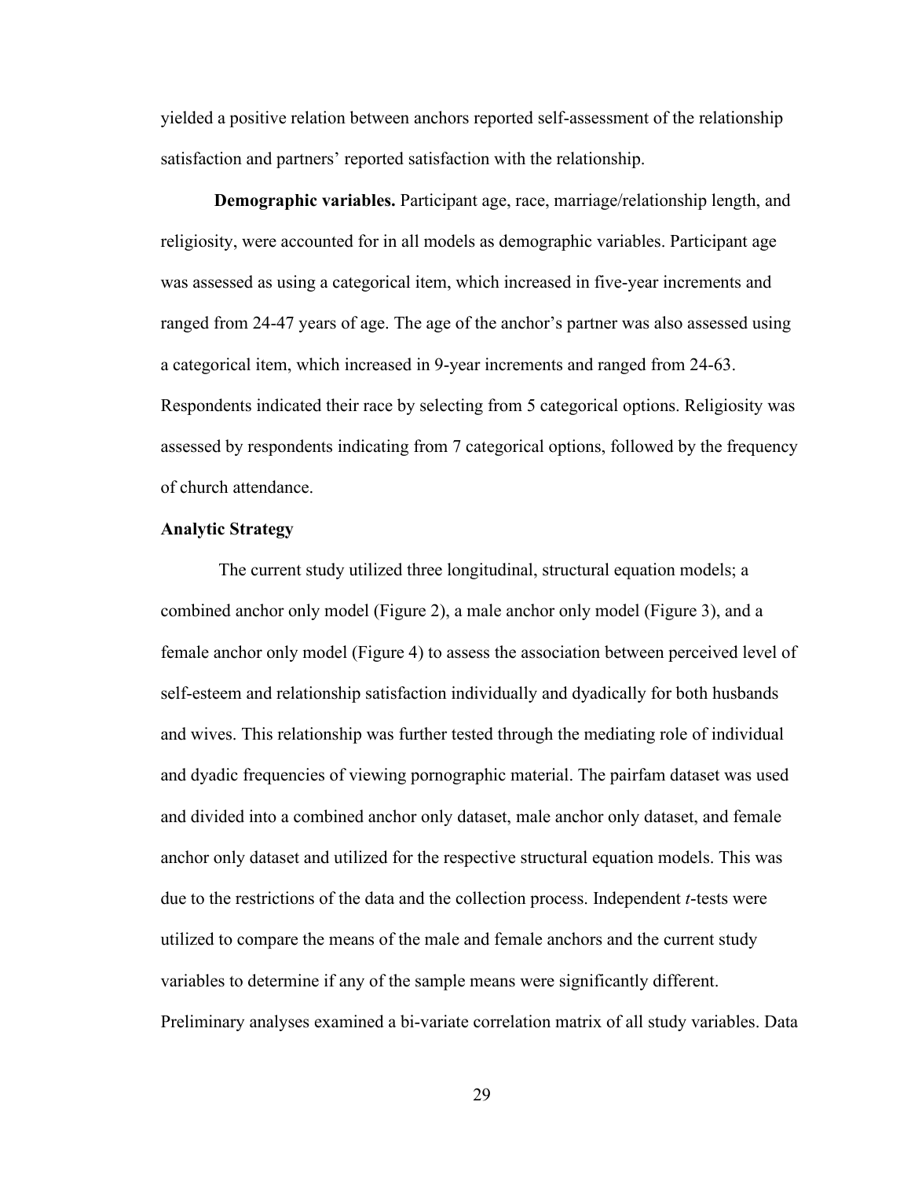yielded a positive relation between anchors reported self-assessment of the relationship satisfaction and partners' reported satisfaction with the relationship.

**Demographic variables.** Participant age, race, marriage/relationship length, and religiosity, were accounted for in all models as demographic variables. Participant age was assessed as using a categorical item, which increased in five-year increments and ranged from 24-47 years of age. The age of the anchor's partner was also assessed using a categorical item, which increased in 9-year increments and ranged from 24-63. Respondents indicated their race by selecting from 5 categorical options. Religiosity was assessed by respondents indicating from 7 categorical options, followed by the frequency of church attendance.

### Analytic Strategy

The current study utilized three longitudinal, structural equation models; a combined anchor only model (Figure 2), a male anchor only model (Figure 3), and a female anchor only model (Figure 4) to assess the association between perceived level of self-esteem and relationship satisfaction individually and dyadically for both husbands and wives. This relationship was further tested through the mediating role of individual and dyadic frequencies of viewing pornographic material. The pairfam dataset was used and divided into a combined anchor only dataset, male anchor only dataset, and female anchor only dataset and utilized for the respective structural equation models. This was due to the restrictions of the data and the collection process. Independent *t*-tests were utilized to compare the means of the male and female anchors and the current study variables to determine if any of the sample means were significantly different. Preliminary analyses examined a bi-variate correlation matrix of all study variables. Data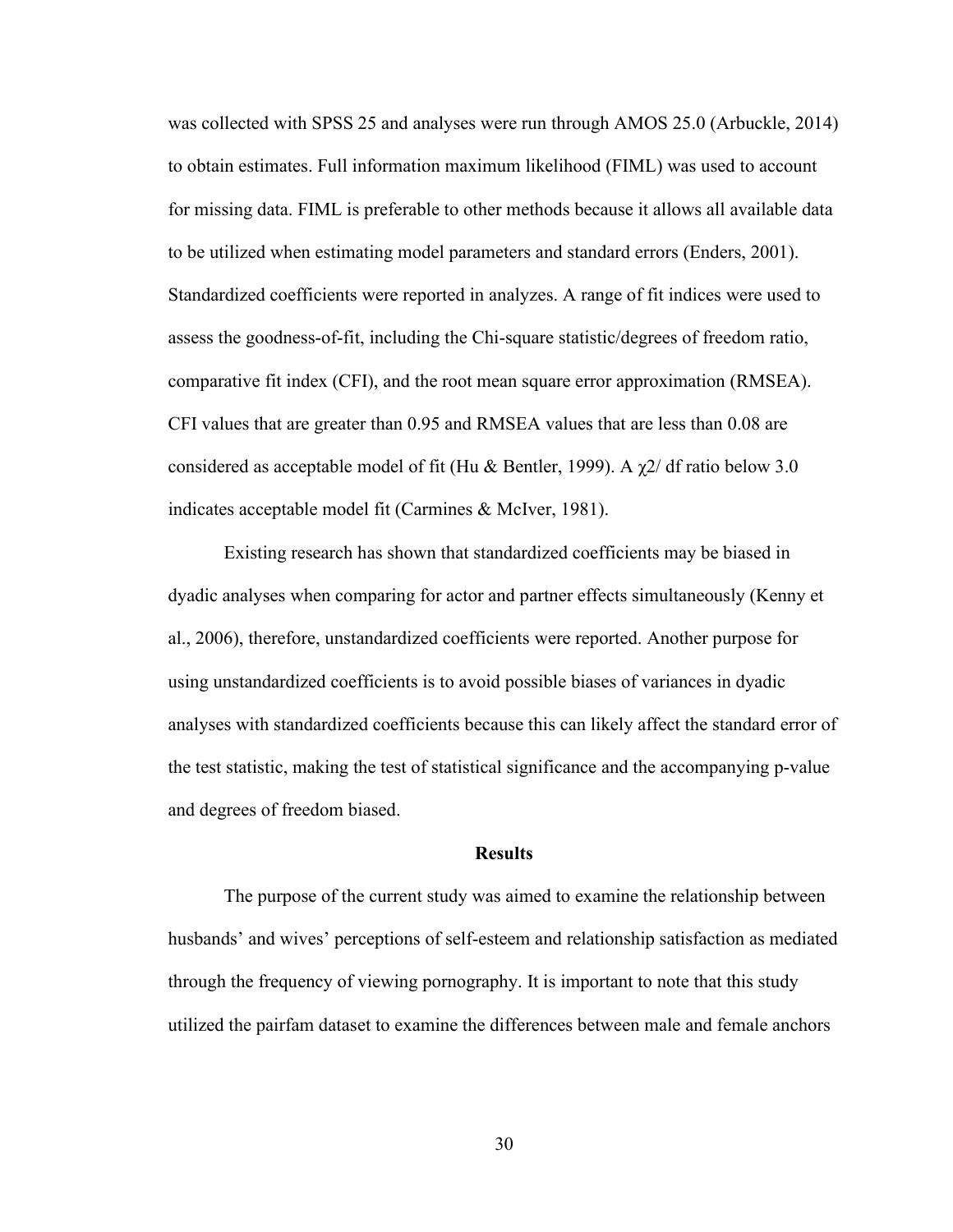was collected with SPSS 25 and analyses were run through AMOS 25.0 (Arbuckle, 2014) to obtain estimates. Full information maximum likelihood (FIML) was used to account for missing data. FIML is preferable to other methods because it allows all available data to be utilized when estimating model parameters and standard errors (Enders, 2001). Standardized coefficients were reported in analyzes. A range of fit indices were used to assess the goodness-of-fit, including the Chi-square statistic/degrees of freedom ratio, comparative fit index (CFI), and the root mean square error approximation (RMSEA). CFI values that are greater than 0.95 and RMSEA values that are less than 0.08 are considered as acceptable model of fit (Hu & Bentler, 1999). A $\chi 2$/ df ratio below 3.0 indicates acceptable model fit (Carmines & McIver, 1981).

Existing research has shown that standardized coefficients may be biased in dyadic analyses when comparing for actor and partner effects simultaneously (Kenny et al., 2006), therefore, unstandardized coefficients were reported. Another purpose for using unstandardized coefficients is to avoid possible biases of variances in dyadic analyses with standardized coefficients because this can likely affect the standard error of the test statistic, making the test of statistical significance and the accompanying p-value and degrees of freedom biased.

## Results

The purpose of the current study was aimed to examine the relationship between husbands' and wives' perceptions of self-esteem and relationship satisfaction as mediated through the frequency of viewing pornography. It is important to note that this study utilized the pairfam dataset to examine the differences between male and female anchors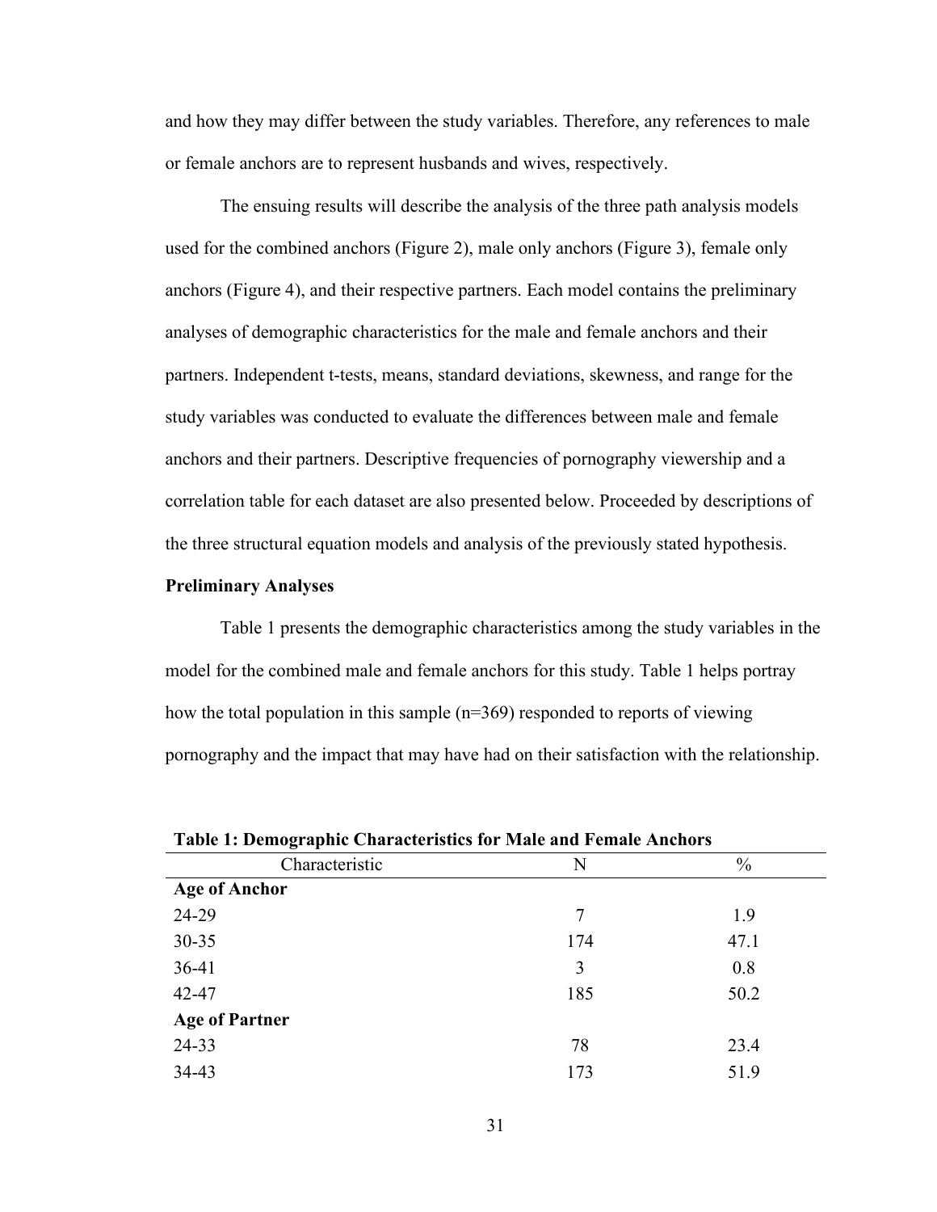and how they may differ between the study variables. Therefore, any references to male or female anchors are to represent husbands and wives, respectively.

The ensuing results will describe the analysis of the three path analysis models used for the combined anchors (Figure 2), male only anchors (Figure 3), female only anchors (Figure 4), and their respective partners. Each model contains the preliminary analyses of demographic characteristics for the male and female anchors and their partners. Independent t-tests, means, standard deviations, skewness, and range for the study variables was conducted to evaluate the differences between male and female anchors and their partners. Descriptive frequencies of pornography viewership and a correlation table for each dataset are also presented below. Proceeded by descriptions of the three structural equation models and analysis of the previously stated hypothesis.

**Preliminary Analyses**

Table 1 presents the demographic characteristics among the study variables in the model for the combined male and female anchors for this study. Table 1 helps portray how the total population in this sample (n=369) responded to reports of viewing pornography and the impact that may have had on their satisfaction with the relationship.

**Table 1: Demographic Characteristics for Male and Female Anchors**

| Characteristic | N | % |
|---|---|---|
| **Age of Anchor** | | |
| 24-29 | 7 | 1.9 |
| 30-35 | 174 | 47.1 |
| 36-41 | 3 | 0.8 |
| 42-47 | 185 | 50.2 |
| **Age of Partner** | | |
| 24-33 | 78 | 23.4 |
| 34-43 | 173 | 51.9 |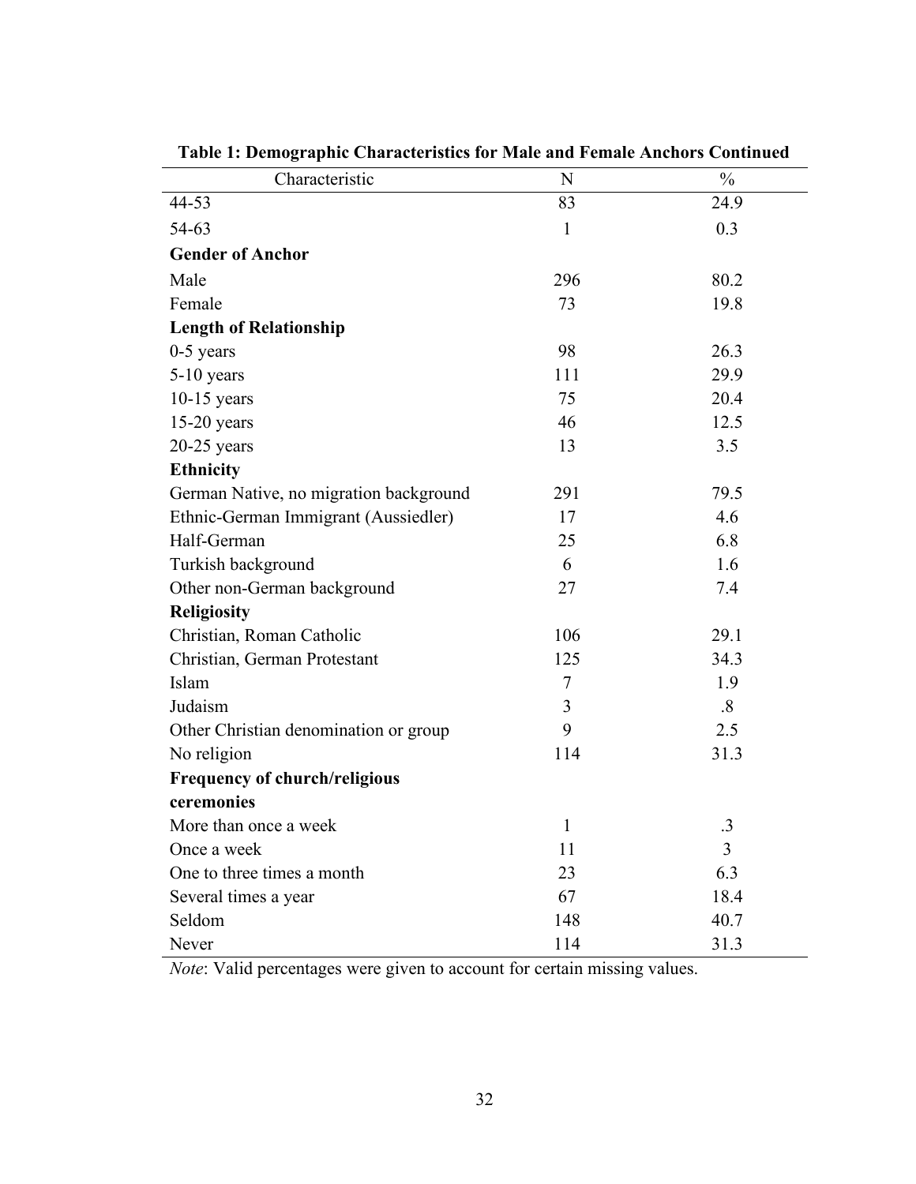**Table 1: Demographic Characteristics for Male and Female Anchors Continued**

| Characteristic | N | % |
|---|---|---|
| 44-53 | 83 | 24.9 |
| 54-63 | 1 | 0.3 |
| **Gender of Anchor** | | |
| Male | 296 | 80.2 |
| Female | 73 | 19.8 |
| **Length of Relationship** | | |
| 0-5 years | 98 | 26.3 |
| 5-10 years | 111 | 29.9 |
| 10-15 years | 75 | 20.4 |
| 15-20 years | 46 | 12.5 |
| 20-25 years | 13 | 3.5 |
| **Ethnicity** | | |
| German Native, no migration background | 291 | 79.5 |
| Ethnic-German Immigrant (Aussiedler) | 17 | 4.6 |
| Half-German | 25 | 6.8 |
| Turkish background | 6 | 1.6 |
| Other non-German background | 27 | 7.4 |
| **Religiosity** | | |
| Christian, Roman Catholic | 106 | 29.1 |
| Christian, German Protestant | 125 | 34.3 |
| Islam | 7 | 1.9 |
| Judaism | 3 | .8 |
| Other Christian denomination or group | 9 | 2.5 |
| No religion | 114 | 31.3 |
| **Frequency of church/religious ceremonies** | | |
| More than once a week | 1 | .3 |
| Once a week | 11 | 3 |
| One to three times a month | 23 | 6.3 |
| Several times a year | 67 | 18.4 |
| Seldom | 148 | 40.7 |
| Never | 114 | 31.3 |

*Note*: Valid percentages were given to account for certain missing values.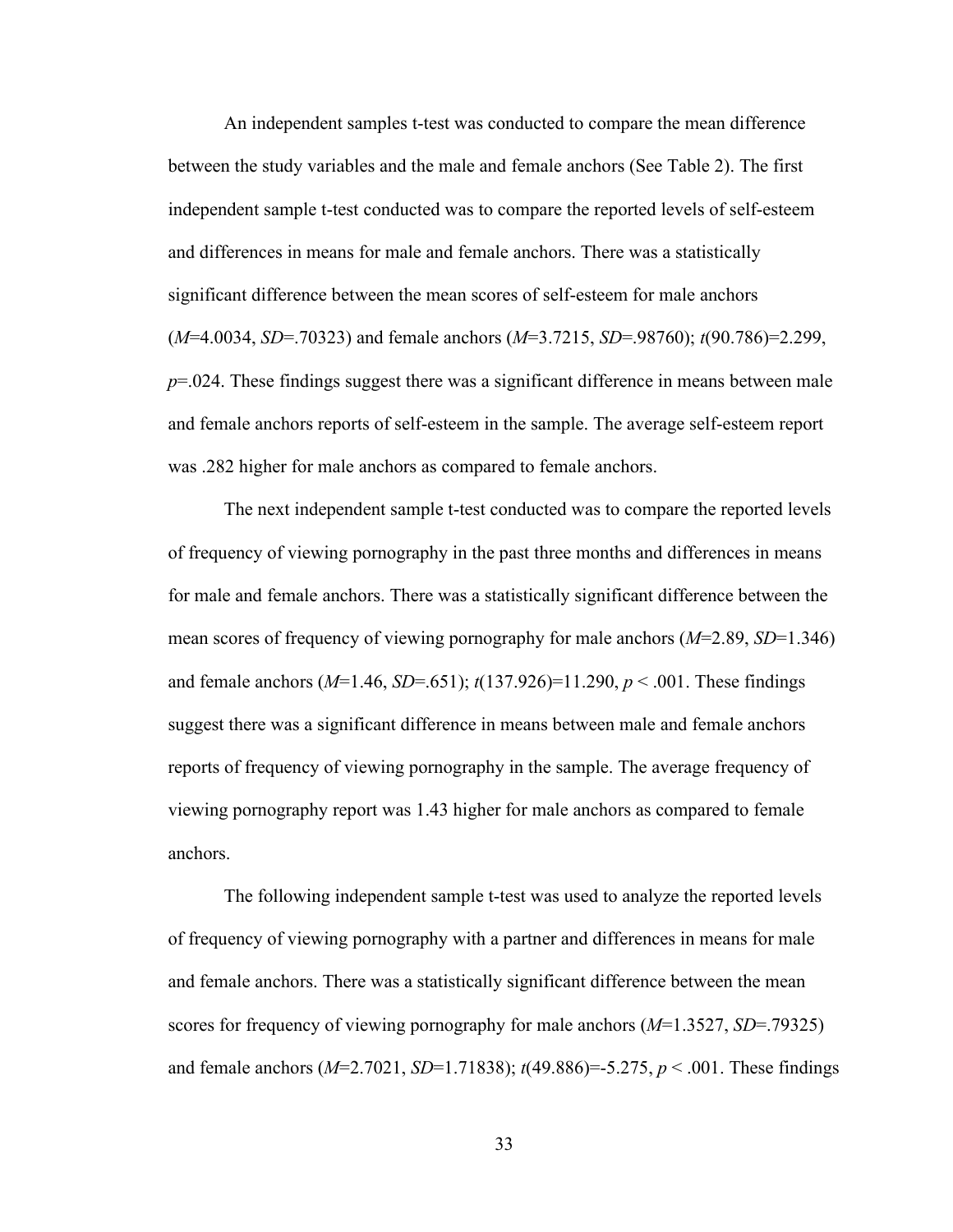An independent samples t-test was conducted to compare the mean difference between the study variables and the male and female anchors (See Table 2). The first independent sample t-test conducted was to compare the reported levels of self-esteem and differences in means for male and female anchors. There was a statistically significant difference between the mean scores of self-esteem for male anchors ($M$=4.0034, $SD$=.70323) and female anchors ($M$=3.7215, $SD$=.98760); $t(90.786)=2.299$, $p$=.024. These findings suggest there was a significant difference in means between male and female anchors reports of self-esteem in the sample. The average self-esteem report was .282 higher for male anchors as compared to female anchors.

The next independent sample t-test conducted was to compare the reported levels of frequency of viewing pornography in the past three months and differences in means for male and female anchors. There was a statistically significant difference between the mean scores of frequency of viewing pornography for male anchors ($M$=2.89, $SD$=1.346) and female anchors ($M$=1.46, $SD$=.651); $t(137.926)=11.290$, $p < .001$. These findings suggest there was a significant difference in means between male and female anchors reports of frequency of viewing pornography in the sample. The average frequency of viewing pornography report was 1.43 higher for male anchors as compared to female anchors.

The following independent sample t-test was used to analyze the reported levels of frequency of viewing pornography with a partner and differences in means for male and female anchors. There was a statistically significant difference between the mean scores for frequency of viewing pornography for male anchors ($M$=1.3527, $SD$=.79325) and female anchors ($M$=2.7021, $SD$=1.71838); $t(49.886)=-5.275$, $p < .001$. These findings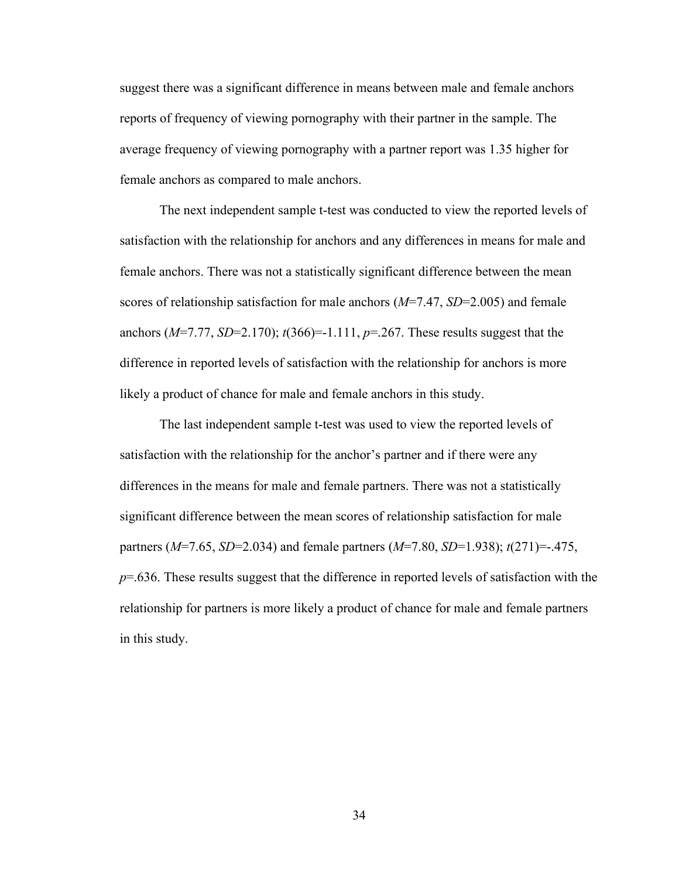suggest there was a significant difference in means between male and female anchors reports of frequency of viewing pornography with their partner in the sample. The average frequency of viewing pornography with a partner report was 1.35 higher for female anchors as compared to male anchors.

The next independent sample t-test was conducted to view the reported levels of satisfaction with the relationship for anchors and any differences in means for male and female anchors. There was not a statistically significant difference between the mean scores of relationship satisfaction for male anchors ($M$=7.47, $SD$=2.005) and female anchors ($M$=7.77, $SD$=2.170); $t(366)$=-1.111, $p$=.267. These results suggest that the difference in reported levels of satisfaction with the relationship for anchors is more likely a product of chance for male and female anchors in this study.

The last independent sample t-test was used to view the reported levels of satisfaction with the relationship for the anchor's partner and if there were any differences in the means for male and female partners. There was not a statistically significant difference between the mean scores of relationship satisfaction for male partners ($M$=7.65, $SD$=2.034) and female partners ($M$=7.80, $SD$=1.938); $t(271)$=-.475, $p$=.636. These results suggest that the difference in reported levels of satisfaction with the relationship for partners is more likely a product of chance for male and female partners in this study.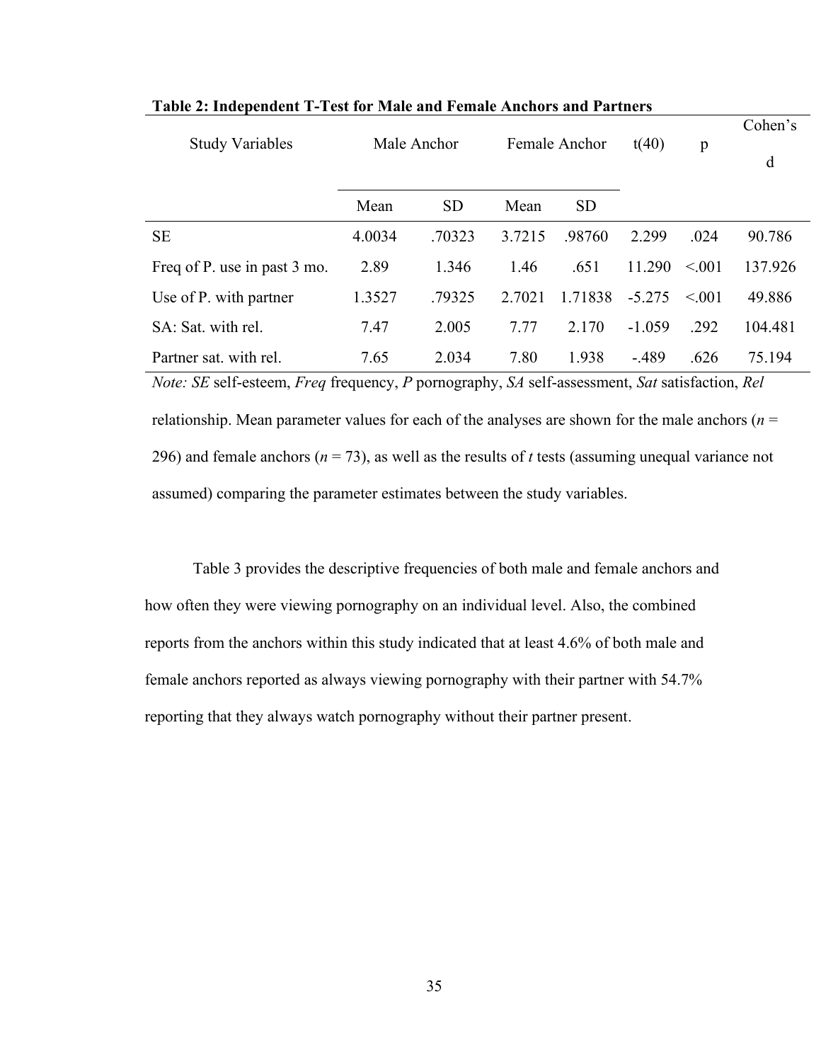**Table 2: Independent T-Test for Male and Female Anchors and Partners**

| Study Variables | Male Anchor | | Female Anchor | | t(40) | p | Cohen's d |
|---|---|---|---|---|---|---|---|
| | Mean | SD | Mean | SD | | | |
| SE | 4.0034 | .70323 | 3.7215 | .98760 | 2.299 | .024 | 90.786 |
| Freq of P. use in past 3 mo. | 2.89 | 1.346 | 1.46 | .651 | 11.290 | <.001 | 137.926 |
| Use of P. with partner | 1.3527 | .79325 | 2.7021 | 1.71838 | -5.275 | <.001 | 49.886 |
| SA: Sat. with rel. | 7.47 | 2.005 | 7.77 | 2.170 | -1.059 | .292 | 104.481 |
| Partner sat. with rel. | 7.65 | 2.034 | 7.80 | 1.938 | -.489 | .626 | 75.194 |

*Note: SE* self-esteem, *Freq* frequency, *P* pornography, *SA* self-assessment, *Sat* satisfaction, *Rel* relationship. Mean parameter values for each of the analyses are shown for the male anchors ($n$ = 296) and female anchors ($n$ = 73), as well as the results of $t$ tests (assuming unequal variance not assumed) comparing the parameter estimates between the study variables.

Table 3 provides the descriptive frequencies of both male and female anchors and how often they were viewing pornography on an individual level. Also, the combined reports from the anchors within this study indicated that at least 4.6% of both male and female anchors reported as always viewing pornography with their partner with 54.7% reporting that they always watch pornography without their partner present.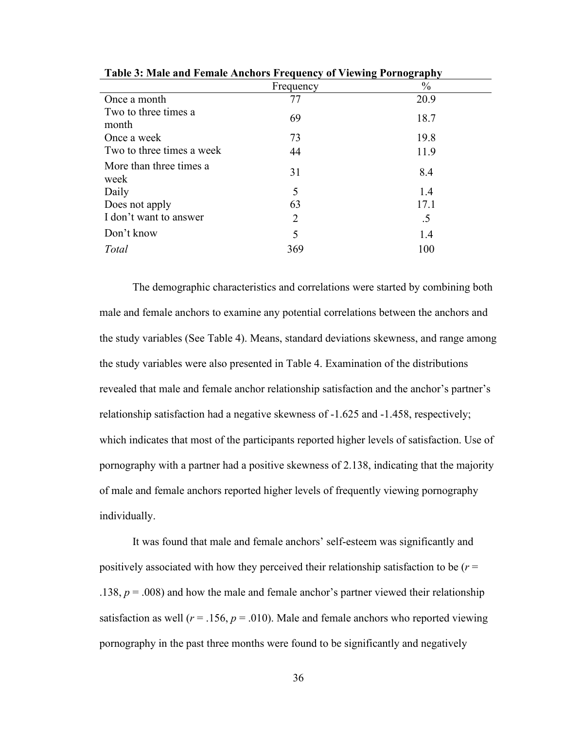**Table 3: Male and Female Anchors Frequency of Viewing Pornography**

| | Frequency | % |
|---|---|---|
| Once a month | 77 | 20.9 |
| Two to three times a month | 69 | 18.7 |
| Once a week | 73 | 19.8 |
| Two to three times a week | 44 | 11.9 |
| More than three times a week | 31 | 8.4 |
| Daily | 5 | 1.4 |
| Does not apply | 63 | 17.1 |
| I don't want to answer | 2 | .5 |
| Don't know | 5 | 1.4 |
| *Total* | 369 | 100 |

The demographic characteristics and correlations were started by combining both male and female anchors to examine any potential correlations between the anchors and the study variables (See Table 4). Means, standard deviations skewness, and range among the study variables were also presented in Table 4. Examination of the distributions revealed that male and female anchor relationship satisfaction and the anchor's partner's relationship satisfaction had a negative skewness of -1.625 and -1.458, respectively; which indicates that most of the participants reported higher levels of satisfaction. Use of pornography with a partner had a positive skewness of 2.138, indicating that the majority of male and female anchors reported higher levels of frequently viewing pornography individually.

It was found that male and female anchors' self-esteem was significantly and positively associated with how they perceived their relationship satisfaction to be ($r$ = .138, $p$ = .008) and how the male and female anchor's partner viewed their relationship satisfaction as well ($r$ = .156, $p$ = .010). Male and female anchors who reported viewing pornography in the past three months were found to be significantly and negatively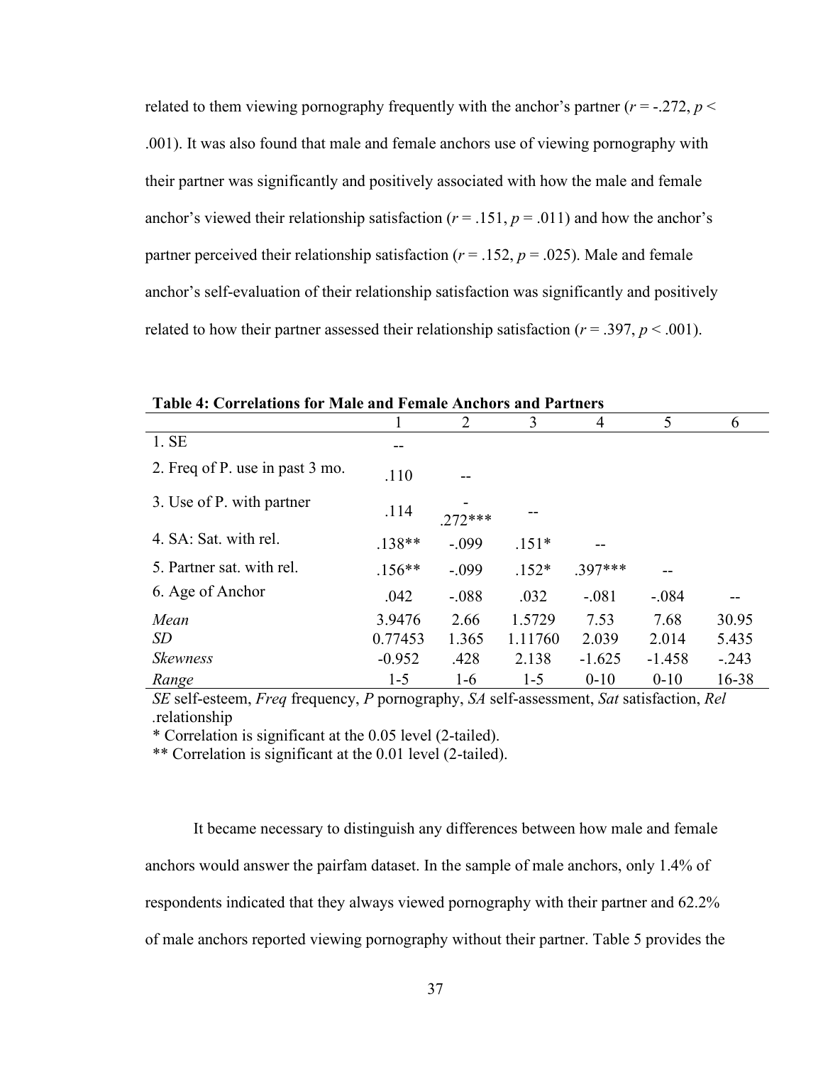related to them viewing pornography frequently with the anchor's partner ($r$ = -.272, $p$ < .001). It was also found that male and female anchors use of viewing pornography with their partner was significantly and positively associated with how the male and female anchor's viewed their relationship satisfaction ($r$ = .151, $p$ = .011) and how the anchor's partner perceived their relationship satisfaction ($r$ = .152, $p$ = .025). Male and female anchor's self-evaluation of their relationship satisfaction was significantly and positively related to how their partner assessed their relationship satisfaction ($r$ = .397, $p$ < .001).

**Table 4: Correlations for Male and Female Anchors and Partners**

| | 1 | 2 | 3 | 4 | 5 | 6 |
|---|---|---|---|---|---|---|
| 1. SE | -- | | | | | |
| 2. Freq of P. use in past 3 mo. | .110 | -- | | | | |
| 3. Use of P. with partner | .114 | -.272*** | -- | | | |
| 4. SA: Sat. with rel. | .138** | -.099 | .151* | -- | | |
| 5. Partner sat. with rel. | .156** | -.099 | .152* | .397*** | -- | |
| 6. Age of Anchor | .042 | -.088 | .032 | -.081 | -.084 | -- |
| *Mean* | 3.9476 | 2.66 | 1.5729 | 7.53 | 7.68 | 30.95 |
| *SD* | 0.77453 | 1.365 | 1.11760 | 2.039 | 2.014 | 5.435 |
| *Skewness* | -0.952 | .428 | 2.138 | -1.625 | -1.458 | -.243 |
| *Range* | 1-5 | 1-6 | 1-5 | 0-10 | 0-10 | 16-38 |

*SE* self-esteem, *Freq* frequency, *P* pornography, *SA* self-assessment, *Sat* satisfaction, *Rel* .relationship

* Correlation is significant at the 0.05 level (2-tailed).

** Correlation is significant at the 0.01 level (2-tailed).

It became necessary to distinguish any differences between how male and female anchors would answer the pairfam dataset. In the sample of male anchors, only 1.4% of respondents indicated that they always viewed pornography with their partner and 62.2% of male anchors reported viewing pornography without their partner. Table 5 provides the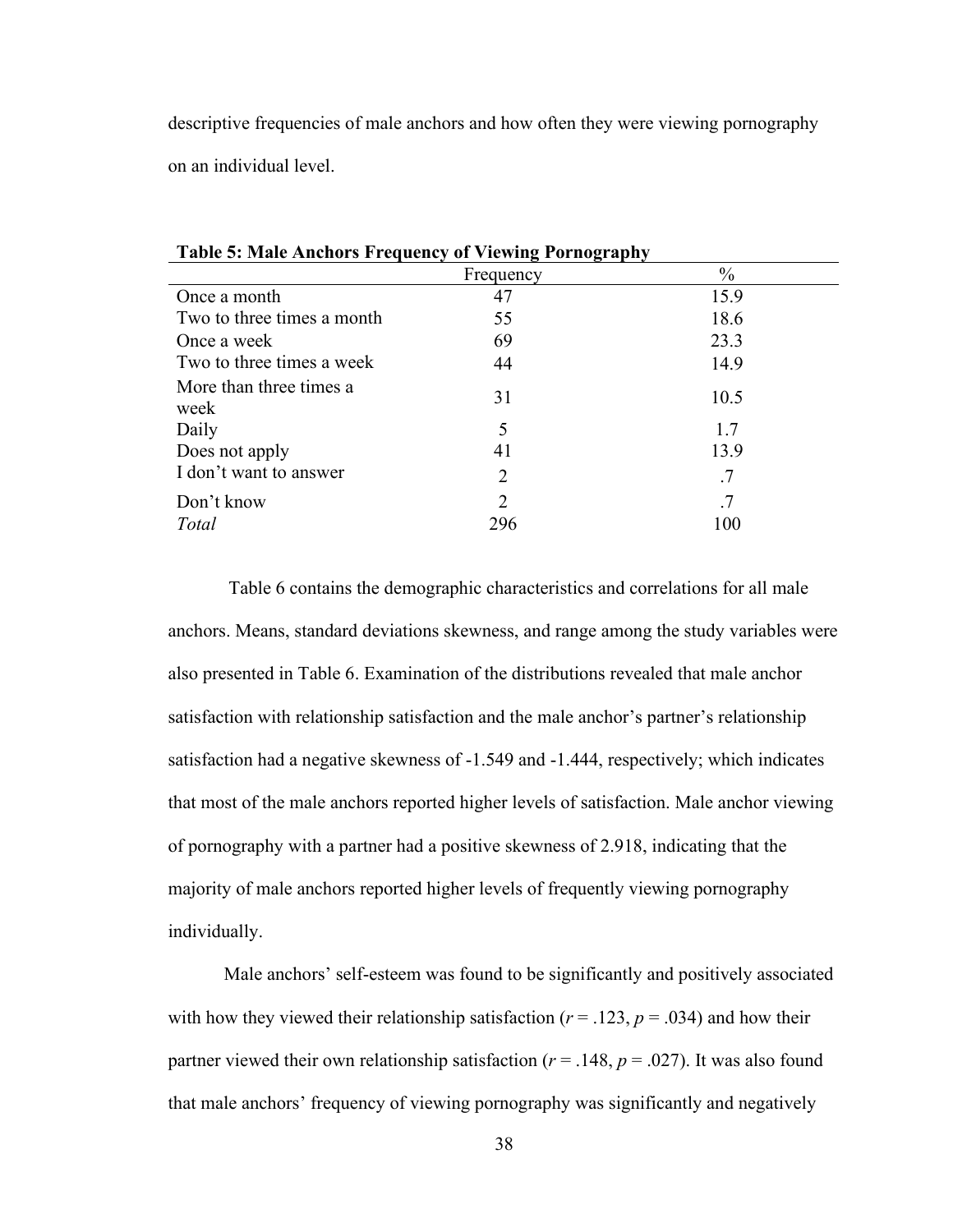descriptive frequencies of male anchors and how often they were viewing pornography on an individual level.

**Table 5: Male Anchors Frequency of Viewing Pornography**

| | Frequency | % |
|---|---|---|
| Once a month | 47 | 15.9 |
| Two to three times a month | 55 | 18.6 |
| Once a week | 69 | 23.3 |
| Two to three times a week | 44 | 14.9 |
| More than three times a week | 31 | 10.5 |
| Daily | 5 | 1.7 |
| Does not apply | 41 | 13.9 |
| I don't want to answer | 2 | .7 |
| Don't know | 2 | .7 |
| *Total* | 296 | 100 |

Table 6 contains the demographic characteristics and correlations for all male anchors. Means, standard deviations skewness, and range among the study variables were also presented in Table 6. Examination of the distributions revealed that male anchor satisfaction with relationship satisfaction and the male anchor's partner's relationship satisfaction had a negative skewness of -1.549 and -1.444, respectively; which indicates that most of the male anchors reported higher levels of satisfaction. Male anchor viewing of pornography with a partner had a positive skewness of 2.918, indicating that the majority of male anchors reported higher levels of frequently viewing pornography individually.

Male anchors' self-esteem was found to be significantly and positively associated with how they viewed their relationship satisfaction ($r = .123$, $p = .034$) and how their partner viewed their own relationship satisfaction ($r = .148$, $p = .027$). It was also found that male anchors' frequency of viewing pornography was significantly and negatively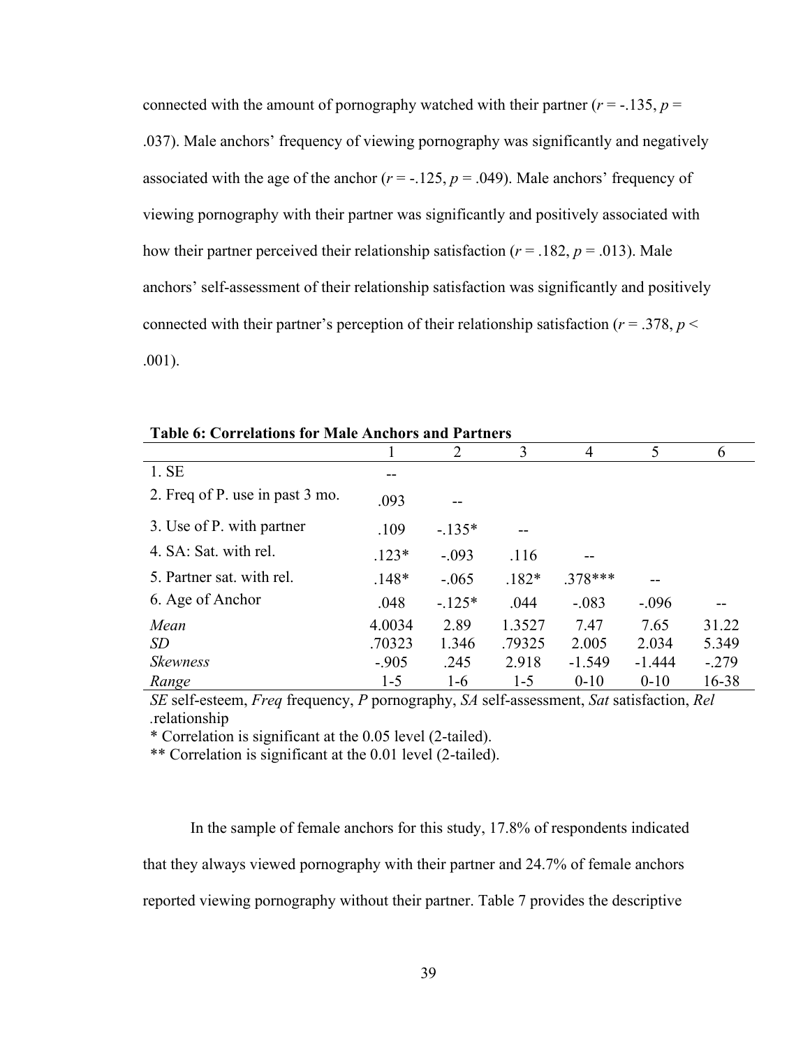connected with the amount of pornography watched with their partner ($r = -.135$, $p = .037$). Male anchors' frequency of viewing pornography was significantly and negatively associated with the age of the anchor ($r = -.125$, $p = .049$). Male anchors' frequency of viewing pornography with their partner was significantly and positively associated with how their partner perceived their relationship satisfaction ($r = .182$, $p = .013$). Male anchors' self-assessment of their relationship satisfaction was significantly and positively connected with their partner's perception of their relationship satisfaction ($r = .378$, $p < .001$).

**Table 6: Correlations for Male Anchors and Partners**

| | 1 | 2 | 3 | 4 | 5 | 6 |
|---|---|---|---|---|---|---|
| 1. SE | -- | | | | | |
| 2. Freq of P. use in past 3 mo. | .093 | -- | | | | |
| 3. Use of P. with partner | .109 | -.135* | -- | | | |
| 4. SA: Sat. with rel. | .123* | -.093 | .116 | -- | | |
| 5. Partner sat. with rel. | .148* | -.065 | .182* | .378*** | -- | |
| 6. Age of Anchor | .048 | -.125* | .044 | -.083 | -.096 | -- |
| *Mean* | 4.0034 | 2.89 | 1.3527 | 7.47 | 7.65 | 31.22 |
| *SD* | .70323 | 1.346 | .79325 | 2.005 | 2.034 | 5.349 |
| *Skewness* | -.905 | .245 | 2.918 | -1.549 | -1.444 | -.279 |
| *Range* | 1-5 | 1-6 | 1-5 | 0-10 | 0-10 | 16-38 |

*SE* self-esteem, *Freq* frequency, *P* pornography, *SA* self-assessment, *Sat* satisfaction, *Rel* .relationship

\* Correlation is significant at the 0.05 level (2-tailed).

\*\* Correlation is significant at the 0.01 level (2-tailed).

In the sample of female anchors for this study, 17.8% of respondents indicated that they always viewed pornography with their partner and 24.7% of female anchors reported viewing pornography without their partner. Table 7 provides the descriptive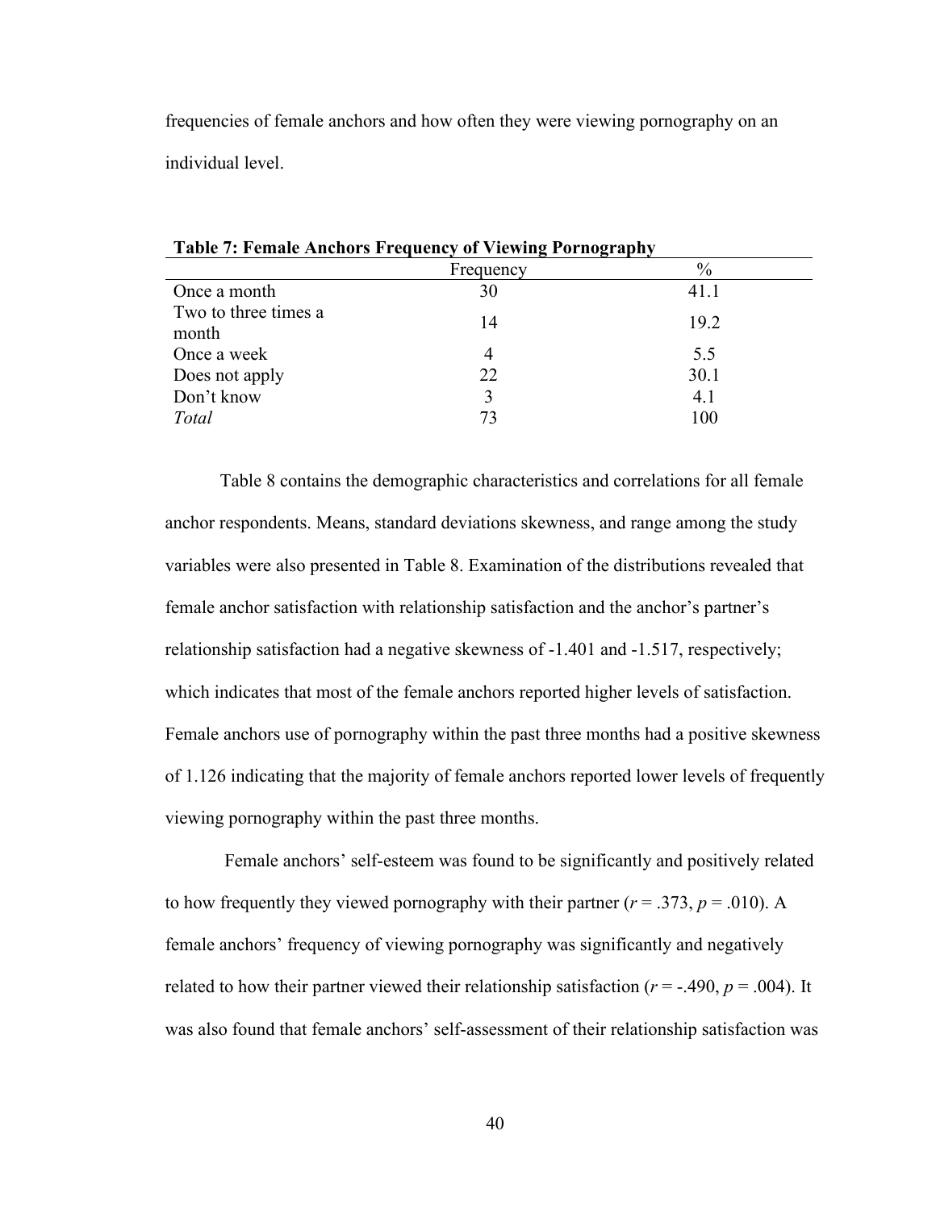frequencies of female anchors and how often they were viewing pornography on an individual level.

**Table 7: Female Anchors Frequency of Viewing Pornography**

| | Frequency | % |
|---|---|---|
| Once a month | 30 | 41.1 |
| Two to three times a month | 14 | 19.2 |
| Once a week | 4 | 5.5 |
| Does not apply | 22 | 30.1 |
| Don't know | 3 | 4.1 |
| *Total* | 73 | 100 |

Table 8 contains the demographic characteristics and correlations for all female anchor respondents. Means, standard deviations skewness, and range among the study variables were also presented in Table 8. Examination of the distributions revealed that female anchor satisfaction with relationship satisfaction and the anchor's partner's relationship satisfaction had a negative skewness of -1.401 and -1.517, respectively; which indicates that most of the female anchors reported higher levels of satisfaction. Female anchors use of pornography within the past three months had a positive skewness of 1.126 indicating that the majority of female anchors reported lower levels of frequently viewing pornography within the past three months.

Female anchors' self-esteem was found to be significantly and positively related to how frequently they viewed pornography with their partner ($r$ = .373, $p$ = .010). A female anchors' frequency of viewing pornography was significantly and negatively related to how their partner viewed their relationship satisfaction ($r$ = -.490, $p$ = .004). It was also found that female anchors' self-assessment of their relationship satisfaction was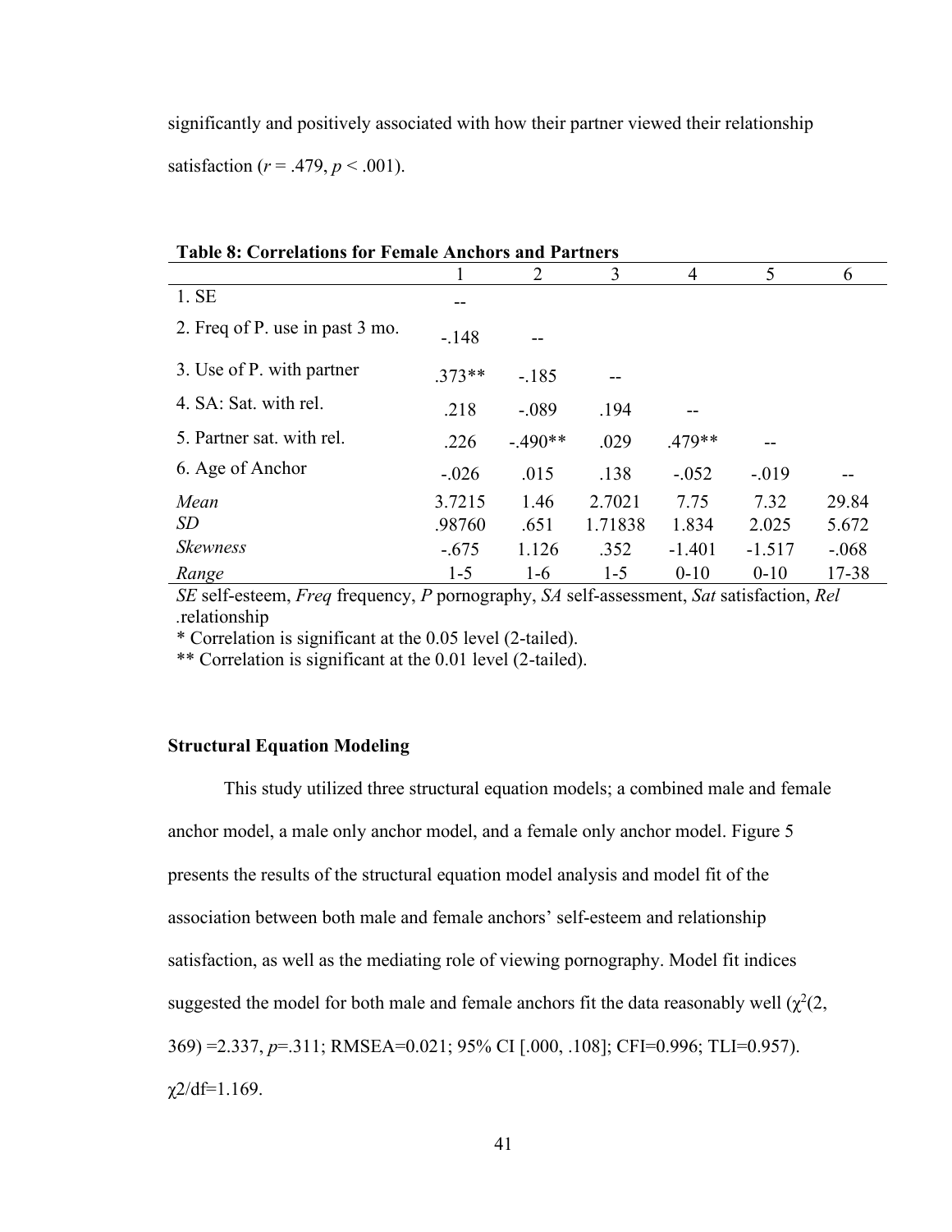significantly and positively associated with how their partner viewed their relationship satisfaction (*r* = .479, *p* < .001).

**Table 8: Correlations for Female Anchors and Partners**

| | 1 | 2 | 3 | 4 | 5 | 6 |
|---|---|---|---|---|---|---|
| 1. SE | -- | | | | | |
| 2. Freq of P. use in past 3 mo. | -.148 | -- | | | | |
| 3. Use of P. with partner | .373** | -.185 | -- | | | |
| 4. SA: Sat. with rel. | .218 | -.089 | .194 | -- | | |
| 5. Partner sat. with rel. | .226 | -.490** | .029 | .479** | -- | |
| 6. Age of Anchor | -.026 | .015 | .138 | -.052 | -.019 | -- |
| *Mean* | 3.7215 | 1.46 | 2.7021 | 7.75 | 7.32 | 29.84 |
| *SD* | .98760 | .651 | 1.71838 | 1.834 | 2.025 | 5.672 |
| *Skewness* | -.675 | 1.126 | .352 | -1.401 | -1.517 | -.068 |
| *Range* | 1-5 | 1-6 | 1-5 | 0-10 | 0-10 | 17-38 |

*SE* self-esteem, *Freq* frequency, *P* pornography, *SA* self-assessment, *Sat* satisfaction, *Rel* .relationship

\* Correlation is significant at the 0.05 level (2-tailed).

\*\* Correlation is significant at the 0.01 level (2-tailed).

### Structural Equation Modeling

This study utilized three structural equation models; a combined male and female anchor model, a male only anchor model, and a female only anchor model. Figure 5 presents the results of the structural equation model analysis and model fit of the association between both male and female anchors' self-esteem and relationship satisfaction, as well as the mediating role of viewing pornography. Model fit indices suggested the model for both male and female anchors fit the data reasonably well ($\chi^2$(2, 369) =2.337, *p*=.311; RMSEA=0.021; 95% CI [.000, .108]; CFI=0.996; TLI=0.957). $\chi 2/df$=1.169.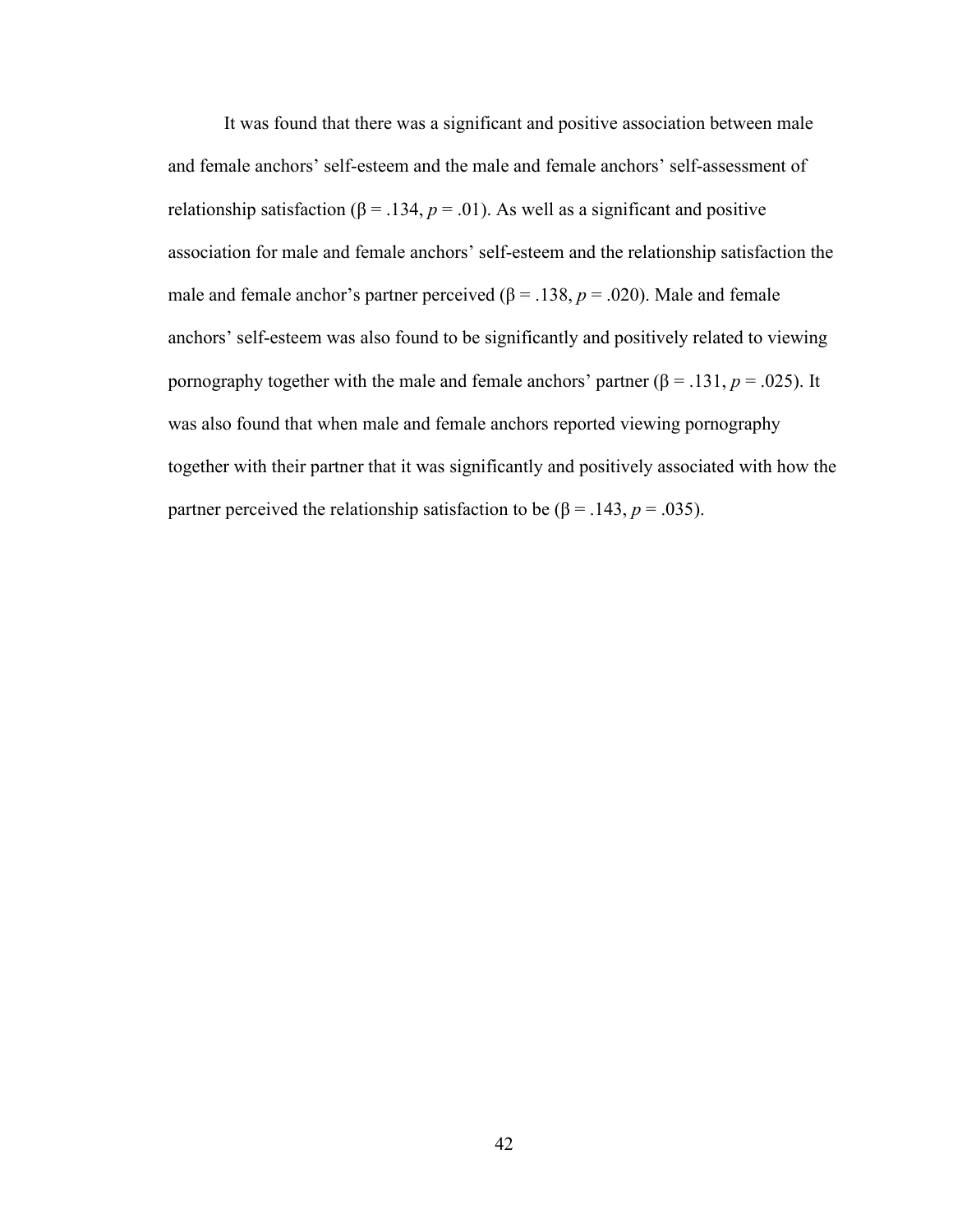It was found that there was a significant and positive association between male and female anchors' self-esteem and the male and female anchors' self-assessment of relationship satisfaction ($\beta = .134$, $p = .01$). As well as a significant and positive association for male and female anchors' self-esteem and the relationship satisfaction the male and female anchor's partner perceived ($\beta = .138$, $p = .020$). Male and female anchors' self-esteem was also found to be significantly and positively related to viewing pornography together with the male and female anchors' partner ($\beta = .131$, $p = .025$). It was also found that when male and female anchors reported viewing pornography together with their partner that it was significantly and positively associated with how the partner perceived the relationship satisfaction to be ($\beta = .143$, $p = .035$).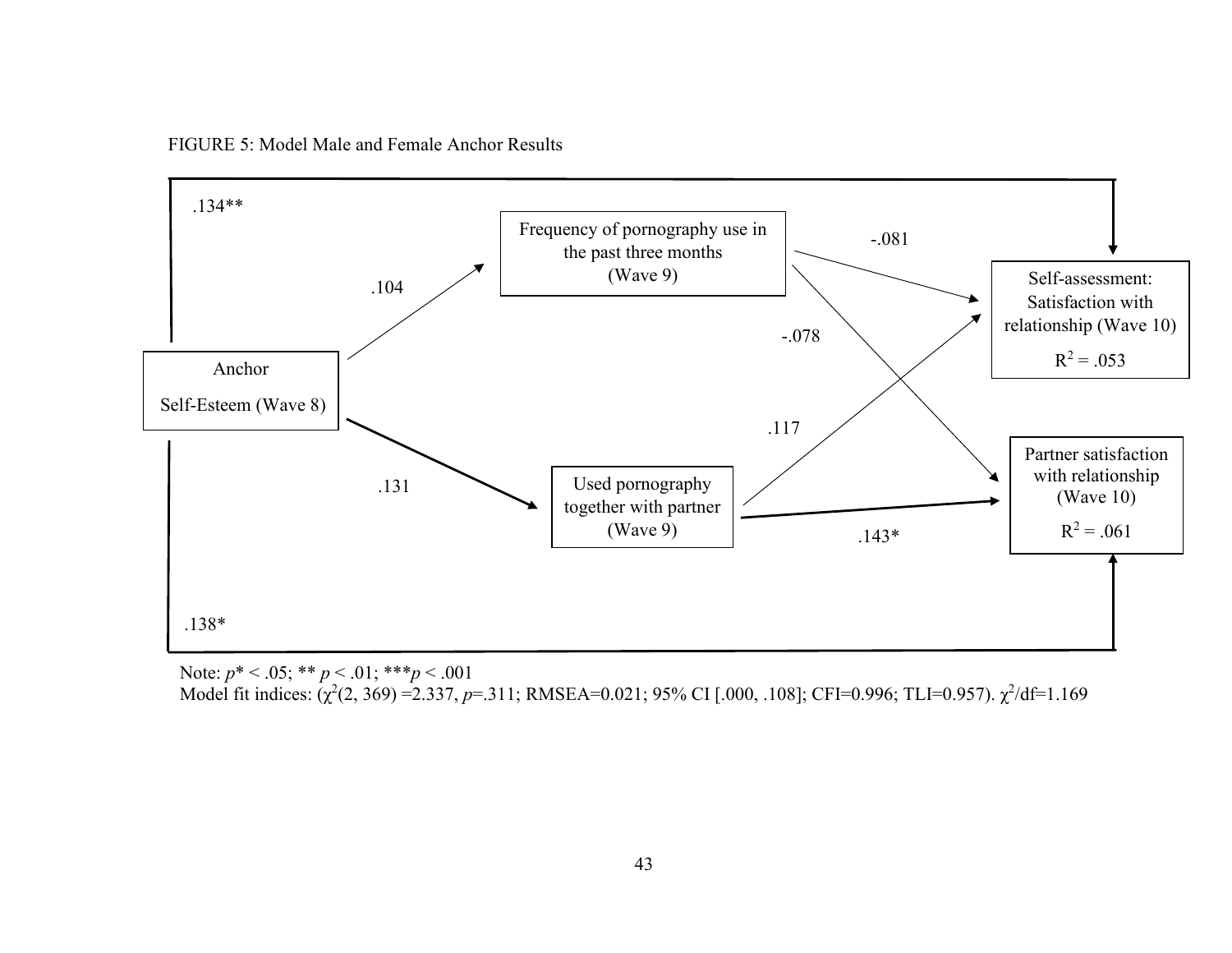FIGURE 5: Model Male and Female Anchor Results

Anchor Self-Esteem (Wave 8)

Frequency of pornography use in the past three months (Wave 9)

Used pornography together with partner (Wave 9)

Self-assessment: Satisfaction with relationship (Wave 10) $R^2 = .053$

Partner satisfaction with relationship (Wave 10) $R^2 = .061$

.134**

.104

.131

-.081

-.078

.117

.143*

.138*

Note: $p^* < .05$; ** $p < .01$; *** $p < .001$
Model fit indices: ($\chi^2(2, 369) = 2.337$, $p = .311$; RMSEA=0.021; 95% CI [.000, .108]; CFI=0.996; TLI=0.957). $\chi^2/df = 1.169$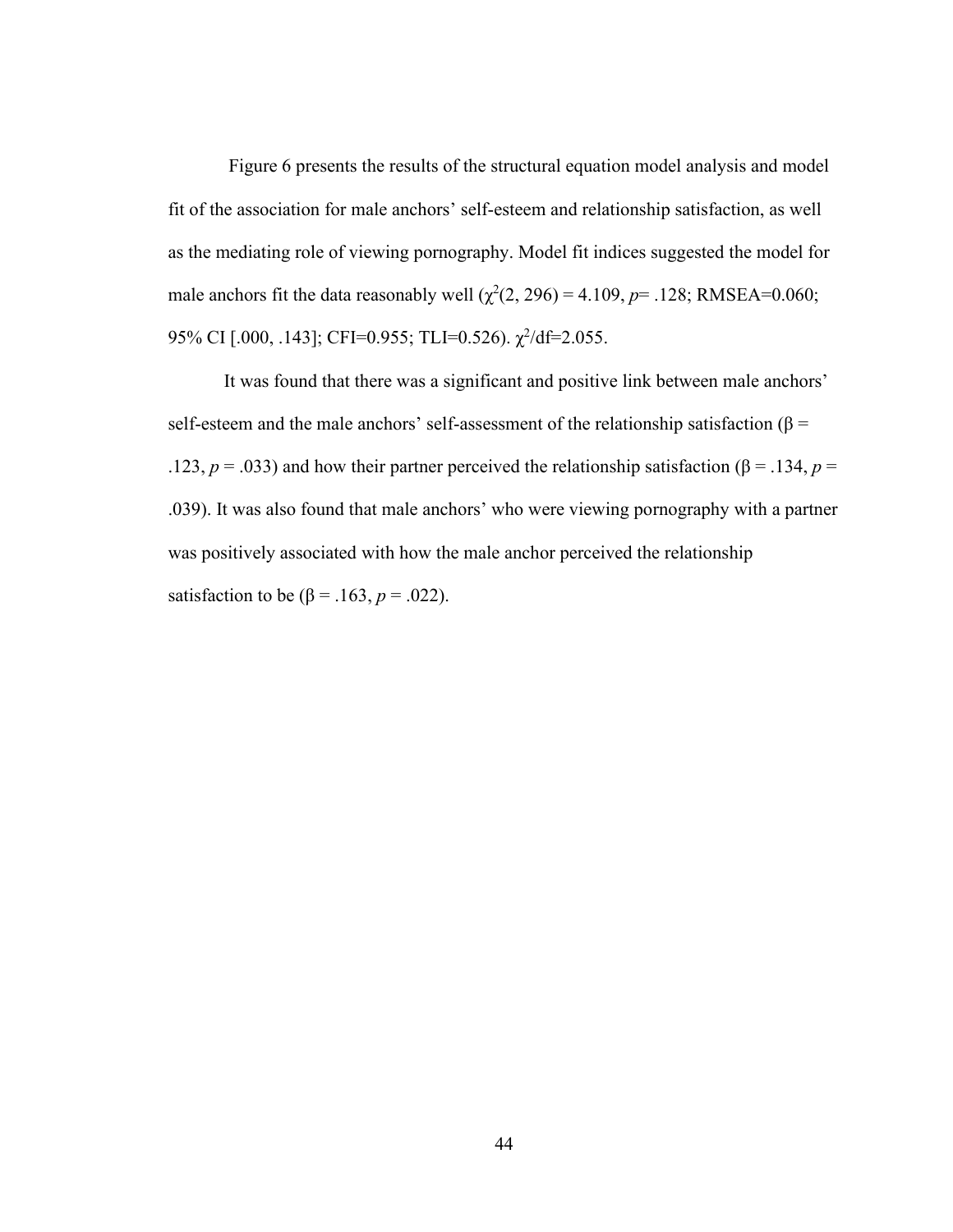Figure 6 presents the results of the structural equation model analysis and model fit of the association for male anchors' self-esteem and relationship satisfaction, as well as the mediating role of viewing pornography. Model fit indices suggested the model for male anchors fit the data reasonably well ($\chi^2(2, 296) = 4.109$, *p*= .128; RMSEA=0.060; 95% CI [.000, .143]; CFI=0.955; TLI=0.526). $\chi^2$/df=2.055.

It was found that there was a significant and positive link between male anchors' self-esteem and the male anchors' self-assessment of the relationship satisfaction (β = .123, *p* = .033) and how their partner perceived the relationship satisfaction (β = .134, *p* = .039). It was also found that male anchors' who were viewing pornography with a partner was positively associated with how the male anchor perceived the relationship satisfaction to be (β = .163, *p* = .022).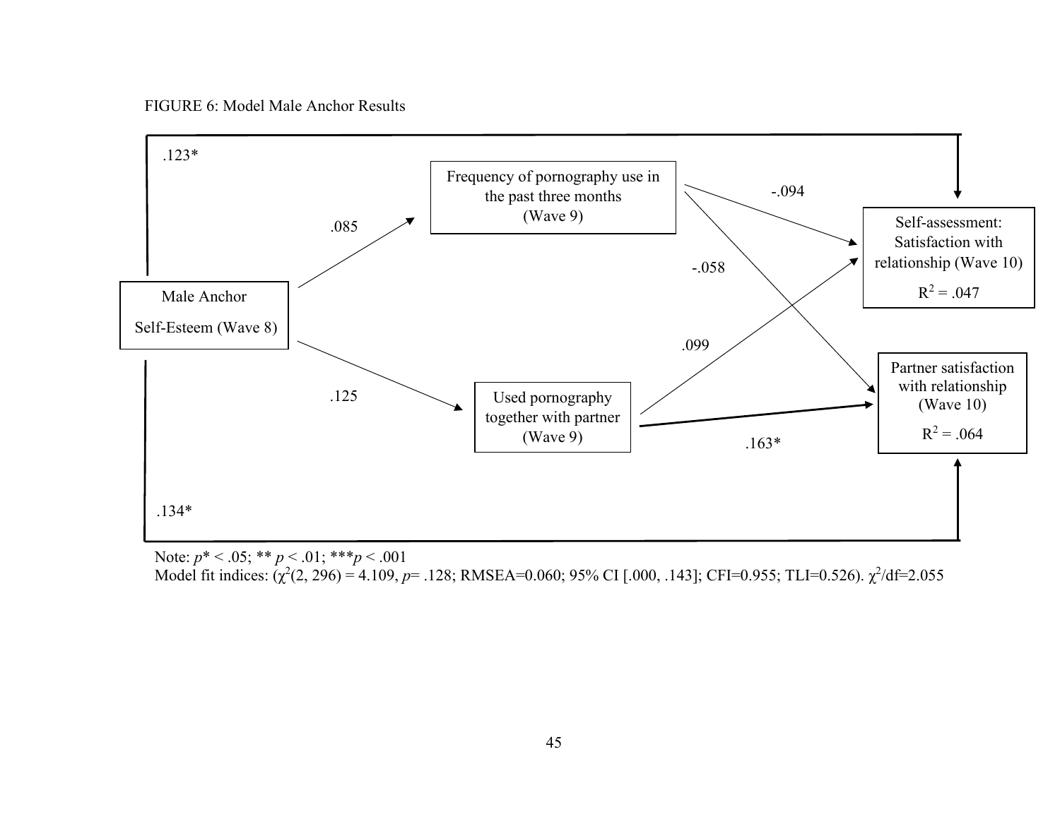FIGURE 6: Model Male Anchor Results

Male Anchor

Self-Esteem (Wave 8)

Frequency of pornography use in the past three months (Wave 9)

Used pornography together with partner (Wave 9)

Self-assessment: Satisfaction with relationship (Wave 10)

$R^2 = .047$

Partner satisfaction with relationship (Wave 10)

$R^2 = .064$

.123*

.085

.125

-.094

-.058

.099

.163*

.134*

Note: $p^* < .05$; ** $p < .01$; *** $p < .001$

Model fit indices: ($\chi^2(2, 296) = 4.109$, $p = .128$; RMSEA=0.060; 95% CI [.000, .143]; CFI=0.955; TLI=0.526). $\chi^2/df = 2.055$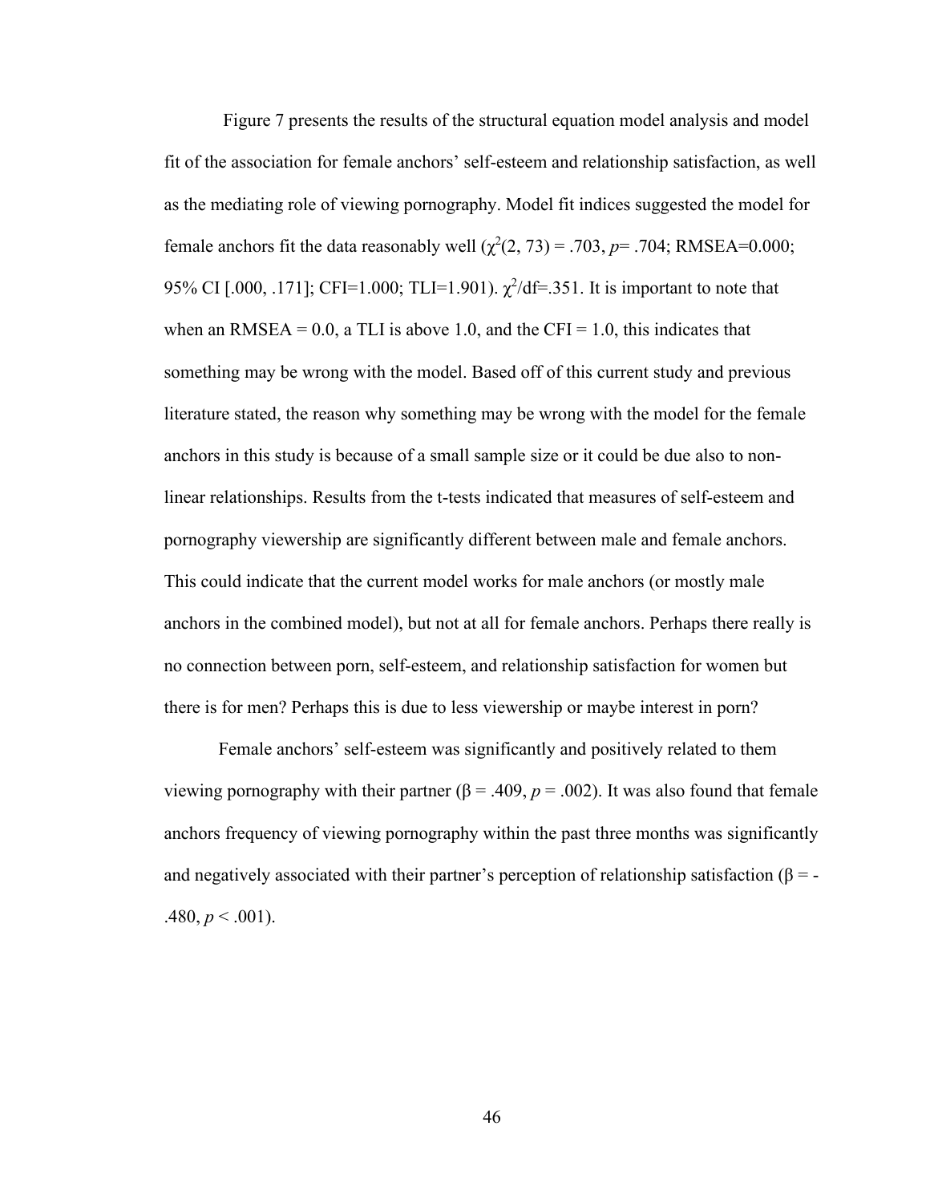Figure 7 presents the results of the structural equation model analysis and model fit of the association for female anchors' self-esteem and relationship satisfaction, as well as the mediating role of viewing pornography. Model fit indices suggested the model for female anchors fit the data reasonably well ($\chi^2(2, 73) = .703$, $p = .704$; RMSEA=0.000; 95% CI [.000, .171]; CFI=1.000; TLI=1.901). $\chi^2/df = .351$. It is important to note that when an RMSEA = 0.0, a TLI is above 1.0, and the CFI = 1.0, this indicates that something may be wrong with the model. Based off of this current study and previous literature stated, the reason why something may be wrong with the model for the female anchors in this study is because of a small sample size or it could be due also to non-linear relationships. Results from the t-tests indicated that measures of self-esteem and pornography viewership are significantly different between male and female anchors. This could indicate that the current model works for male anchors (or mostly male anchors in the combined model), but not at all for female anchors. Perhaps there really is no connection between porn, self-esteem, and relationship satisfaction for women but there is for men? Perhaps this is due to less viewership or maybe interest in porn?

Female anchors' self-esteem was significantly and positively related to them viewing pornography with their partner ($\beta = .409$, $p = .002$). It was also found that female anchors frequency of viewing pornography within the past three months was significantly and negatively associated with their partner's perception of relationship satisfaction ($\beta = -.480$, $p < .001$).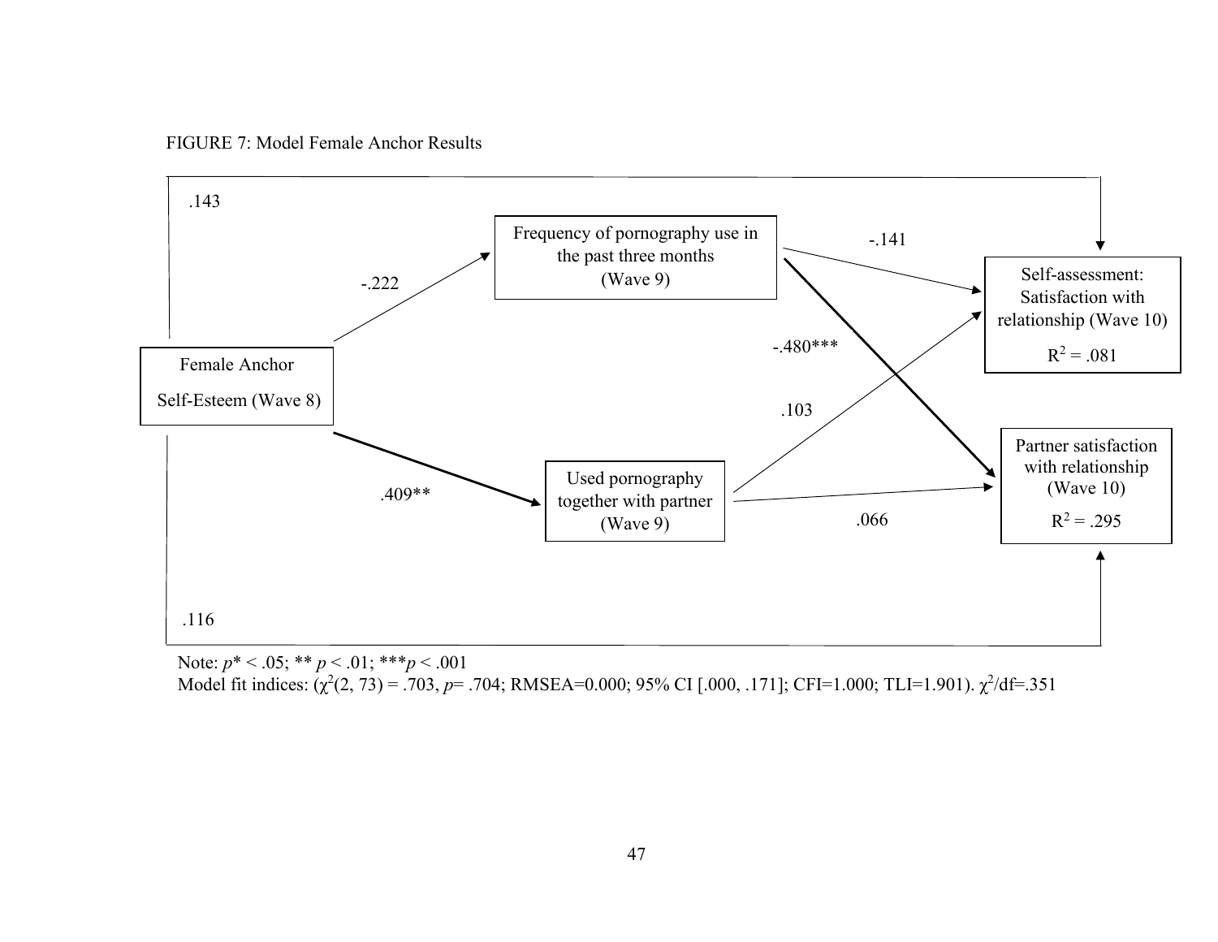FIGURE 7: Model Female Anchor Results

| From | To | Coefficient |
|---|---|---|
| Female Anchor Self-Esteem (Wave 8) | Frequency of pornography use in the past three months (Wave 9) | -.222 |
| Female Anchor Self-Esteem (Wave 8) | Used pornography together with partner (Wave 9) | .409** |
| Female Anchor Self-Esteem (Wave 8) | Self-assessment: Satisfaction with relationship (Wave 10) | .143 |
| Female Anchor Self-Esteem (Wave 8) | Partner satisfaction with relationship (Wave 10) | .116 |
| Frequency of pornography use in the past three months (Wave 9) | Self-assessment: Satisfaction with relationship (Wave 10) | -.141 |
| Frequency of pornography use in the past three months (Wave 9) | Partner satisfaction with relationship (Wave 10) | -.480*** |
| Used pornography together with partner (Wave 9) | Self-assessment: Satisfaction with relationship (Wave 10) | .103 |
| Used pornography together with partner (Wave 9) | Partner satisfaction with relationship (Wave 10) | .066 |

Self-assessment: Satisfaction with relationship (Wave 10): $R^2 = .081$

Partner satisfaction with relationship (Wave 10): $R^2 = .295$

Note: $p^* < .05$; ** $p < .01$; *** $p < .001$

Model fit indices: ($\chi^2(2, 73) = .703$, $p = .704$; RMSEA=0.000; 95% CI [.000, .171]; CFI=1.000; TLI=1.901). $\chi^2$/df=.351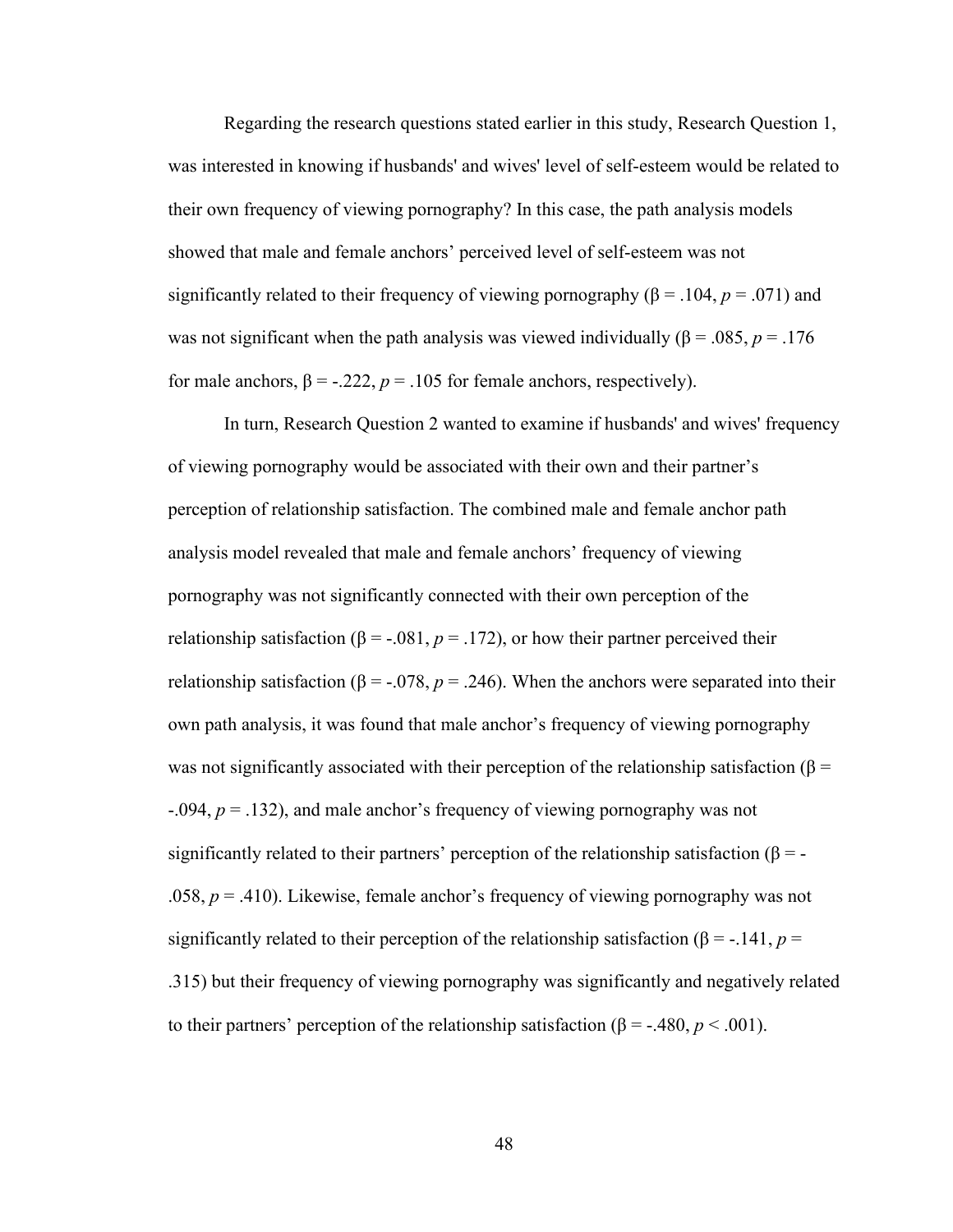Regarding the research questions stated earlier in this study, Research Question 1, was interested in knowing if husbands' and wives' level of self-esteem would be related to their own frequency of viewing pornography? In this case, the path analysis models showed that male and female anchors' perceived level of self-esteem was not significantly related to their frequency of viewing pornography ($\beta = .104$, $p = .071$) and was not significant when the path analysis was viewed individually ($\beta = .085$, $p = .176$ for male anchors, $\beta = -.222$, $p = .105$ for female anchors, respectively).

In turn, Research Question 2 wanted to examine if husbands' and wives' frequency of viewing pornography would be associated with their own and their partner's perception of relationship satisfaction. The combined male and female anchor path analysis model revealed that male and female anchors' frequency of viewing pornography was not significantly connected with their own perception of the relationship satisfaction ($\beta = -.081$, $p = .172$), or how their partner perceived their relationship satisfaction ($\beta = -.078$, $p = .246$). When the anchors were separated into their own path analysis, it was found that male anchor's frequency of viewing pornography was not significantly associated with their perception of the relationship satisfaction ($\beta = -.094$, $p = .132$), and male anchor's frequency of viewing pornography was not significantly related to their partners' perception of the relationship satisfaction ($\beta = -.058$, $p = .410$). Likewise, female anchor's frequency of viewing pornography was not significantly related to their perception of the relationship satisfaction ($\beta = -.141$, $p = .315$) but their frequency of viewing pornography was significantly and negatively related to their partners' perception of the relationship satisfaction ($\beta = -.480$, $p < .001$).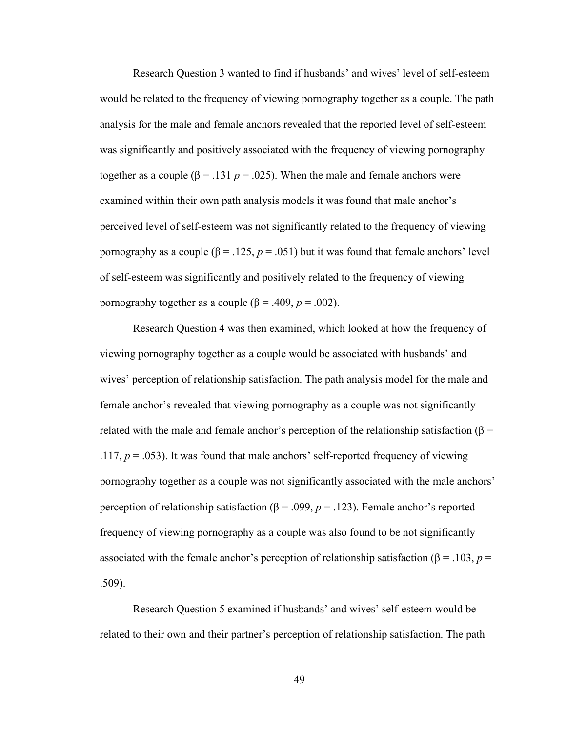Research Question 3 wanted to find if husbands' and wives' level of self-esteem would be related to the frequency of viewing pornography together as a couple. The path analysis for the male and female anchors revealed that the reported level of self-esteem was significantly and positively associated with the frequency of viewing pornography together as a couple ($\beta = .131$ $p = .025$). When the male and female anchors were examined within their own path analysis models it was found that male anchor's perceived level of self-esteem was not significantly related to the frequency of viewing pornography as a couple ($\beta = .125$, $p = .051$) but it was found that female anchors' level of self-esteem was significantly and positively related to the frequency of viewing pornography together as a couple ($\beta = .409$, $p = .002$).

Research Question 4 was then examined, which looked at how the frequency of viewing pornography together as a couple would be associated with husbands' and wives' perception of relationship satisfaction. The path analysis model for the male and female anchor's revealed that viewing pornography as a couple was not significantly related with the male and female anchor's perception of the relationship satisfaction ($\beta = .117$, $p = .053$). It was found that male anchors' self-reported frequency of viewing pornography together as a couple was not significantly associated with the male anchors' perception of relationship satisfaction ($\beta = .099$, $p = .123$). Female anchor's reported frequency of viewing pornography as a couple was also found to be not significantly associated with the female anchor's perception of relationship satisfaction ($\beta = .103$, $p = .509$).

Research Question 5 examined if husbands' and wives' self-esteem would be related to their own and their partner's perception of relationship satisfaction. The path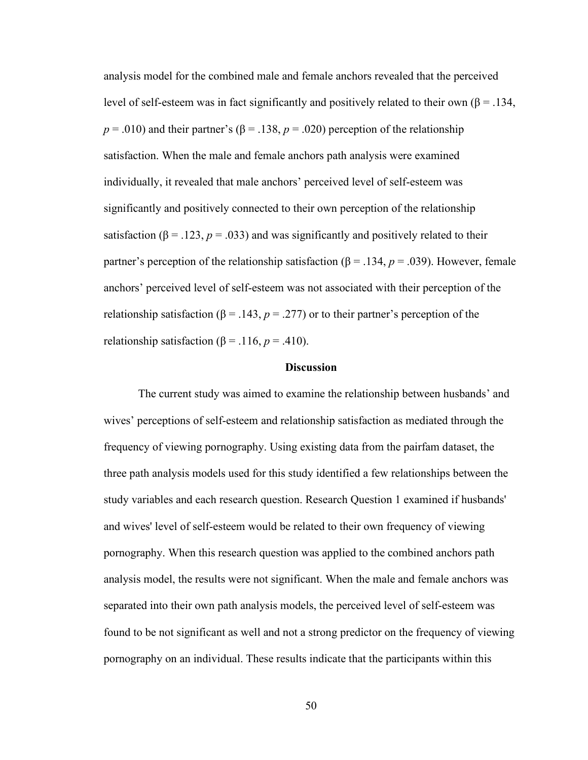analysis model for the combined male and female anchors revealed that the perceived level of self-esteem was in fact significantly and positively related to their own ($\beta = .134$, $p = .010$) and their partner's ($\beta = .138$, $p = .020$) perception of the relationship satisfaction. When the male and female anchors path analysis were examined individually, it revealed that male anchors' perceived level of self-esteem was significantly and positively connected to their own perception of the relationship satisfaction ($\beta = .123$, $p = .033$) and was significantly and positively related to their partner's perception of the relationship satisfaction ($\beta = .134$, $p = .039$). However, female anchors' perceived level of self-esteem was not associated with their perception of the relationship satisfaction ($\beta = .143$, $p = .277$) or to their partner's perception of the relationship satisfaction ($\beta = .116$, $p = .410$).

## Discussion

The current study was aimed to examine the relationship between husbands' and wives' perceptions of self-esteem and relationship satisfaction as mediated through the frequency of viewing pornography. Using existing data from the pairfam dataset, the three path analysis models used for this study identified a few relationships between the study variables and each research question. Research Question 1 examined if husbands' and wives' level of self-esteem would be related to their own frequency of viewing pornography. When this research question was applied to the combined anchors path analysis model, the results were not significant. When the male and female anchors was separated into their own path analysis models, the perceived level of self-esteem was found to be not significant as well and not a strong predictor on the frequency of viewing pornography on an individual. These results indicate that the participants within this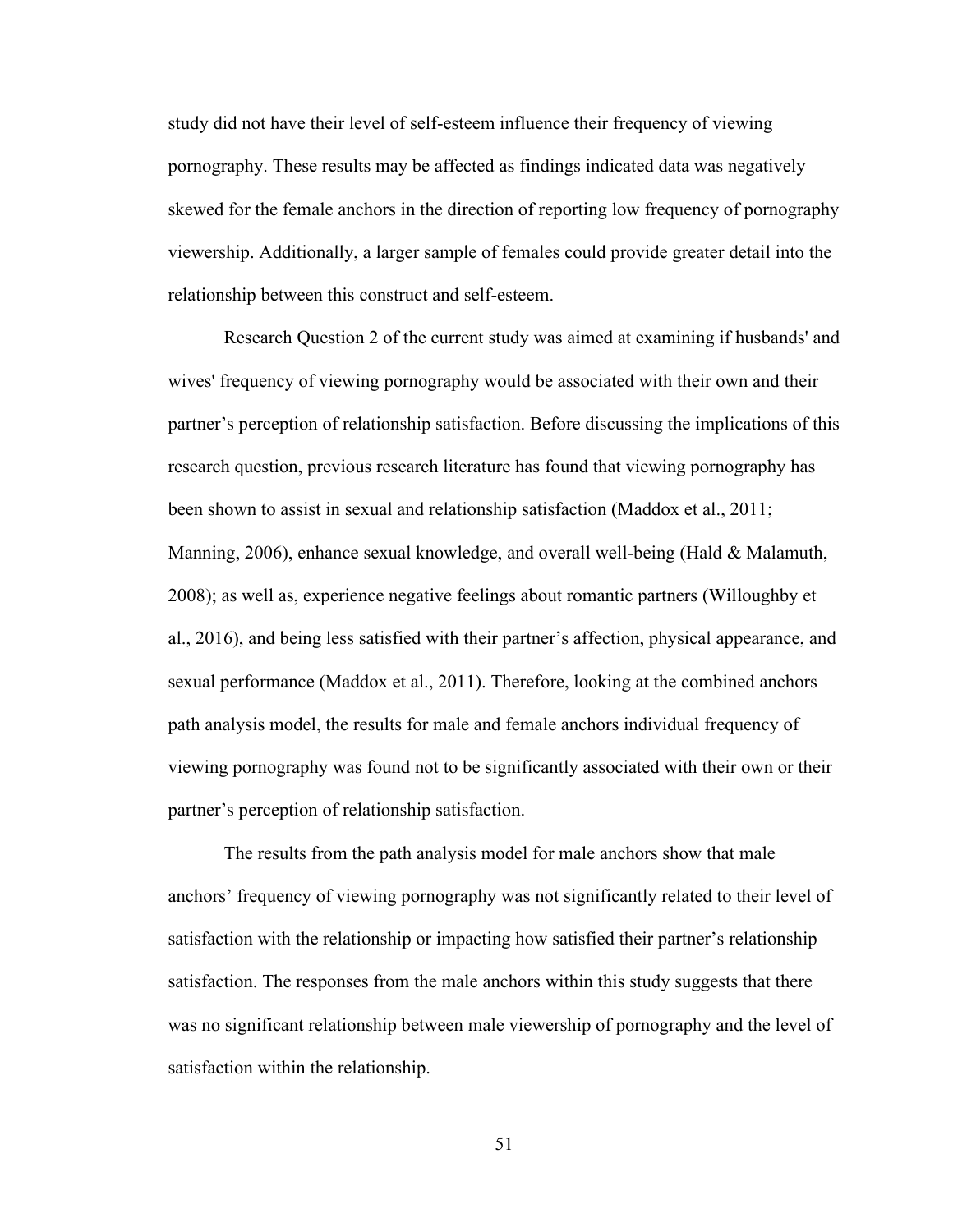study did not have their level of self-esteem influence their frequency of viewing pornography. These results may be affected as findings indicated data was negatively skewed for the female anchors in the direction of reporting low frequency of pornography viewership. Additionally, a larger sample of females could provide greater detail into the relationship between this construct and self-esteem.

Research Question 2 of the current study was aimed at examining if husbands' and wives' frequency of viewing pornography would be associated with their own and their partner's perception of relationship satisfaction. Before discussing the implications of this research question, previous research literature has found that viewing pornography has been shown to assist in sexual and relationship satisfaction (Maddox et al., 2011; Manning, 2006), enhance sexual knowledge, and overall well-being (Hald & Malamuth, 2008); as well as, experience negative feelings about romantic partners (Willoughby et al., 2016), and being less satisfied with their partner's affection, physical appearance, and sexual performance (Maddox et al., 2011). Therefore, looking at the combined anchors path analysis model, the results for male and female anchors individual frequency of viewing pornography was found not to be significantly associated with their own or their partner's perception of relationship satisfaction.

The results from the path analysis model for male anchors show that male anchors' frequency of viewing pornography was not significantly related to their level of satisfaction with the relationship or impacting how satisfied their partner's relationship satisfaction. The responses from the male anchors within this study suggests that there was no significant relationship between male viewership of pornography and the level of satisfaction within the relationship.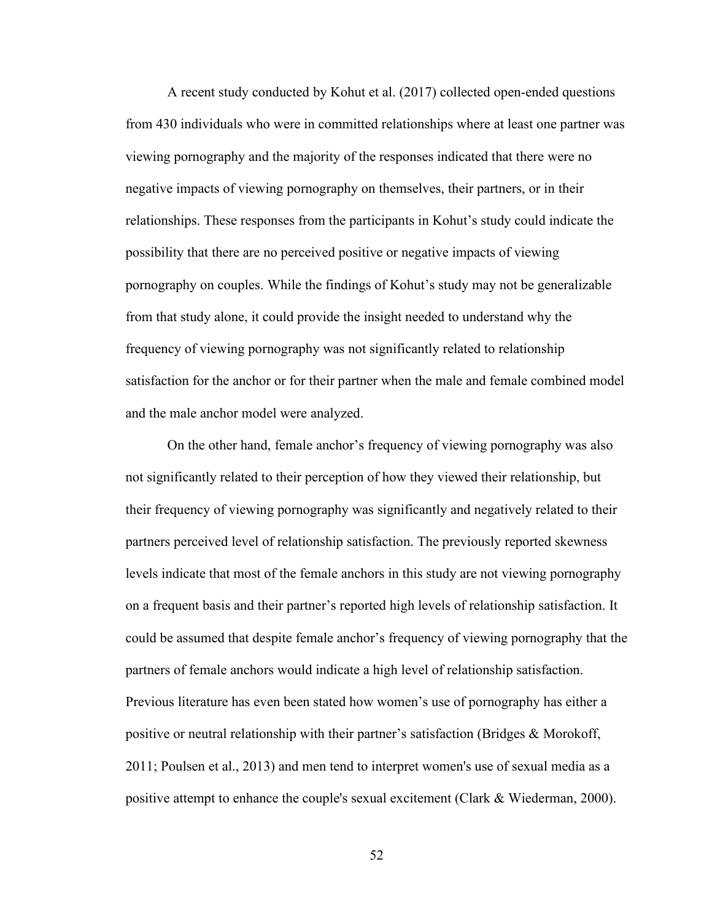A recent study conducted by Kohut et al. (2017) collected open-ended questions from 430 individuals who were in committed relationships where at least one partner was viewing pornography and the majority of the responses indicated that there were no negative impacts of viewing pornography on themselves, their partners, or in their relationships. These responses from the participants in Kohut's study could indicate the possibility that there are no perceived positive or negative impacts of viewing pornography on couples. While the findings of Kohut's study may not be generalizable from that study alone, it could provide the insight needed to understand why the frequency of viewing pornography was not significantly related to relationship satisfaction for the anchor or for their partner when the male and female combined model and the male anchor model were analyzed.

On the other hand, female anchor's frequency of viewing pornography was also not significantly related to their perception of how they viewed their relationship, but their frequency of viewing pornography was significantly and negatively related to their partners perceived level of relationship satisfaction. The previously reported skewness levels indicate that most of the female anchors in this study are not viewing pornography on a frequent basis and their partner's reported high levels of relationship satisfaction. It could be assumed that despite female anchor's frequency of viewing pornography that the partners of female anchors would indicate a high level of relationship satisfaction. Previous literature has even been stated how women's use of pornography has either a positive or neutral relationship with their partner's satisfaction (Bridges & Morokoff, 2011; Poulsen et al., 2013) and men tend to interpret women's use of sexual media as a positive attempt to enhance the couple's sexual excitement (Clark & Wiederman, 2000).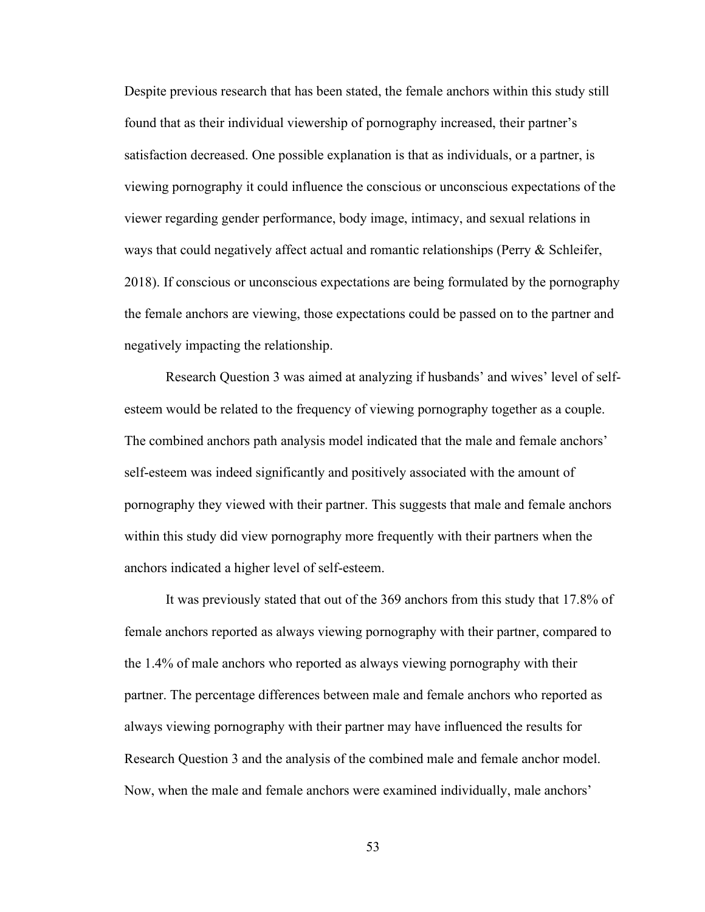Despite previous research that has been stated, the female anchors within this study still found that as their individual viewership of pornography increased, their partner's satisfaction decreased. One possible explanation is that as individuals, or a partner, is viewing pornography it could influence the conscious or unconscious expectations of the viewer regarding gender performance, body image, intimacy, and sexual relations in ways that could negatively affect actual and romantic relationships (Perry & Schleifer, 2018). If conscious or unconscious expectations are being formulated by the pornography the female anchors are viewing, those expectations could be passed on to the partner and negatively impacting the relationship.

Research Question 3 was aimed at analyzing if husbands' and wives' level of self-esteem would be related to the frequency of viewing pornography together as a couple. The combined anchors path analysis model indicated that the male and female anchors' self-esteem was indeed significantly and positively associated with the amount of pornography they viewed with their partner. This suggests that male and female anchors within this study did view pornography more frequently with their partners when the anchors indicated a higher level of self-esteem.

It was previously stated that out of the 369 anchors from this study that 17.8% of female anchors reported as always viewing pornography with their partner, compared to the 1.4% of male anchors who reported as always viewing pornography with their partner. The percentage differences between male and female anchors who reported as always viewing pornography with their partner may have influenced the results for Research Question 3 and the analysis of the combined male and female anchor model. Now, when the male and female anchors were examined individually, male anchors'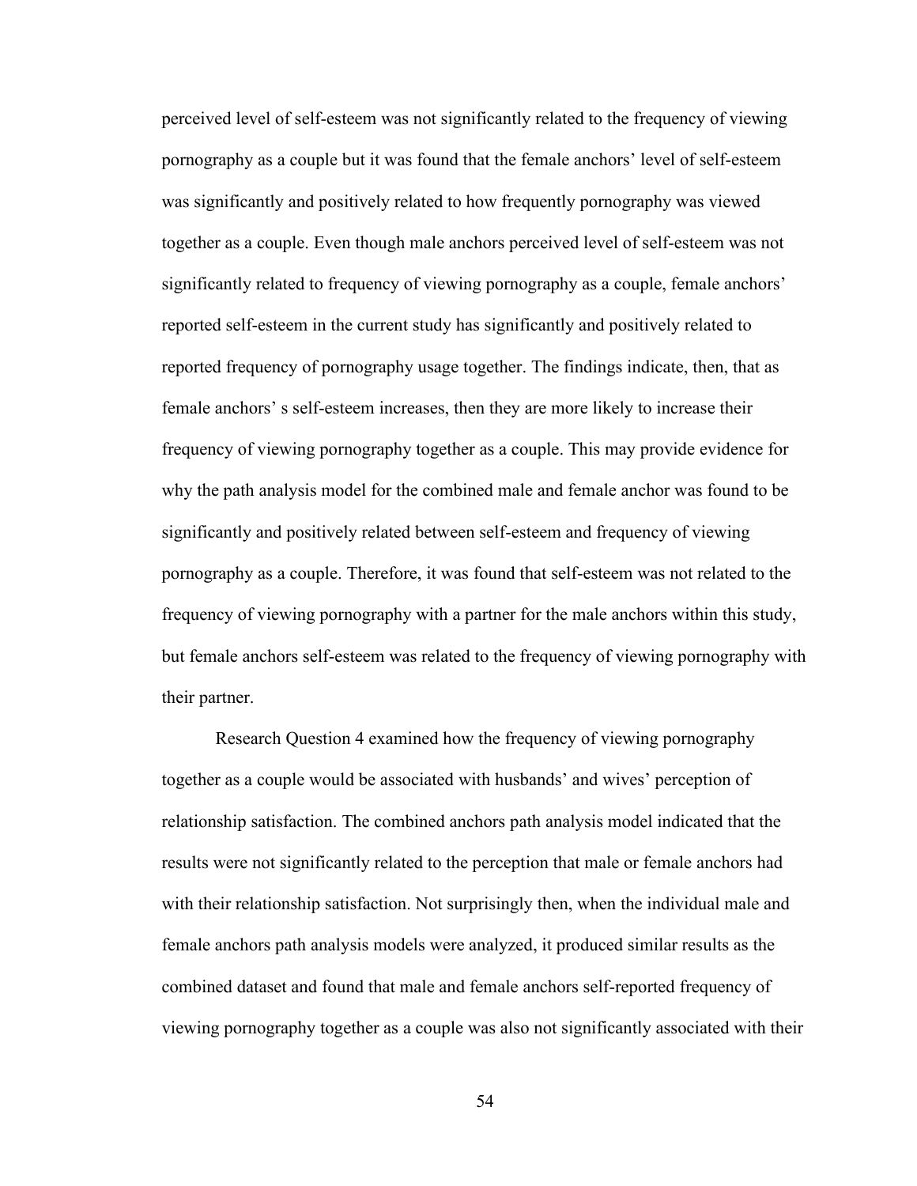perceived level of self-esteem was not significantly related to the frequency of viewing pornography as a couple but it was found that the female anchors' level of self-esteem was significantly and positively related to how frequently pornography was viewed together as a couple. Even though male anchors perceived level of self-esteem was not significantly related to frequency of viewing pornography as a couple, female anchors' reported self-esteem in the current study has significantly and positively related to reported frequency of pornography usage together. The findings indicate, then, that as female anchors' s self-esteem increases, then they are more likely to increase their frequency of viewing pornography together as a couple. This may provide evidence for why the path analysis model for the combined male and female anchor was found to be significantly and positively related between self-esteem and frequency of viewing pornography as a couple. Therefore, it was found that self-esteem was not related to the frequency of viewing pornography with a partner for the male anchors within this study, but female anchors self-esteem was related to the frequency of viewing pornography with their partner.

Research Question 4 examined how the frequency of viewing pornography together as a couple would be associated with husbands' and wives' perception of relationship satisfaction. The combined anchors path analysis model indicated that the results were not significantly related to the perception that male or female anchors had with their relationship satisfaction. Not surprisingly then, when the individual male and female anchors path analysis models were analyzed, it produced similar results as the combined dataset and found that male and female anchors self-reported frequency of viewing pornography together as a couple was also not significantly associated with their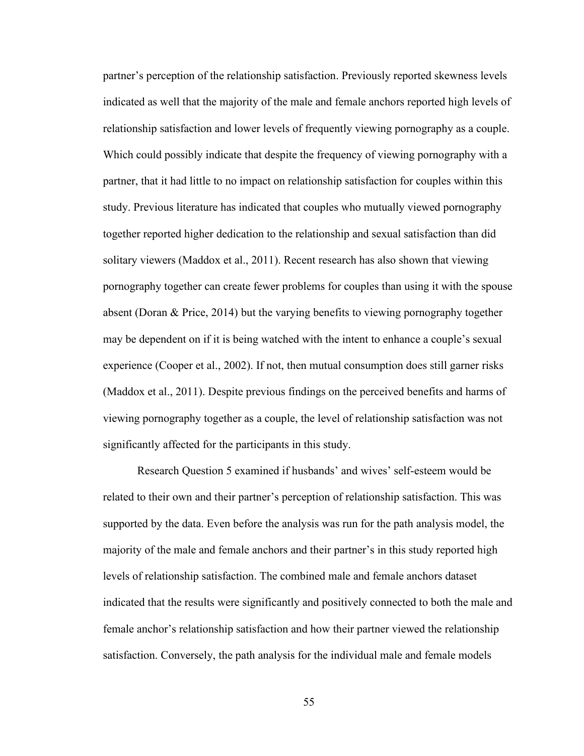partner's perception of the relationship satisfaction. Previously reported skewness levels indicated as well that the majority of the male and female anchors reported high levels of relationship satisfaction and lower levels of frequently viewing pornography as a couple. Which could possibly indicate that despite the frequency of viewing pornography with a partner, that it had little to no impact on relationship satisfaction for couples within this study. Previous literature has indicated that couples who mutually viewed pornography together reported higher dedication to the relationship and sexual satisfaction than did solitary viewers (Maddox et al., 2011). Recent research has also shown that viewing pornography together can create fewer problems for couples than using it with the spouse absent (Doran & Price, 2014) but the varying benefits to viewing pornography together may be dependent on if it is being watched with the intent to enhance a couple's sexual experience (Cooper et al., 2002). If not, then mutual consumption does still garner risks (Maddox et al., 2011). Despite previous findings on the perceived benefits and harms of viewing pornography together as a couple, the level of relationship satisfaction was not significantly affected for the participants in this study.

Research Question 5 examined if husbands' and wives' self-esteem would be related to their own and their partner's perception of relationship satisfaction. This was supported by the data. Even before the analysis was run for the path analysis model, the majority of the male and female anchors and their partner's in this study reported high levels of relationship satisfaction. The combined male and female anchors dataset indicated that the results were significantly and positively connected to both the male and female anchor's relationship satisfaction and how their partner viewed the relationship satisfaction. Conversely, the path analysis for the individual male and female models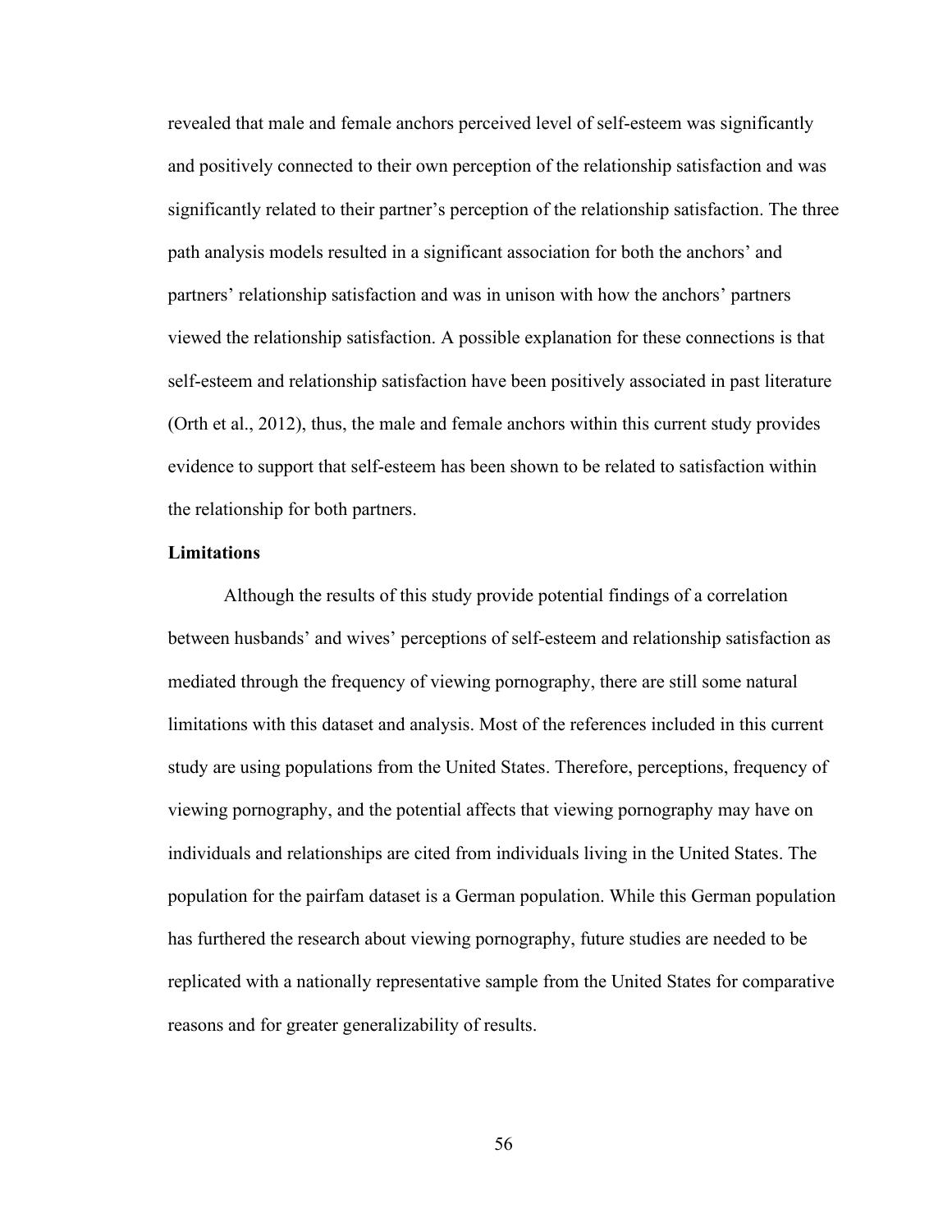revealed that male and female anchors perceived level of self-esteem was significantly and positively connected to their own perception of the relationship satisfaction and was significantly related to their partner's perception of the relationship satisfaction. The three path analysis models resulted in a significant association for both the anchors' and partners' relationship satisfaction and was in unison with how the anchors' partners viewed the relationship satisfaction. A possible explanation for these connections is that self-esteem and relationship satisfaction have been positively associated in past literature (Orth et al., 2012), thus, the male and female anchors within this current study provides evidence to support that self-esteem has been shown to be related to satisfaction within the relationship for both partners.

**Limitations**

Although the results of this study provide potential findings of a correlation between husbands' and wives' perceptions of self-esteem and relationship satisfaction as mediated through the frequency of viewing pornography, there are still some natural limitations with this dataset and analysis. Most of the references included in this current study are using populations from the United States. Therefore, perceptions, frequency of viewing pornography, and the potential affects that viewing pornography may have on individuals and relationships are cited from individuals living in the United States. The population for the pairfam dataset is a German population. While this German population has furthered the research about viewing pornography, future studies are needed to be replicated with a nationally representative sample from the United States for comparative reasons and for greater generalizability of results.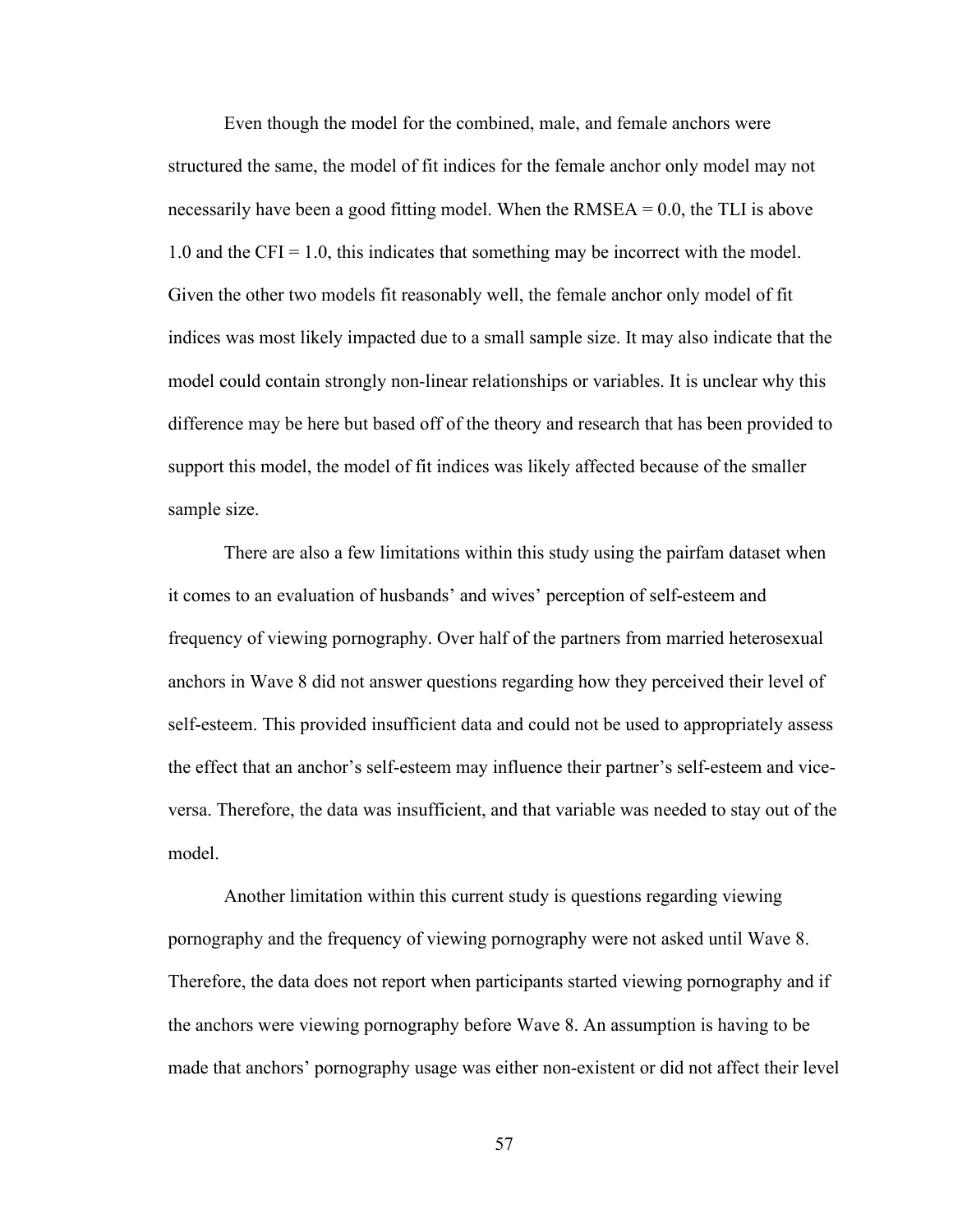Even though the model for the combined, male, and female anchors were structured the same, the model of fit indices for the female anchor only model may not necessarily have been a good fitting model. When the RMSEA = 0.0, the TLI is above 1.0 and the CFI = 1.0, this indicates that something may be incorrect with the model. Given the other two models fit reasonably well, the female anchor only model of fit indices was most likely impacted due to a small sample size. It may also indicate that the model could contain strongly non-linear relationships or variables. It is unclear why this difference may be here but based off of the theory and research that has been provided to support this model, the model of fit indices was likely affected because of the smaller sample size.

There are also a few limitations within this study using the pairfam dataset when it comes to an evaluation of husbands' and wives' perception of self-esteem and frequency of viewing pornography. Over half of the partners from married heterosexual anchors in Wave 8 did not answer questions regarding how they perceived their level of self-esteem. This provided insufficient data and could not be used to appropriately assess the effect that an anchor's self-esteem may influence their partner's self-esteem and vice-versa. Therefore, the data was insufficient, and that variable was needed to stay out of the model.

Another limitation within this current study is questions regarding viewing pornography and the frequency of viewing pornography were not asked until Wave 8. Therefore, the data does not report when participants started viewing pornography and if the anchors were viewing pornography before Wave 8. An assumption is having to be made that anchors' pornography usage was either non-existent or did not affect their level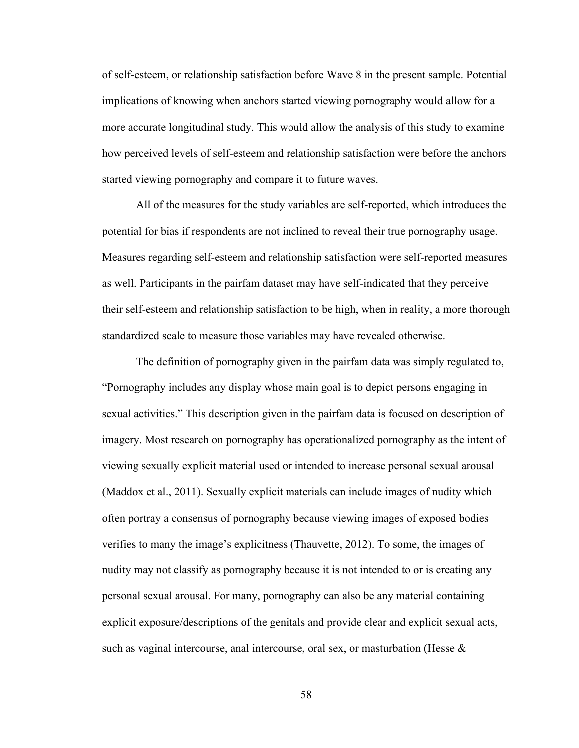of self-esteem, or relationship satisfaction before Wave 8 in the present sample. Potential implications of knowing when anchors started viewing pornography would allow for a more accurate longitudinal study. This would allow the analysis of this study to examine how perceived levels of self-esteem and relationship satisfaction were before the anchors started viewing pornography and compare it to future waves.

All of the measures for the study variables are self-reported, which introduces the potential for bias if respondents are not inclined to reveal their true pornography usage. Measures regarding self-esteem and relationship satisfaction were self-reported measures as well. Participants in the pairfam dataset may have self-indicated that they perceive their self-esteem and relationship satisfaction to be high, when in reality, a more thorough standardized scale to measure those variables may have revealed otherwise.

The definition of pornography given in the pairfam data was simply regulated to, "Pornography includes any display whose main goal is to depict persons engaging in sexual activities." This description given in the pairfam data is focused on description of imagery. Most research on pornography has operationalized pornography as the intent of viewing sexually explicit material used or intended to increase personal sexual arousal (Maddox et al., 2011). Sexually explicit materials can include images of nudity which often portray a consensus of pornography because viewing images of exposed bodies verifies to many the image's explicitness (Thauvette, 2012). To some, the images of nudity may not classify as pornography because it is not intended to or is creating any personal sexual arousal. For many, pornography can also be any material containing explicit exposure/descriptions of the genitals and provide clear and explicit sexual acts, such as vaginal intercourse, anal intercourse, oral sex, or masturbation (Hesse &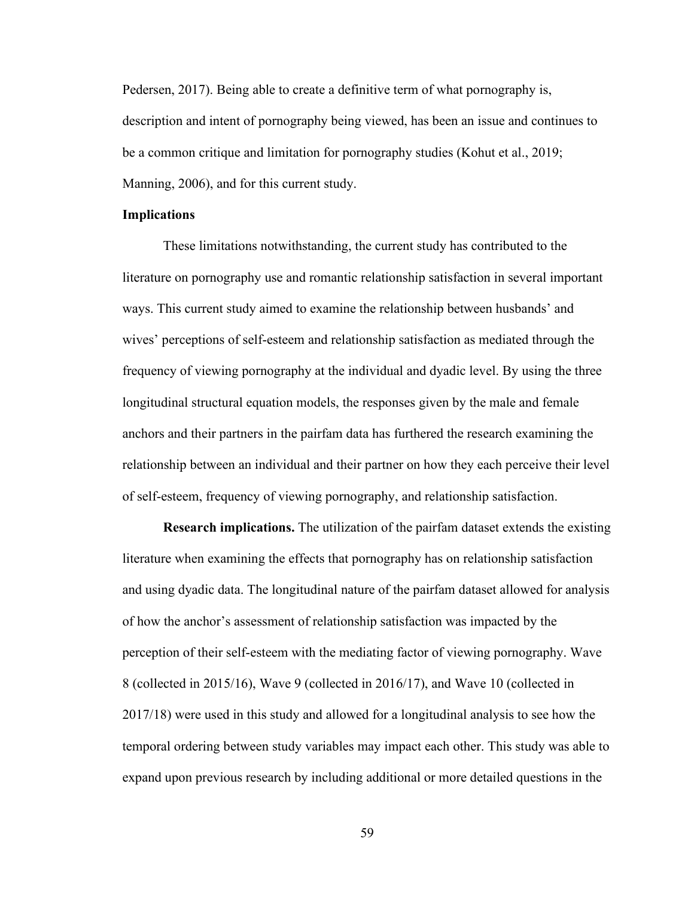Pedersen, 2017). Being able to create a definitive term of what pornography is, description and intent of pornography being viewed, has been an issue and continues to be a common critique and limitation for pornography studies (Kohut et al., 2019; Manning, 2006), and for this current study.

## Implications

These limitations notwithstanding, the current study has contributed to the literature on pornography use and romantic relationship satisfaction in several important ways. This current study aimed to examine the relationship between husbands' and wives' perceptions of self-esteem and relationship satisfaction as mediated through the frequency of viewing pornography at the individual and dyadic level. By using the three longitudinal structural equation models, the responses given by the male and female anchors and their partners in the pairfam data has furthered the research examining the relationship between an individual and their partner on how they each perceive their level of self-esteem, frequency of viewing pornography, and relationship satisfaction.

**Research implications.** The utilization of the pairfam dataset extends the existing literature when examining the effects that pornography has on relationship satisfaction and using dyadic data. The longitudinal nature of the pairfam dataset allowed for analysis of how the anchor's assessment of relationship satisfaction was impacted by the perception of their self-esteem with the mediating factor of viewing pornography. Wave 8 (collected in 2015/16), Wave 9 (collected in 2016/17), and Wave 10 (collected in 2017/18) were used in this study and allowed for a longitudinal analysis to see how the temporal ordering between study variables may impact each other. This study was able to expand upon previous research by including additional or more detailed questions in the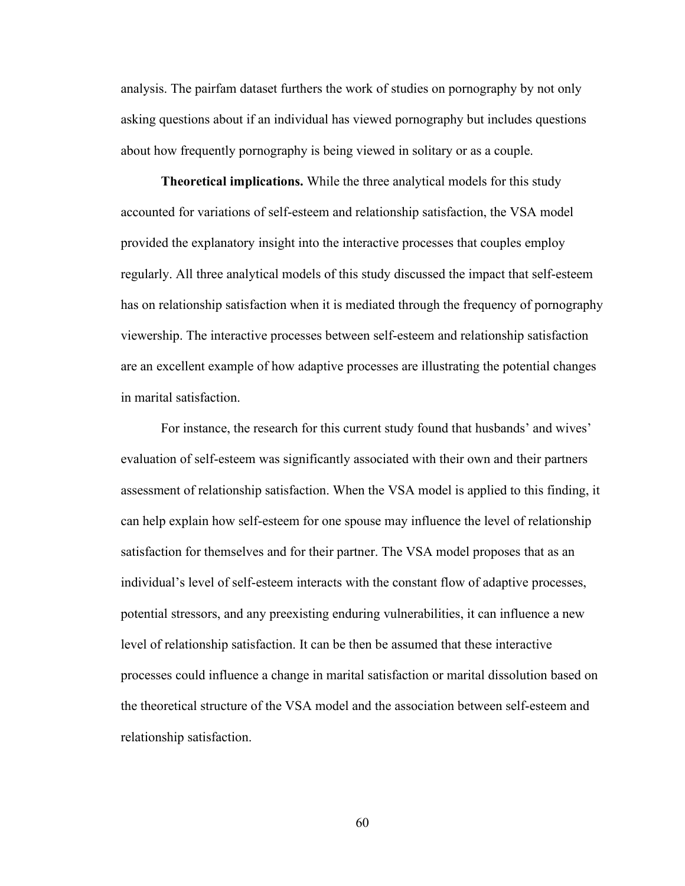analysis. The pairfam dataset furthers the work of studies on pornography by not only asking questions about if an individual has viewed pornography but includes questions about how frequently pornography is being viewed in solitary or as a couple.

**Theoretical implications.** While the three analytical models for this study accounted for variations of self-esteem and relationship satisfaction, the VSA model provided the explanatory insight into the interactive processes that couples employ regularly. All three analytical models of this study discussed the impact that self-esteem has on relationship satisfaction when it is mediated through the frequency of pornography viewership. The interactive processes between self-esteem and relationship satisfaction are an excellent example of how adaptive processes are illustrating the potential changes in marital satisfaction.

For instance, the research for this current study found that husbands' and wives' evaluation of self-esteem was significantly associated with their own and their partners assessment of relationship satisfaction. When the VSA model is applied to this finding, it can help explain how self-esteem for one spouse may influence the level of relationship satisfaction for themselves and for their partner. The VSA model proposes that as an individual's level of self-esteem interacts with the constant flow of adaptive processes, potential stressors, and any preexisting enduring vulnerabilities, it can influence a new level of relationship satisfaction. It can be then be assumed that these interactive processes could influence a change in marital satisfaction or marital dissolution based on the theoretical structure of the VSA model and the association between self-esteem and relationship satisfaction.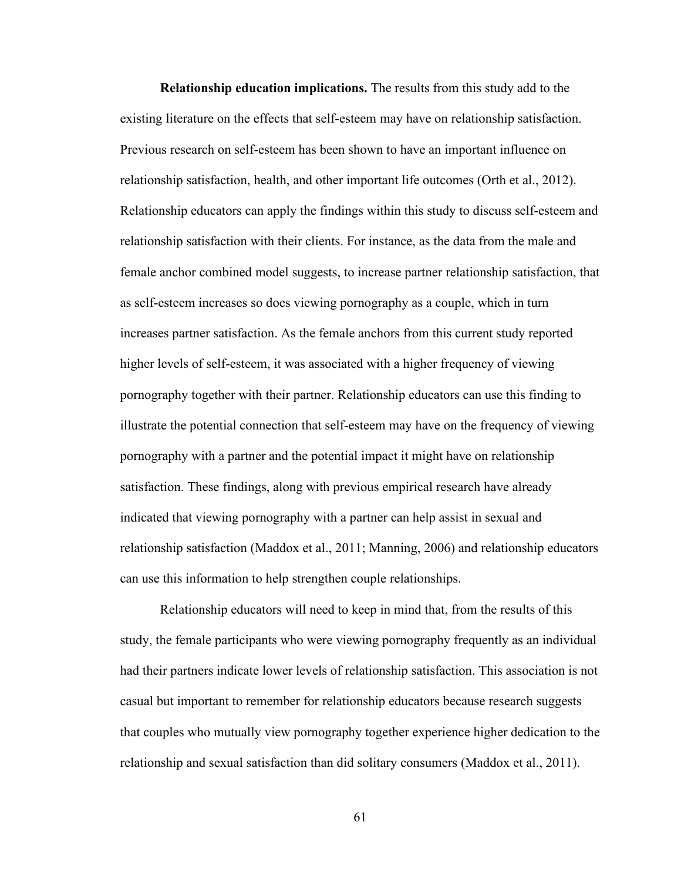**Relationship education implications.** The results from this study add to the existing literature on the effects that self-esteem may have on relationship satisfaction. Previous research on self-esteem has been shown to have an important influence on relationship satisfaction, health, and other important life outcomes (Orth et al., 2012). Relationship educators can apply the findings within this study to discuss self-esteem and relationship satisfaction with their clients. For instance, as the data from the male and female anchor combined model suggests, to increase partner relationship satisfaction, that as self-esteem increases so does viewing pornography as a couple, which in turn increases partner satisfaction. As the female anchors from this current study reported higher levels of self-esteem, it was associated with a higher frequency of viewing pornography together with their partner. Relationship educators can use this finding to illustrate the potential connection that self-esteem may have on the frequency of viewing pornography with a partner and the potential impact it might have on relationship satisfaction. These findings, along with previous empirical research have already indicated that viewing pornography with a partner can help assist in sexual and relationship satisfaction (Maddox et al., 2011; Manning, 2006) and relationship educators can use this information to help strengthen couple relationships.

Relationship educators will need to keep in mind that, from the results of this study, the female participants who were viewing pornography frequently as an individual had their partners indicate lower levels of relationship satisfaction. This association is not casual but important to remember for relationship educators because research suggests that couples who mutually view pornography together experience higher dedication to the relationship and sexual satisfaction than did solitary consumers (Maddox et al., 2011).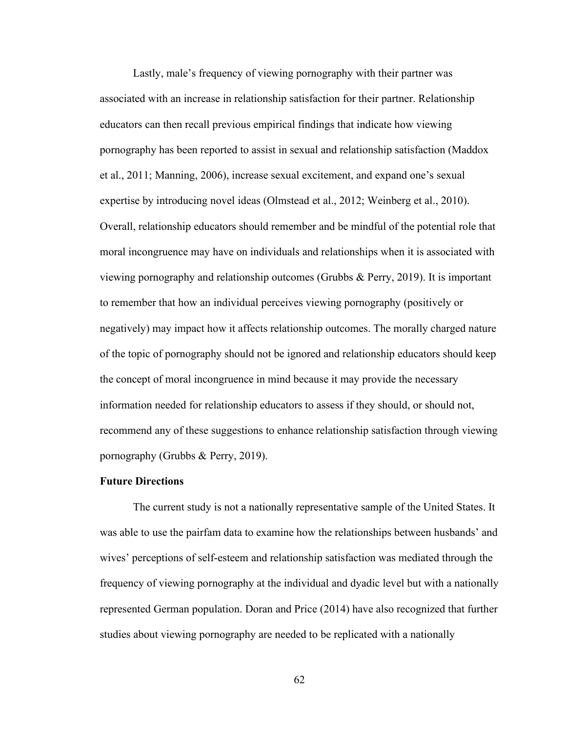Lastly, male's frequency of viewing pornography with their partner was associated with an increase in relationship satisfaction for their partner. Relationship educators can then recall previous empirical findings that indicate how viewing pornography has been reported to assist in sexual and relationship satisfaction (Maddox et al., 2011; Manning, 2006), increase sexual excitement, and expand one's sexual expertise by introducing novel ideas (Olmstead et al., 2012; Weinberg et al., 2010). Overall, relationship educators should remember and be mindful of the potential role that moral incongruence may have on individuals and relationships when it is associated with viewing pornography and relationship outcomes (Grubbs & Perry, 2019). It is important to remember that how an individual perceives viewing pornography (positively or negatively) may impact how it affects relationship outcomes. The morally charged nature of the topic of pornography should not be ignored and relationship educators should keep the concept of moral incongruence in mind because it may provide the necessary information needed for relationship educators to assess if they should, or should not, recommend any of these suggestions to enhance relationship satisfaction through viewing pornography (Grubbs & Perry, 2019).

## Future Directions

The current study is not a nationally representative sample of the United States. It was able to use the pairfam data to examine how the relationships between husbands' and wives' perceptions of self-esteem and relationship satisfaction was mediated through the frequency of viewing pornography at the individual and dyadic level but with a nationally represented German population. Doran and Price (2014) have also recognized that further studies about viewing pornography are needed to be replicated with a nationally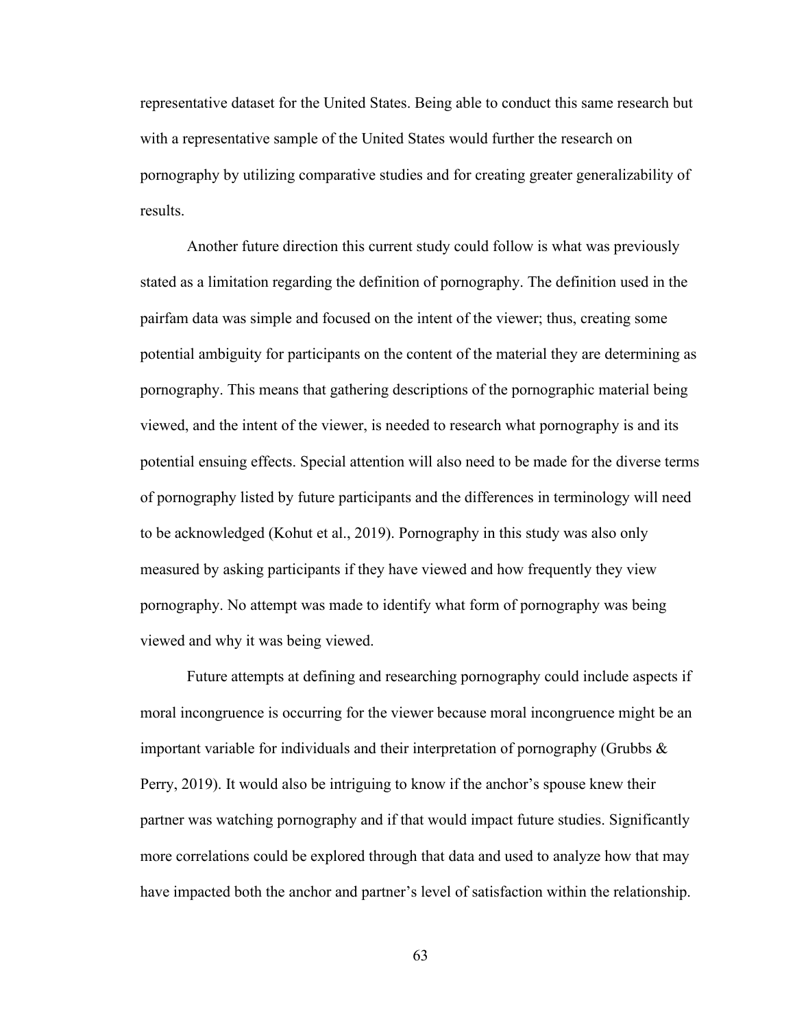representative dataset for the United States. Being able to conduct this same research but with a representative sample of the United States would further the research on pornography by utilizing comparative studies and for creating greater generalizability of results.

Another future direction this current study could follow is what was previously stated as a limitation regarding the definition of pornography. The definition used in the pairfam data was simple and focused on the intent of the viewer; thus, creating some potential ambiguity for participants on the content of the material they are determining as pornography. This means that gathering descriptions of the pornographic material being viewed, and the intent of the viewer, is needed to research what pornography is and its potential ensuing effects. Special attention will also need to be made for the diverse terms of pornography listed by future participants and the differences in terminology will need to be acknowledged (Kohut et al., 2019). Pornography in this study was also only measured by asking participants if they have viewed and how frequently they view pornography. No attempt was made to identify what form of pornography was being viewed and why it was being viewed.

Future attempts at defining and researching pornography could include aspects if moral incongruence is occurring for the viewer because moral incongruence might be an important variable for individuals and their interpretation of pornography (Grubbs & Perry, 2019). It would also be intriguing to know if the anchor's spouse knew their partner was watching pornography and if that would impact future studies. Significantly more correlations could be explored through that data and used to analyze how that may have impacted both the anchor and partner's level of satisfaction within the relationship.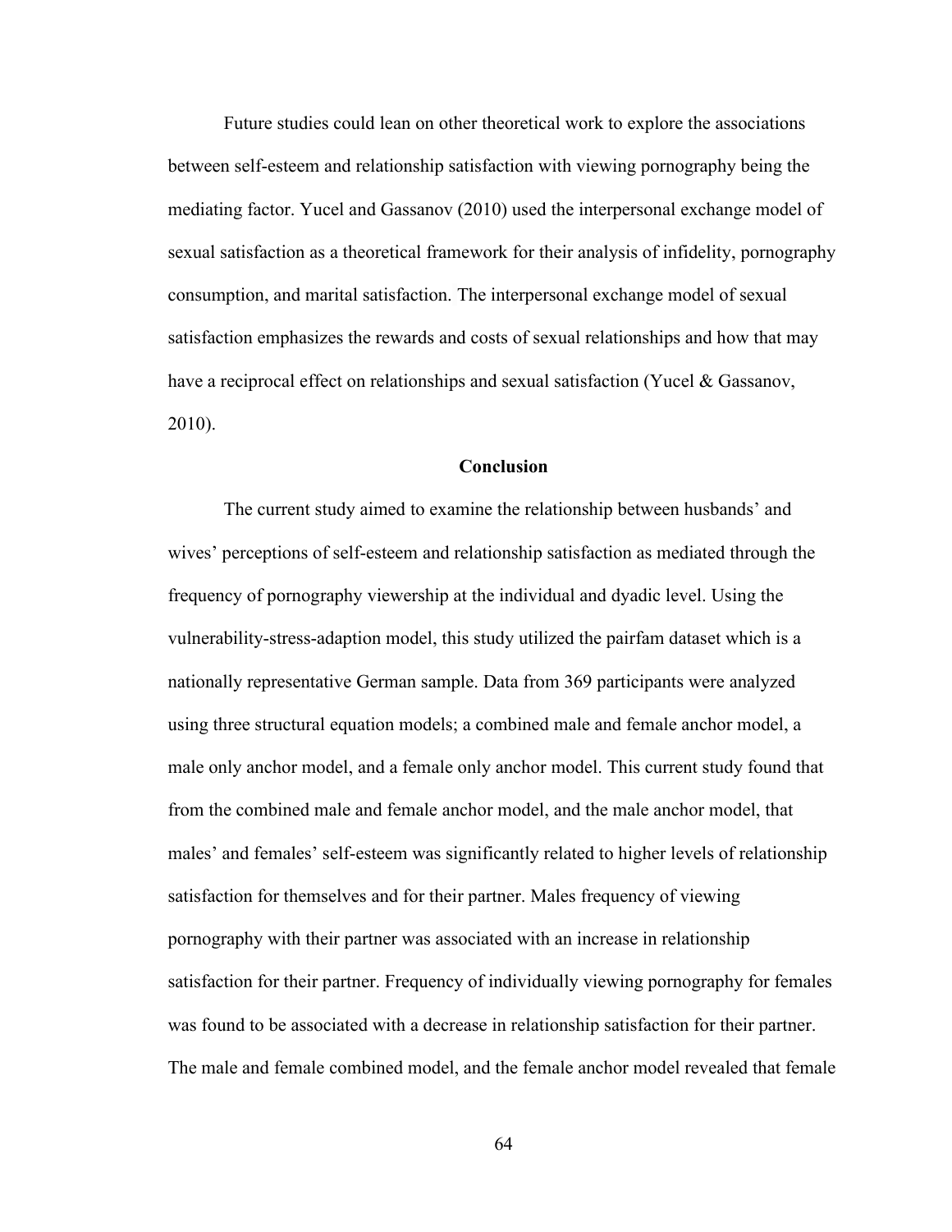Future studies could lean on other theoretical work to explore the associations between self-esteem and relationship satisfaction with viewing pornography being the mediating factor. Yucel and Gassanov (2010) used the interpersonal exchange model of sexual satisfaction as a theoretical framework for their analysis of infidelity, pornography consumption, and marital satisfaction. The interpersonal exchange model of sexual satisfaction emphasizes the rewards and costs of sexual relationships and how that may have a reciprocal effect on relationships and sexual satisfaction (Yucel & Gassanov, 2010).

## Conclusion

The current study aimed to examine the relationship between husbands' and wives' perceptions of self-esteem and relationship satisfaction as mediated through the frequency of pornography viewership at the individual and dyadic level. Using the vulnerability-stress-adaption model, this study utilized the pairfam dataset which is a nationally representative German sample. Data from 369 participants were analyzed using three structural equation models; a combined male and female anchor model, a male only anchor model, and a female only anchor model. This current study found that from the combined male and female anchor model, and the male anchor model, that males' and females' self-esteem was significantly related to higher levels of relationship satisfaction for themselves and for their partner. Males frequency of viewing pornography with their partner was associated with an increase in relationship satisfaction for their partner. Frequency of individually viewing pornography for females was found to be associated with a decrease in relationship satisfaction for their partner. The male and female combined model, and the female anchor model revealed that female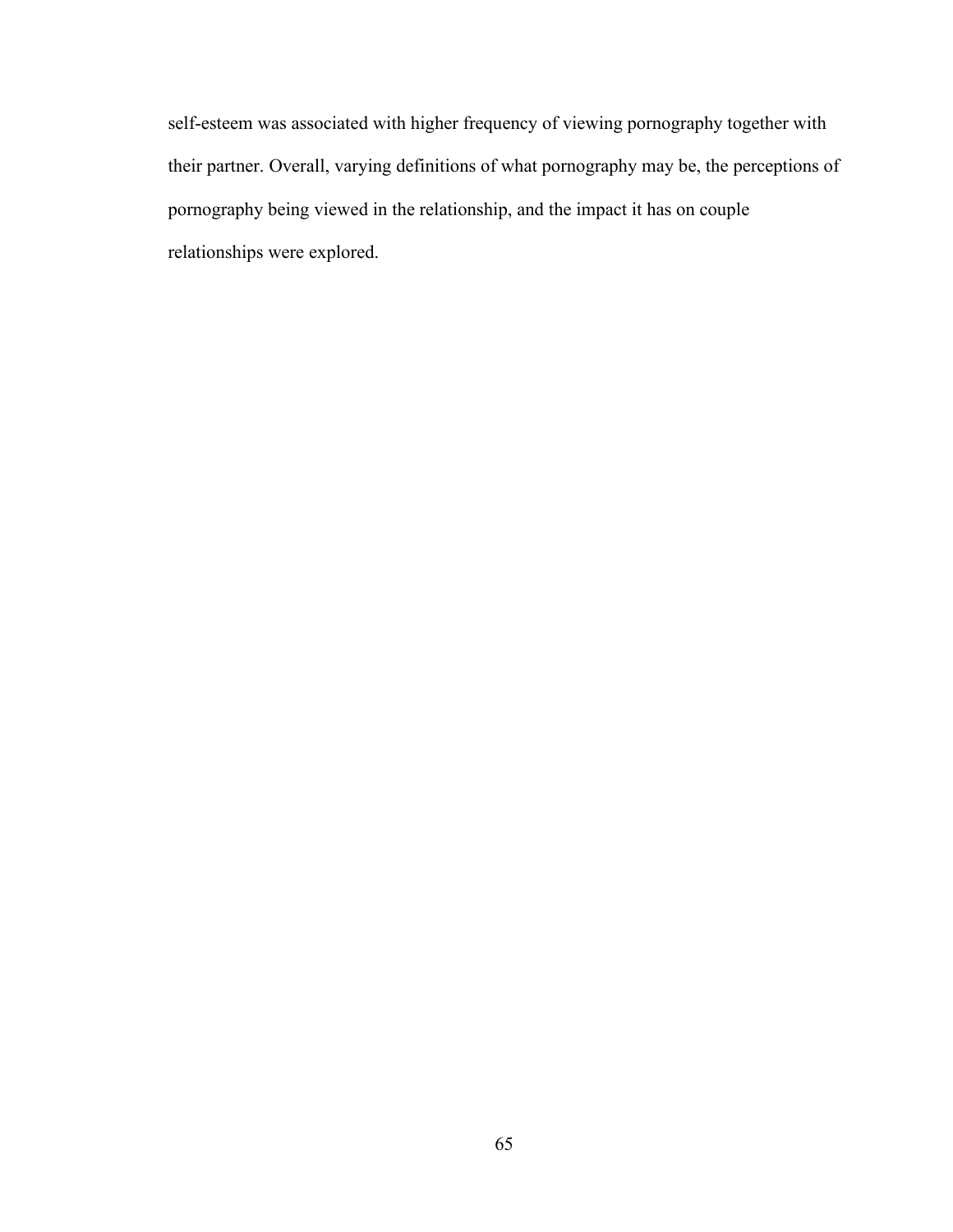self-esteem was associated with higher frequency of viewing pornography together with their partner. Overall, varying definitions of what pornography may be, the perceptions of pornography being viewed in the relationship, and the impact it has on couple relationships were explored.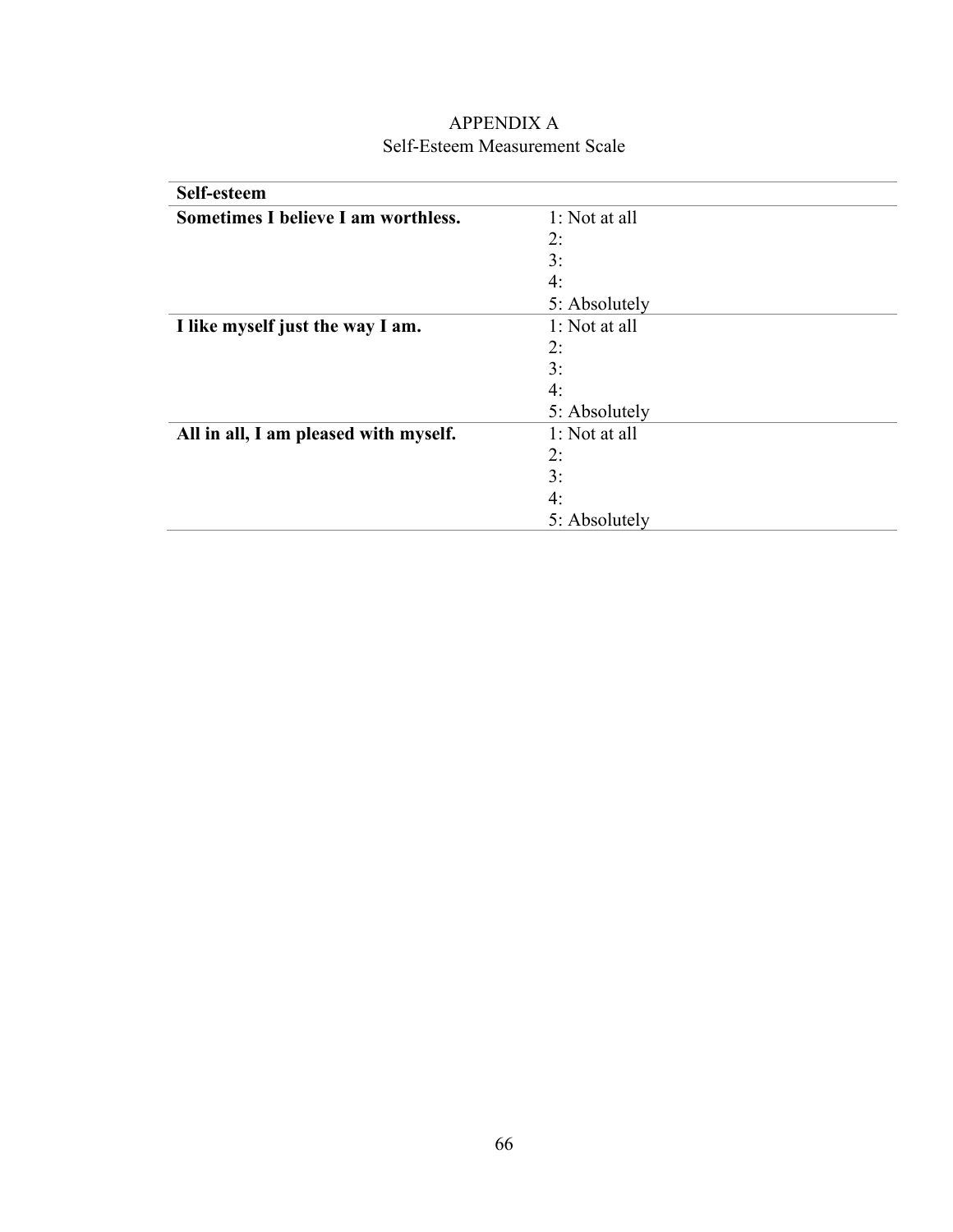# APPENDIX A
## Self-Esteem Measurement Scale

| **Self-esteem** | |
|---|---|
| **Sometimes I believe I am worthless.** | 1: Not at all<br>2:<br>3:<br>4:<br>5: Absolutely |
| **I like myself just the way I am.** | 1: Not at all<br>2:<br>3:<br>4:<br>5: Absolutely |
| **All in all, I am pleased with myself.** | 1: Not at all<br>2:<br>3:<br>4:<br>5: Absolutely |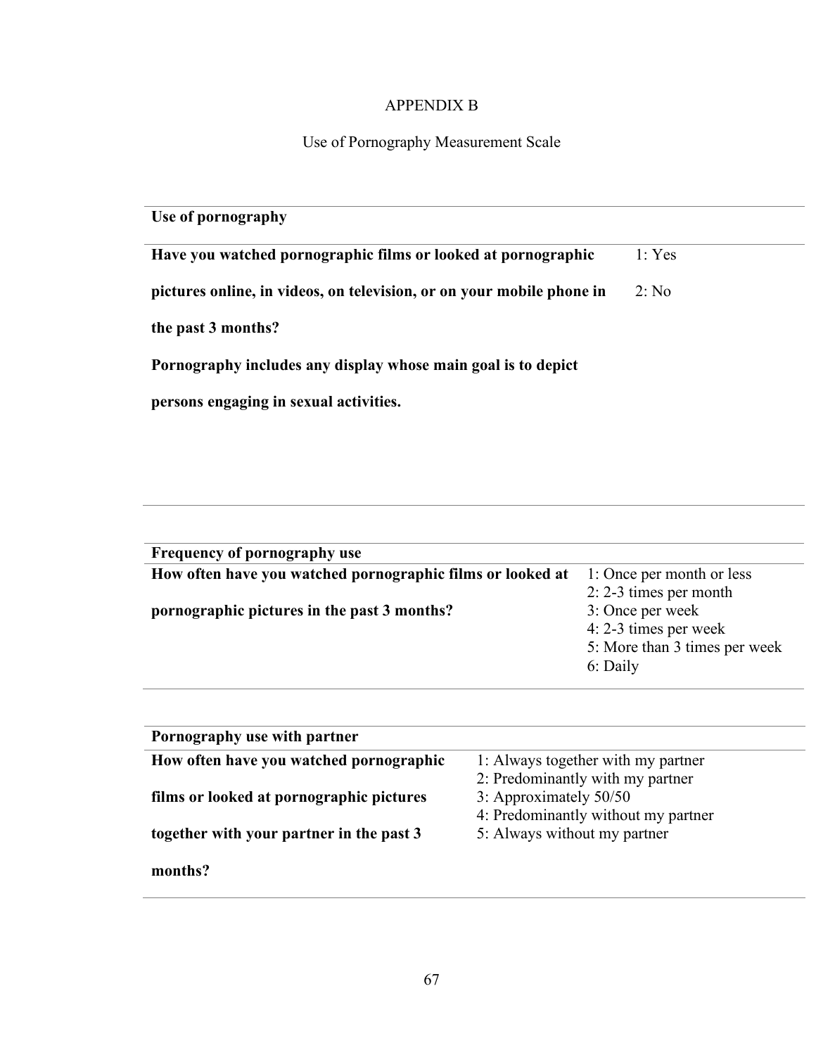# APPENDIX B

## Use of Pornography Measurement Scale

| **Use of pornography** | |
|---|---|
| **Have you watched pornographic films or looked at pornographic pictures online, in videos, on television, or on your mobile phone in the past 3 months?** **Pornography includes any display whose main goal is to depict persons engaging in sexual activities.** | 1: Yes<br>2: No |

| **Frequency of pornography use** | |
|---|---|
| **How often have you watched pornographic films or looked at pornographic pictures in the past 3 months?** | 1: Once per month or less<br>2: 2-3 times per month<br>3: Once per week<br>4: 2-3 times per week<br>5: More than 3 times per week<br>6: Daily |

| **Pornography use with partner** | |
|---|---|
| **How often have you watched pornographic films or looked at pornographic pictures together with your partner in the past 3 months?** | 1: Always together with my partner<br>2: Predominantly with my partner<br>3: Approximately 50/50<br>4: Predominantly without my partner<br>5: Always without my partner |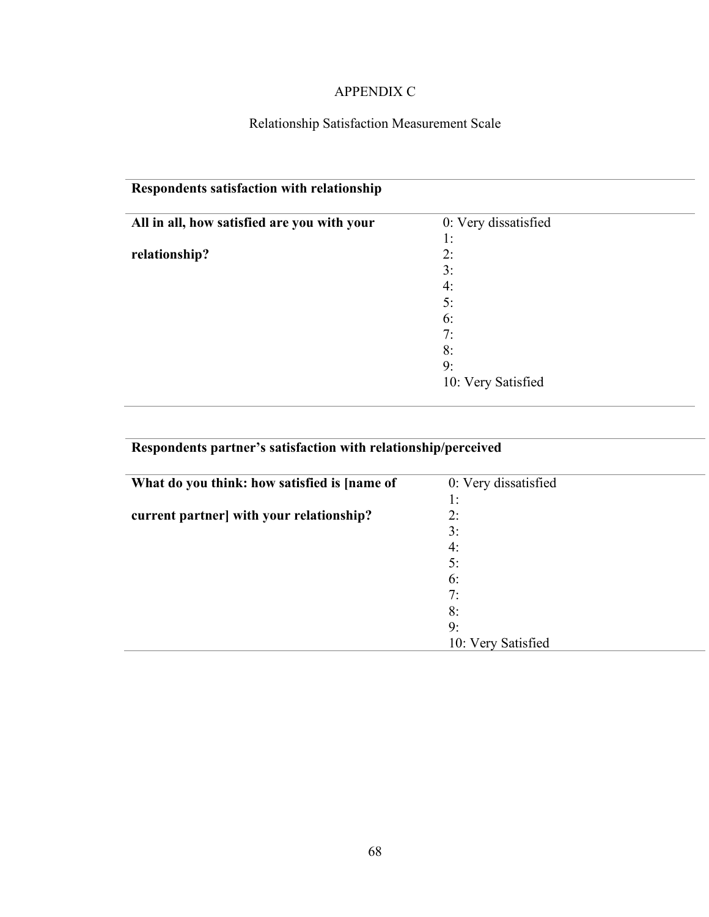# APPENDIX C

## Relationship Satisfaction Measurement Scale

| **Respondents satisfaction with relationship** | |
|---|---|
| **All in all, how satisfied are you with your relationship?** | 0: Very dissatisfied<br>1:<br>2:<br>3:<br>4:<br>5:<br>6:<br>7:<br>8:<br>9:<br>10: Very Satisfied |

| **Respondents partner's satisfaction with relationship/perceived** | |
|---|---|
| **What do you think: how satisfied is [name of current partner] with your relationship?** | 0: Very dissatisfied<br>1:<br>2:<br>3:<br>4:<br>5:<br>6:<br>7:<br>8:<br>9:<br>10: Very Satisfied |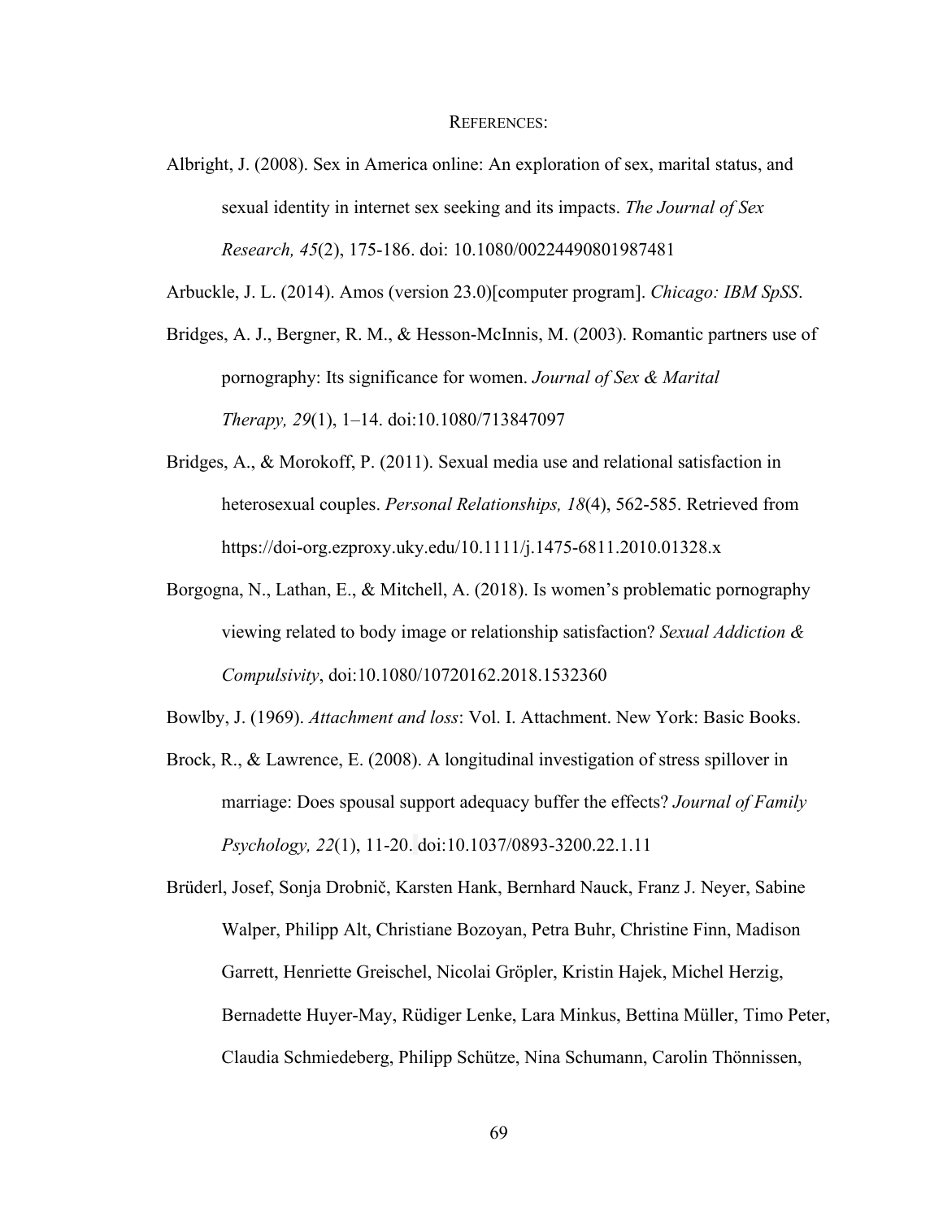# References:

Albright, J. (2008). Sex in America online: An exploration of sex, marital status, and sexual identity in internet sex seeking and its impacts. *The Journal of Sex Research, 45*(2), 175-186. doi: 10.1080/00224490801987481

Arbuckle, J. L. (2014). Amos (version 23.0)[computer program]. *Chicago: IBM SpSS*.

Bridges, A. J., Bergner, R. M., & Hesson-McInnis, M. (2003). Romantic partners use of pornography: Its significance for women. *Journal of Sex & Marital Therapy, 29*(1), 1–14. doi:10.1080/713847097

Bridges, A., & Morokoff, P. (2011). Sexual media use and relational satisfaction in heterosexual couples. *Personal Relationships, 18*(4), 562-585. Retrieved from https://doi-org.ezproxy.uky.edu/10.1111/j.1475-6811.2010.01328.x

Borgogna, N., Lathan, E., & Mitchell, A. (2018). Is women's problematic pornography viewing related to body image or relationship satisfaction? *Sexual Addiction & Compulsivity*, doi:10.1080/10720162.2018.1532360

Bowlby, J. (1969). *Attachment and loss*: Vol. I. Attachment. New York: Basic Books.

Brock, R., & Lawrence, E. (2008). A longitudinal investigation of stress spillover in marriage: Does spousal support adequacy buffer the effects? *Journal of Family Psychology, 22*(1), 11-20. doi:10.1037/0893-3200.22.1.11

Brüderl, Josef, Sonja Drobnič, Karsten Hank, Bernhard Nauck, Franz J. Neyer, Sabine Walper, Philipp Alt, Christiane Bozoyan, Petra Buhr, Christine Finn, Madison Garrett, Henriette Greischel, Nicolai Gröpler, Kristin Hajek, Michel Herzig, Bernadette Huyer-May, Rüdiger Lenke, Lara Minkus, Bettina Müller, Timo Peter, Claudia Schmiedeberg, Philipp Schütze, Nina Schumann, Carolin Thönnissen,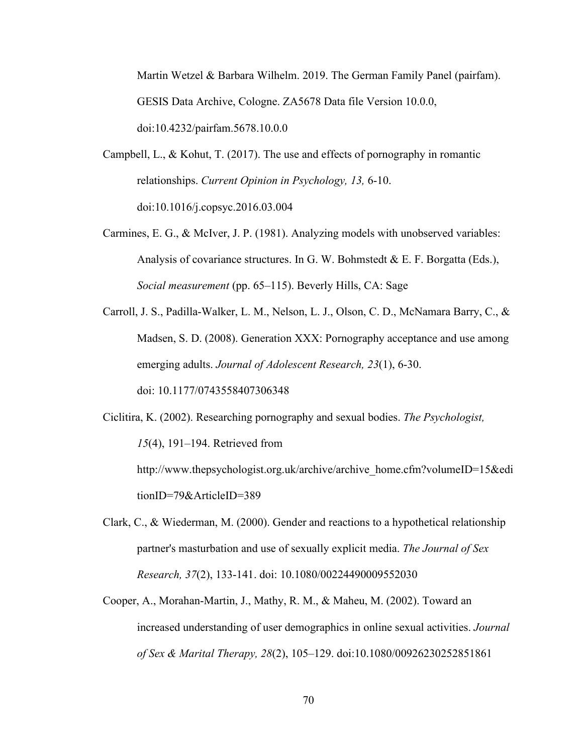Martin Wetzel & Barbara Wilhelm. 2019. The German Family Panel (pairfam). GESIS Data Archive, Cologne. ZA5678 Data file Version 10.0.0, doi:10.4232/pairfam.5678.10.0.0

Campbell, L., & Kohut, T. (2017). The use and effects of pornography in romantic relationships. *Current Opinion in Psychology, 13,* 6-10. doi:10.1016/j.copsyc.2016.03.004

Carmines, E. G., & McIver, J. P. (1981). Analyzing models with unobserved variables: Analysis of covariance structures. In G. W. Bohmstedt & E. F. Borgatta (Eds.), *Social measurement* (pp. 65–115). Beverly Hills, CA: Sage

Carroll, J. S., Padilla-Walker, L. M., Nelson, L. J., Olson, C. D., McNamara Barry, C., & Madsen, S. D. (2008). Generation XXX: Pornography acceptance and use among emerging adults. *Journal of Adolescent Research, 23*(1), 6-30. doi: 10.1177/0743558407306348

Ciclitira, K. (2002). Researching pornography and sexual bodies. *The Psychologist, 15*(4), 191–194. Retrieved from http://www.thepsychologist.org.uk/archive/archive_home.cfm?volumeID=15&editionID=79&ArticleID=389

Clark, C., & Wiederman, M. (2000). Gender and reactions to a hypothetical relationship partner's masturbation and use of sexually explicit media. *The Journal of Sex Research, 37*(2), 133-141. doi: 10.1080/00224490009552030

Cooper, A., Morahan-Martin, J., Mathy, R. M., & Maheu, M. (2002). Toward an increased understanding of user demographics in online sexual activities. *Journal of Sex & Marital Therapy, 28*(2), 105–129. doi:10.1080/00926230252851861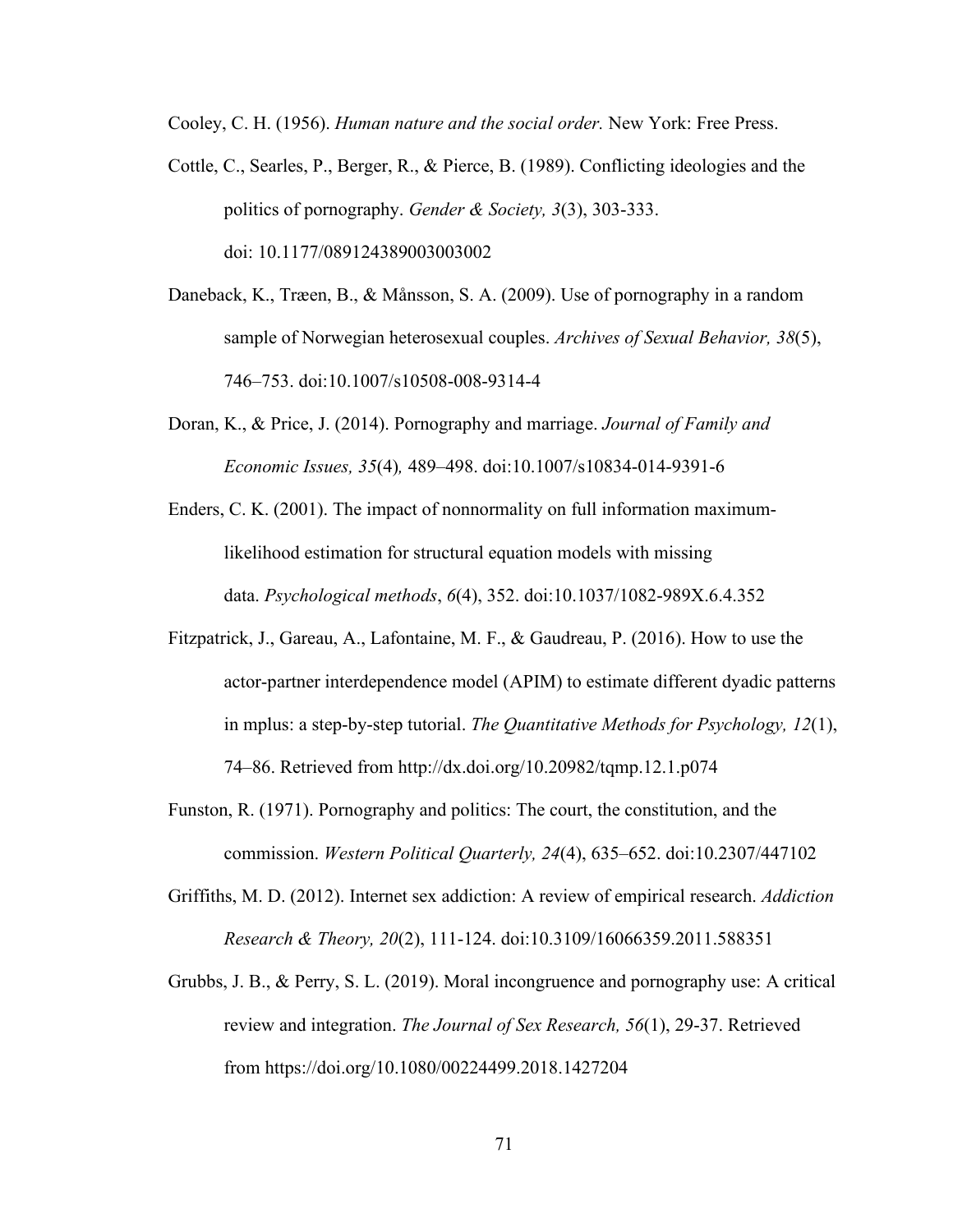Cooley, C. H. (1956). *Human nature and the social order.* New York: Free Press.

Cottle, C., Searles, P., Berger, R., & Pierce, B. (1989). Conflicting ideologies and the politics of pornography. *Gender & Society, 3*(3), 303-333. doi: 10.1177/089124389003003002

Daneback, K., Træen, B., & Månsson, S. A. (2009). Use of pornography in a random sample of Norwegian heterosexual couples. *Archives of Sexual Behavior, 38*(5), 746–753. doi:10.1007/s10508-008-9314-4

Doran, K., & Price, J. (2014). Pornography and marriage. *Journal of Family and Economic Issues, 35*(4)*,* 489–498. doi:10.1007/s10834-014-9391-6

Enders, C. K. (2001). The impact of nonnormality on full information maximum-likelihood estimation for structural equation models with missing data. *Psychological methods*, *6*(4), 352. doi:10.1037/1082-989X.6.4.352

Fitzpatrick, J., Gareau, A., Lafontaine, M. F., & Gaudreau, P. (2016). How to use the actor-partner interdependence model (APIM) to estimate different dyadic patterns in mplus: a step-by-step tutorial. *The Quantitative Methods for Psychology, 12*(1), 74–86. Retrieved from http://dx.doi.org/10.20982/tqmp.12.1.p074

Funston, R. (1971). Pornography and politics: The court, the constitution, and the commission. *Western Political Quarterly, 24*(4), 635–652. doi:10.2307/447102

Griffiths, M. D. (2012). Internet sex addiction: A review of empirical research. *Addiction Research & Theory, 20*(2), 111-124. doi:10.3109/16066359.2011.588351

Grubbs, J. B., & Perry, S. L. (2019). Moral incongruence and pornography use: A critical review and integration. *The Journal of Sex Research, 56*(1), 29-37. Retrieved from https://doi.org/10.1080/00224499.2018.1427204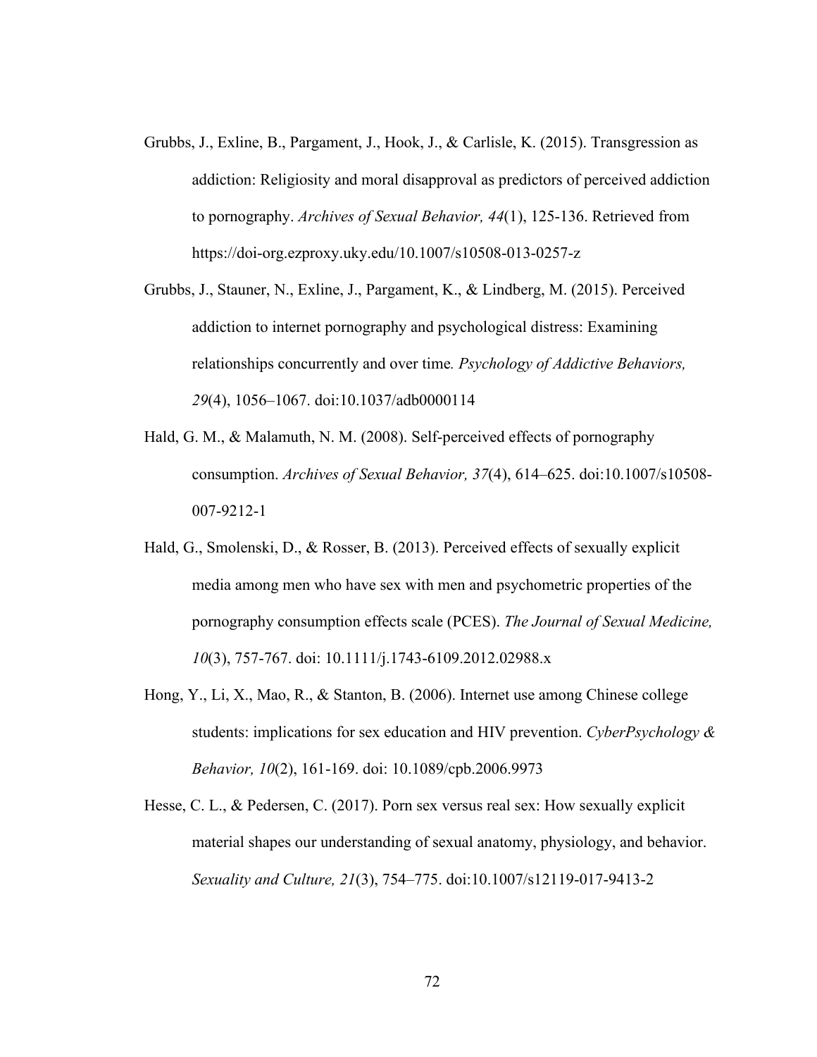Grubbs, J., Exline, B., Pargament, J., Hook, J., & Carlisle, K. (2015). Transgression as addiction: Religiosity and moral disapproval as predictors of perceived addiction to pornography. *Archives of Sexual Behavior, 44*(1), 125-136. Retrieved from https://doi-org.ezproxy.uky.edu/10.1007/s10508-013-0257-z

Grubbs, J., Stauner, N., Exline, J., Pargament, K., & Lindberg, M. (2015). Perceived addiction to internet pornography and psychological distress: Examining relationships concurrently and over time*. Psychology of Addictive Behaviors, 29*(4), 1056–1067. doi:10.1037/adb0000114

Hald, G. M., & Malamuth, N. M. (2008). Self-perceived effects of pornography consumption. *Archives of Sexual Behavior, 37*(4), 614–625. doi:10.1007/s10508-007-9212-1

Hald, G., Smolenski, D., & Rosser, B. (2013). Perceived effects of sexually explicit media among men who have sex with men and psychometric properties of the pornography consumption effects scale (PCES). *The Journal of Sexual Medicine, 10*(3), 757-767. doi: 10.1111/j.1743-6109.2012.02988.x

Hong, Y., Li, X., Mao, R., & Stanton, B. (2006). Internet use among Chinese college students: implications for sex education and HIV prevention. *CyberPsychology & Behavior, 10*(2), 161-169. doi: 10.1089/cpb.2006.9973

Hesse, C. L., & Pedersen, C. (2017). Porn sex versus real sex: How sexually explicit material shapes our understanding of sexual anatomy, physiology, and behavior. *Sexuality and Culture, 21*(3), 754–775. doi:10.1007/s12119-017-9413-2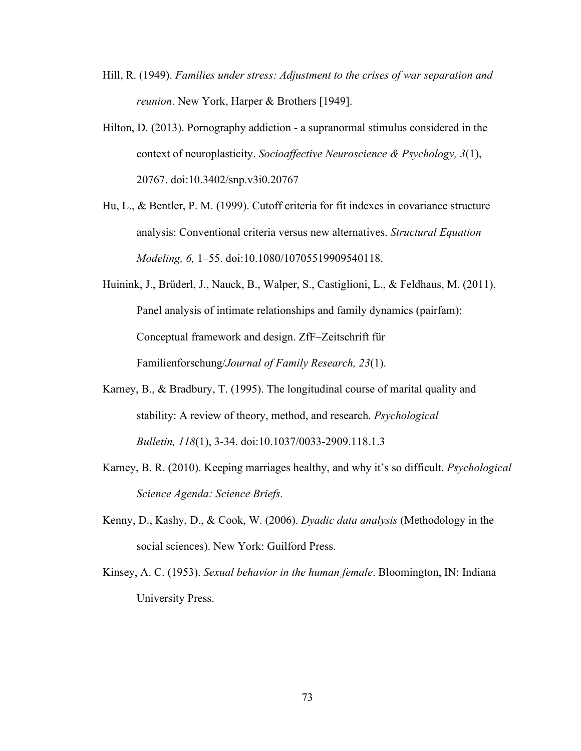Hill, R. (1949). *Families under stress: Adjustment to the crises of war separation and reunion*. New York, Harper & Brothers [1949].

Hilton, D. (2013). Pornography addiction - a supranormal stimulus considered in the context of neuroplasticity. *Socioaffective Neuroscience & Psychology, 3*(1), 20767. doi:10.3402/snp.v3i0.20767

Hu, L., & Bentler, P. M. (1999). Cutoff criteria for fit indexes in covariance structure analysis: Conventional criteria versus new alternatives. *Structural Equation Modeling, 6,* 1–55. doi:10.1080/10705519909540118.

Huinink, J., Brüderl, J., Nauck, B., Walper, S., Castiglioni, L., & Feldhaus, M. (2011). Panel analysis of intimate relationships and family dynamics (pairfam): Conceptual framework and design. ZfF–Zeitschrift für Familienforschung/*Journal of Family Research, 23*(1).

Karney, B., & Bradbury, T. (1995). The longitudinal course of marital quality and stability: A review of theory, method, and research. *Psychological Bulletin, 118*(1), 3-34. doi:10.1037/0033-2909.118.1.3

Karney, B. R. (2010). Keeping marriages healthy, and why it's so difficult. *Psychological Science Agenda: Science Briefs.*

Kenny, D., Kashy, D., & Cook, W. (2006). *Dyadic data analysis* (Methodology in the social sciences). New York: Guilford Press.

Kinsey, A. C. (1953). *Sexual behavior in the human female*. Bloomington, IN: Indiana University Press.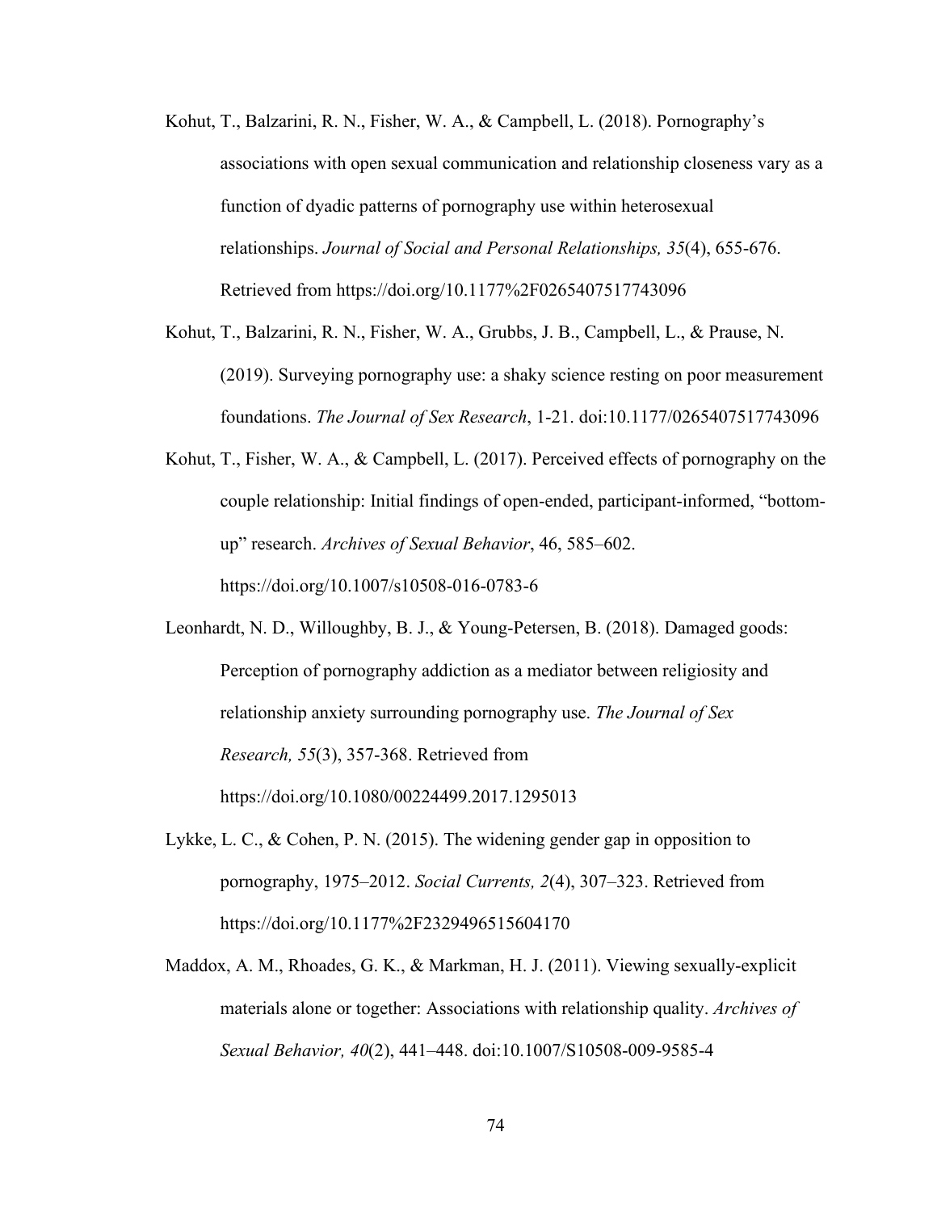Kohut, T., Balzarini, R. N., Fisher, W. A., & Campbell, L. (2018). Pornography's associations with open sexual communication and relationship closeness vary as a function of dyadic patterns of pornography use within heterosexual relationships. *Journal of Social and Personal Relationships, 35*(4), 655-676. Retrieved from https://doi.org/10.1177%2F0265407517743096

Kohut, T., Balzarini, R. N., Fisher, W. A., Grubbs, J. B., Campbell, L., & Prause, N. (2019). Surveying pornography use: a shaky science resting on poor measurement foundations. *The Journal of Sex Research*, 1-21. doi:10.1177/0265407517743096

Kohut, T., Fisher, W. A., & Campbell, L. (2017). Perceived effects of pornography on the couple relationship: Initial findings of open-ended, participant-informed, "bottom-up" research. *Archives of Sexual Behavior*, 46, 585–602. https://doi.org/10.1007/s10508-016-0783-6

Leonhardt, N. D., Willoughby, B. J., & Young-Petersen, B. (2018). Damaged goods: Perception of pornography addiction as a mediator between religiosity and relationship anxiety surrounding pornography use. *The Journal of Sex Research, 55*(3), 357-368. Retrieved from https://doi.org/10.1080/00224499.2017.1295013

Lykke, L. C., & Cohen, P. N. (2015). The widening gender gap in opposition to pornography, 1975–2012. *Social Currents, 2*(4), 307–323. Retrieved from https://doi.org/10.1177%2F2329496515604170

Maddox, A. M., Rhoades, G. K., & Markman, H. J. (2011). Viewing sexually-explicit materials alone or together: Associations with relationship quality. *Archives of Sexual Behavior, 40*(2), 441–448. doi:10.1007/S10508-009-9585-4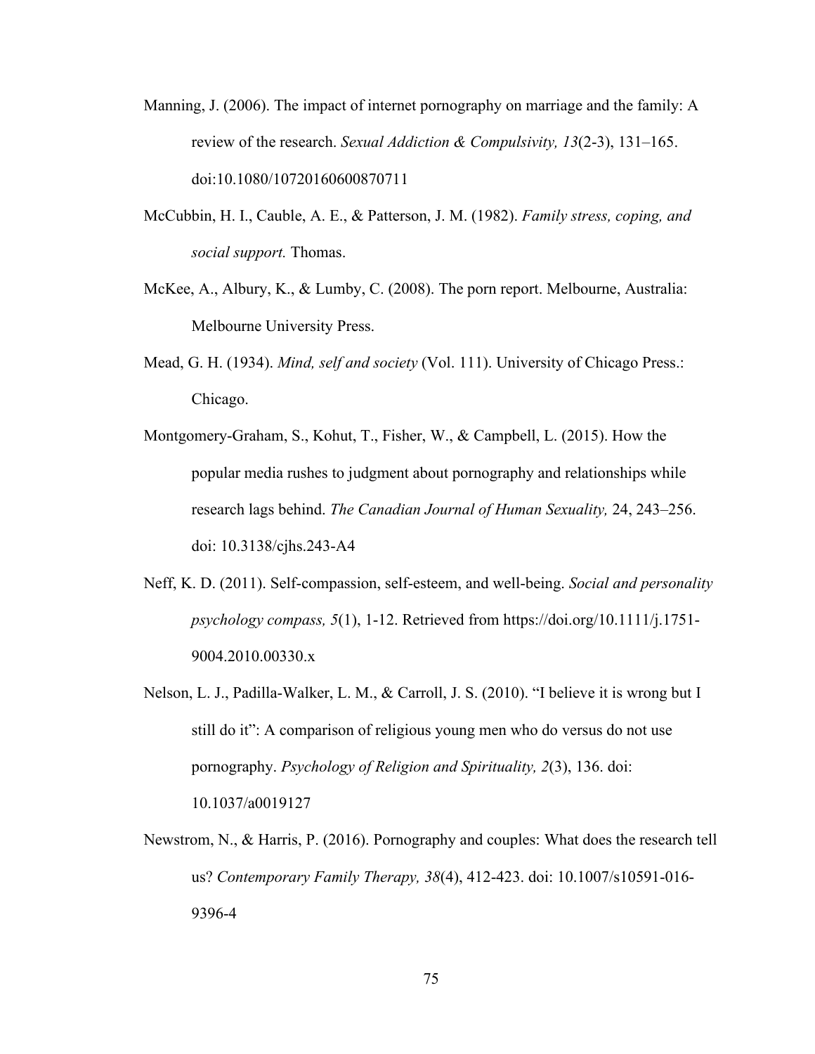Manning, J. (2006). The impact of internet pornography on marriage and the family: A review of the research. *Sexual Addiction & Compulsivity, 13*(2-3), 131–165. doi:10.1080/10720160600870711

McCubbin, H. I., Cauble, A. E., & Patterson, J. M. (1982). *Family stress, coping, and social support.* Thomas.

McKee, A., Albury, K., & Lumby, C. (2008). The porn report. Melbourne, Australia: Melbourne University Press.

Mead, G. H. (1934). *Mind, self and society* (Vol. 111). University of Chicago Press.: Chicago.

Montgomery-Graham, S., Kohut, T., Fisher, W., & Campbell, L. (2015). How the popular media rushes to judgment about pornography and relationships while research lags behind. *The Canadian Journal of Human Sexuality,* 24, 243–256. doi: 10.3138/cjhs.243-A4

Neff, K. D. (2011). Self-compassion, self-esteem, and well-being. *Social and personality psychology compass, 5*(1), 1-12. Retrieved from https://doi.org/10.1111/j.1751-9004.2010.00330.x

Nelson, L. J., Padilla-Walker, L. M., & Carroll, J. S. (2010). "I believe it is wrong but I still do it": A comparison of religious young men who do versus do not use pornography. *Psychology of Religion and Spirituality, 2*(3), 136. doi: 10.1037/a0019127

Newstrom, N., & Harris, P. (2016). Pornography and couples: What does the research tell us? *Contemporary Family Therapy, 38*(4), 412-423. doi: 10.1007/s10591-016-9396-4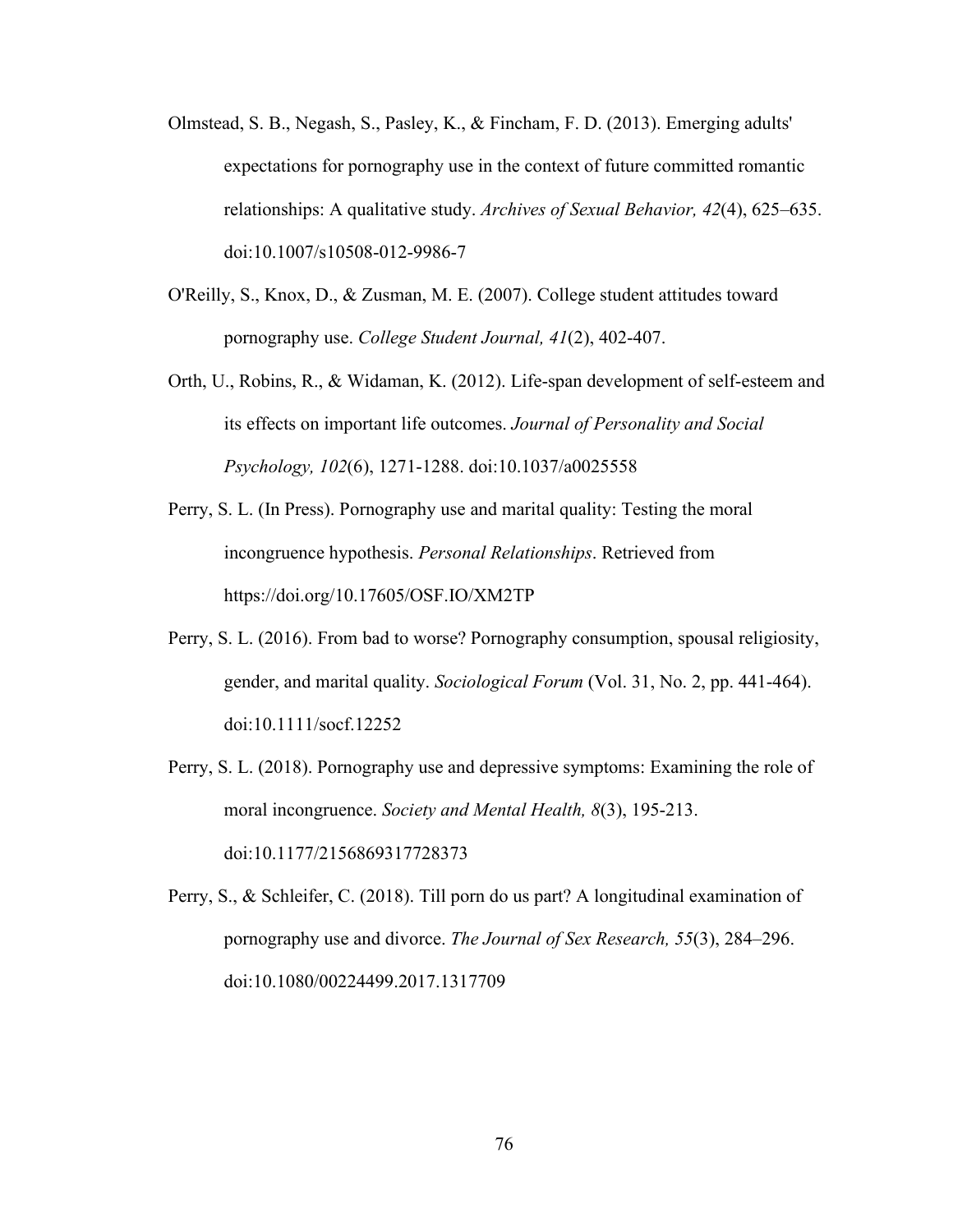Olmstead, S. B., Negash, S., Pasley, K., & Fincham, F. D. (2013). Emerging adults' expectations for pornography use in the context of future committed romantic relationships: A qualitative study. *Archives of Sexual Behavior, 42*(4), 625–635. doi:10.1007/s10508-012-9986-7

O'Reilly, S., Knox, D., & Zusman, M. E. (2007). College student attitudes toward pornography use. *College Student Journal, 41*(2), 402-407.

Orth, U., Robins, R., & Widaman, K. (2012). Life-span development of self-esteem and its effects on important life outcomes. *Journal of Personality and Social Psychology, 102*(6), 1271-1288. doi:10.1037/a0025558

Perry, S. L. (In Press). Pornography use and marital quality: Testing the moral incongruence hypothesis. *Personal Relationships*. Retrieved from https://doi.org/10.17605/OSF.IO/XM2TP

Perry, S. L. (2016). From bad to worse? Pornography consumption, spousal religiosity, gender, and marital quality. *Sociological Forum* (Vol. 31, No. 2, pp. 441-464). doi:10.1111/socf.12252

Perry, S. L. (2018). Pornography use and depressive symptoms: Examining the role of moral incongruence. *Society and Mental Health, 8*(3), 195-213. doi:10.1177/2156869317728373

Perry, S., & Schleifer, C. (2018). Till porn do us part? A longitudinal examination of pornography use and divorce. *The Journal of Sex Research, 55*(3), 284–296. doi:10.1080/00224499.2017.1317709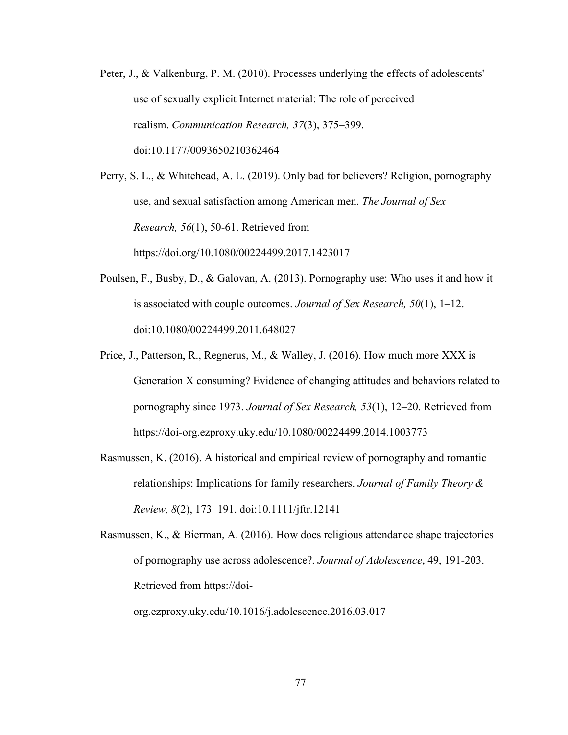Peter, J., & Valkenburg, P. M. (2010). Processes underlying the effects of adolescents' use of sexually explicit Internet material: The role of perceived realism. *Communication Research, 37*(3), 375–399. doi:10.1177/0093650210362464

Perry, S. L., & Whitehead, A. L. (2019). Only bad for believers? Religion, pornography use, and sexual satisfaction among American men. *The Journal of Sex Research, 56*(1), 50-61. Retrieved from https://doi.org/10.1080/00224499.2017.1423017

Poulsen, F., Busby, D., & Galovan, A. (2013). Pornography use: Who uses it and how it is associated with couple outcomes. *Journal of Sex Research, 50*(1), 1–12. doi:10.1080/00224499.2011.648027

Price, J., Patterson, R., Regnerus, M., & Walley, J. (2016). How much more XXX is Generation X consuming? Evidence of changing attitudes and behaviors related to pornography since 1973. *Journal of Sex Research, 53*(1), 12–20. Retrieved from https://doi-org.ezproxy.uky.edu/10.1080/00224499.2014.1003773

Rasmussen, K. (2016). A historical and empirical review of pornography and romantic relationships: Implications for family researchers. *Journal of Family Theory & Review, 8*(2), 173–191. doi:10.1111/jftr.12141

Rasmussen, K., & Bierman, A. (2016). How does religious attendance shape trajectories of pornography use across adolescence?. *Journal of Adolescence*, 49, 191-203. Retrieved from https://doi-org.ezproxy.uky.edu/10.1016/j.adolescence.2016.03.017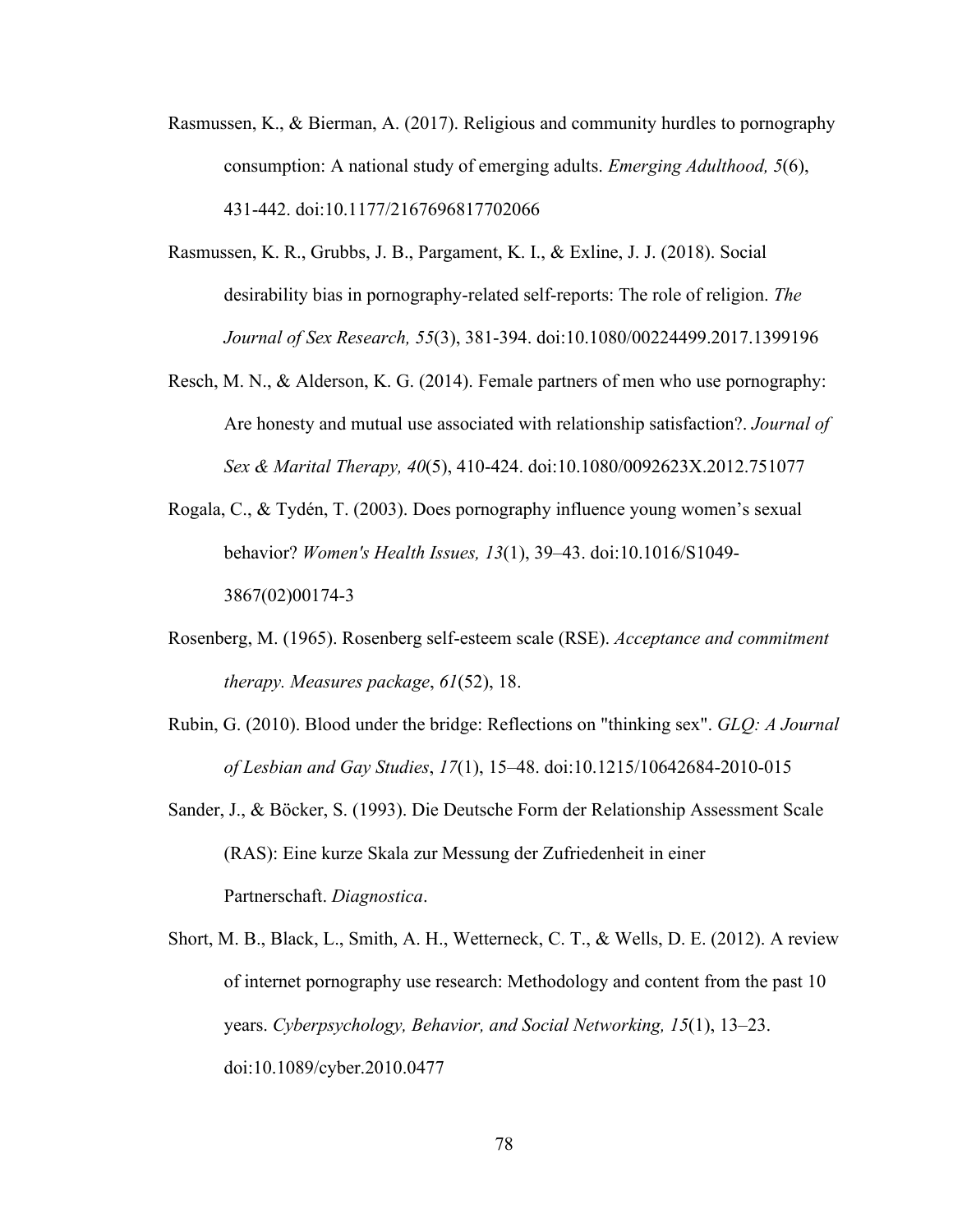Rasmussen, K., & Bierman, A. (2017). Religious and community hurdles to pornography consumption: A national study of emerging adults. *Emerging Adulthood, 5*(6), 431-442. doi:10.1177/2167696817702066

Rasmussen, K. R., Grubbs, J. B., Pargament, K. I., & Exline, J. J. (2018). Social desirability bias in pornography-related self-reports: The role of religion. *The Journal of Sex Research, 55*(3), 381-394. doi:10.1080/00224499.2017.1399196

Resch, M. N., & Alderson, K. G. (2014). Female partners of men who use pornography: Are honesty and mutual use associated with relationship satisfaction?. *Journal of Sex & Marital Therapy, 40*(5), 410-424. doi:10.1080/0092623X.2012.751077

Rogala, C., & Tydén, T. (2003). Does pornography influence young women's sexual behavior? *Women's Health Issues, 13*(1), 39–43. doi:10.1016/S1049-3867(02)00174-3

Rosenberg, M. (1965). Rosenberg self-esteem scale (RSE). *Acceptance and commitment therapy. Measures package*, *61*(52), 18.

Rubin, G. (2010). Blood under the bridge: Reflections on "thinking sex". *GLQ: A Journal of Lesbian and Gay Studies*, *17*(1), 15–48. doi:10.1215/10642684-2010-015

Sander, J., & Böcker, S. (1993). Die Deutsche Form der Relationship Assessment Scale (RAS): Eine kurze Skala zur Messung der Zufriedenheit in einer Partnerschaft. *Diagnostica*.

Short, M. B., Black, L., Smith, A. H., Wetterneck, C. T., & Wells, D. E. (2012). A review of internet pornography use research: Methodology and content from the past 10 years. *Cyberpsychology, Behavior, and Social Networking, 15*(1), 13–23. doi:10.1089/cyber.2010.0477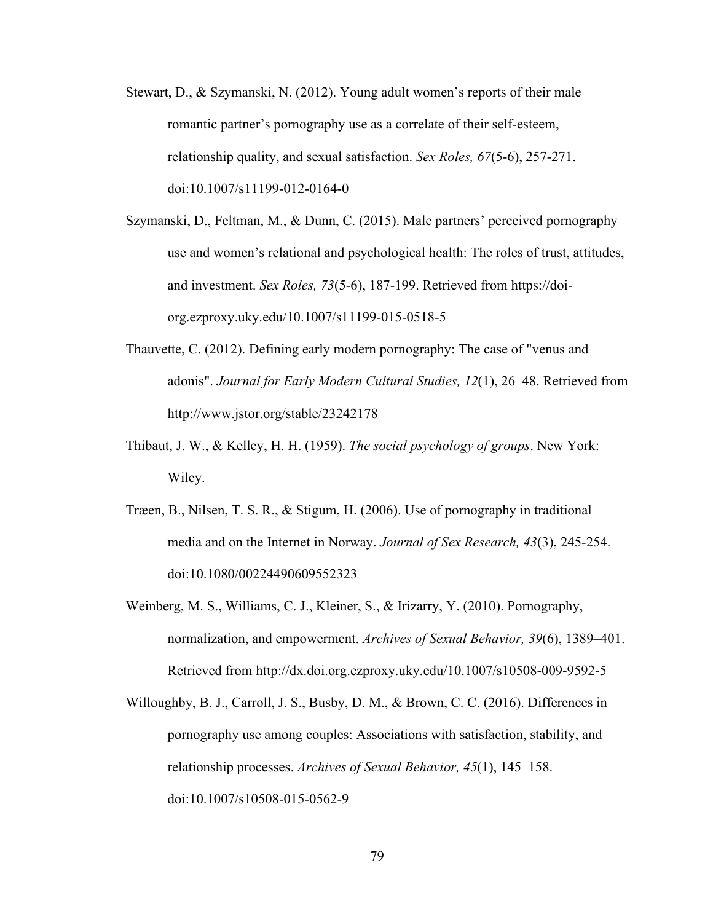Stewart, D., & Szymanski, N. (2012). Young adult women's reports of their male romantic partner's pornography use as a correlate of their self-esteem, relationship quality, and sexual satisfaction. *Sex Roles, 67*(5-6), 257-271. doi:10.1007/s11199-012-0164-0

Szymanski, D., Feltman, M., & Dunn, C. (2015). Male partners' perceived pornography use and women's relational and psychological health: The roles of trust, attitudes, and investment. *Sex Roles, 73*(5-6), 187-199. Retrieved from https://doi-org.ezproxy.uky.edu/10.1007/s11199-015-0518-5

Thauvette, C. (2012). Defining early modern pornography: The case of "venus and adonis". *Journal for Early Modern Cultural Studies, 12*(1), 26–48. Retrieved from http://www.jstor.org/stable/23242178

Thibaut, J. W., & Kelley, H. H. (1959). *The social psychology of groups*. New York: Wiley.

Træen, B., Nilsen, T. S. R., & Stigum, H. (2006). Use of pornography in traditional media and on the Internet in Norway. *Journal of Sex Research, 43*(3), 245-254. doi:10.1080/00224490609552323

Weinberg, M. S., Williams, C. J., Kleiner, S., & Irizarry, Y. (2010). Pornography, normalization, and empowerment. *Archives of Sexual Behavior, 39*(6), 1389–401. Retrieved from http://dx.doi.org.ezproxy.uky.edu/10.1007/s10508-009-9592-5

Willoughby, B. J., Carroll, J. S., Busby, D. M., & Brown, C. C. (2016). Differences in pornography use among couples: Associations with satisfaction, stability, and relationship processes. *Archives of Sexual Behavior, 45*(1), 145–158. doi:10.1007/s10508-015-0562-9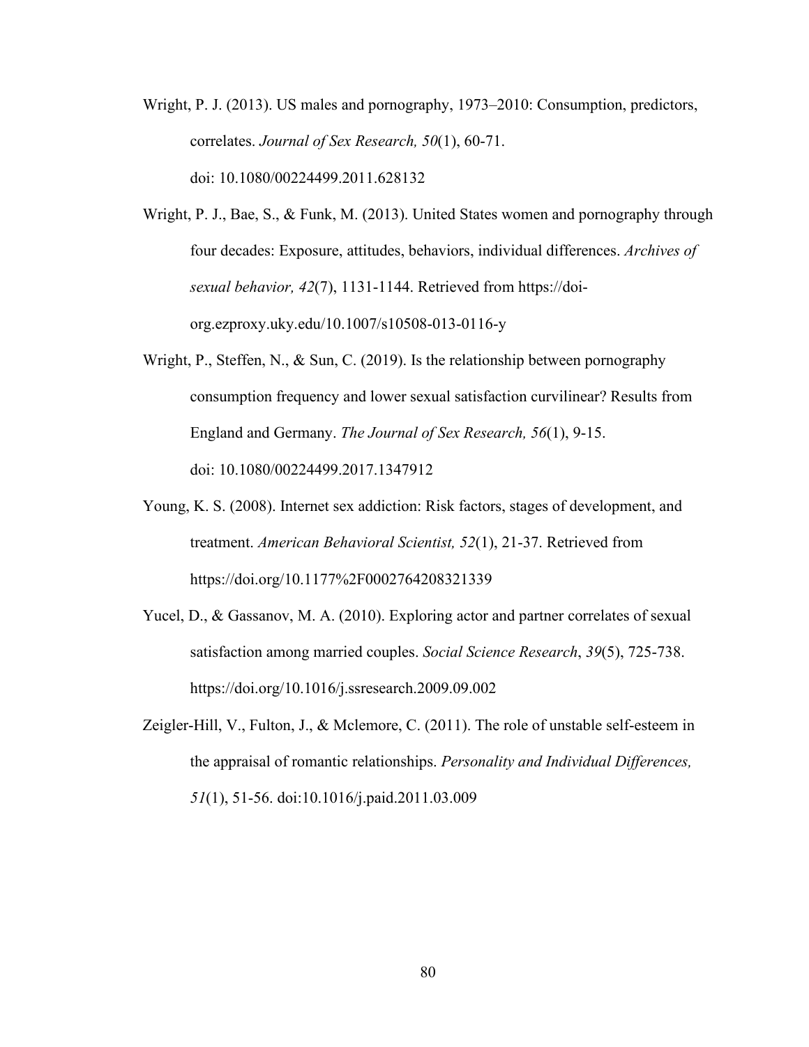Wright, P. J. (2013). US males and pornography, 1973–2010: Consumption, predictors, correlates. *Journal of Sex Research, 50*(1), 60-71. doi: 10.1080/00224499.2011.628132

Wright, P. J., Bae, S., & Funk, M. (2013). United States women and pornography through four decades: Exposure, attitudes, behaviors, individual differences. *Archives of sexual behavior, 42*(7), 1131-1144. Retrieved from https://doi-org.ezproxy.uky.edu/10.1007/s10508-013-0116-y

Wright, P., Steffen, N., & Sun, C. (2019). Is the relationship between pornography consumption frequency and lower sexual satisfaction curvilinear? Results from England and Germany. *The Journal of Sex Research, 56*(1), 9-15. doi: 10.1080/00224499.2017.1347912

Young, K. S. (2008). Internet sex addiction: Risk factors, stages of development, and treatment. *American Behavioral Scientist, 52*(1), 21-37. Retrieved from https://doi.org/10.1177%2F0002764208321339

Yucel, D., & Gassanov, M. A. (2010). Exploring actor and partner correlates of sexual satisfaction among married couples. *Social Science Research*, *39*(5), 725-738. https://doi.org/10.1016/j.ssresearch.2009.09.002

Zeigler-Hill, V., Fulton, J., & Mclemore, C. (2011). The role of unstable self-esteem in the appraisal of romantic relationships. *Personality and Individual Differences, 51*(1), 51-56. doi:10.1016/j.paid.2011.03.009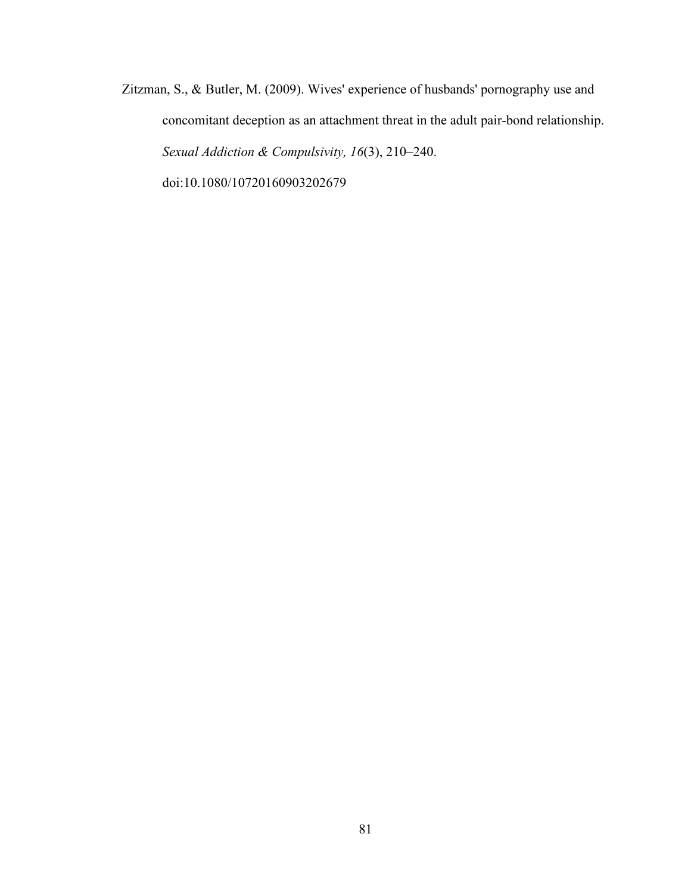Zitzman, S., & Butler, M. (2009). Wives' experience of husbands' pornography use and concomitant deception as an attachment threat in the adult pair-bond relationship. *Sexual Addiction & Compulsivity, 16*(3), 210–240. doi:10.1080/10720160903202679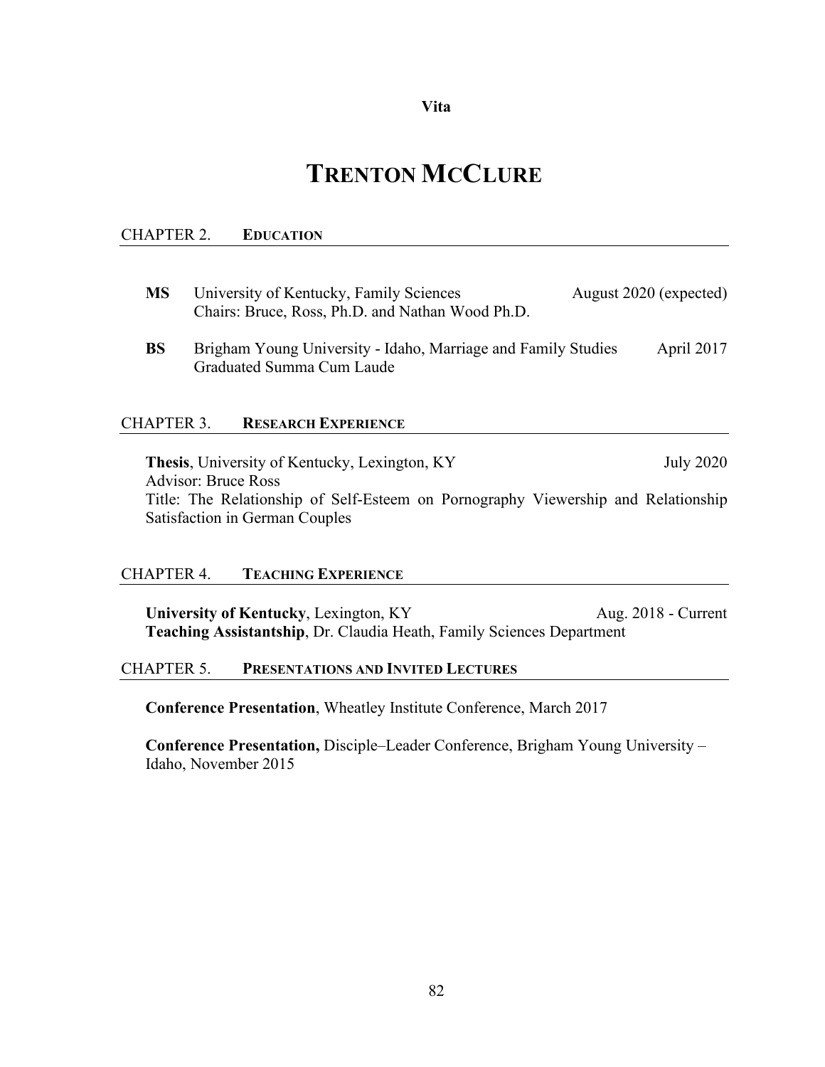**Vita**

# TRENTON MCCLURE

## CHAPTER 2. EDUCATION

**MS** University of Kentucky, Family Sciences — August 2020 (expected)
Chairs: Bruce, Ross, Ph.D. and Nathan Wood Ph.D.

**BS** Brigham Young University - Idaho, Marriage and Family Studies — April 2017
Graduated Summa Cum Laude

## CHAPTER 3. RESEARCH EXPERIENCE

**Thesis**, University of Kentucky, Lexington, KY — July 2020
Advisor: Bruce Ross
Title: The Relationship of Self-Esteem on Pornography Viewership and Relationship Satisfaction in German Couples

## CHAPTER 4. TEACHING EXPERIENCE

**University of Kentucky**, Lexington, KY — Aug. 2018 - Current
**Teaching Assistantship**, Dr. Claudia Heath, Family Sciences Department

## CHAPTER 5. PRESENTATIONS AND INVITED LECTURES

**Conference Presentation**, Wheatley Institute Conference, March 2017

**Conference Presentation,** Disciple–Leader Conference, Brigham Young University – Idaho, November 2015